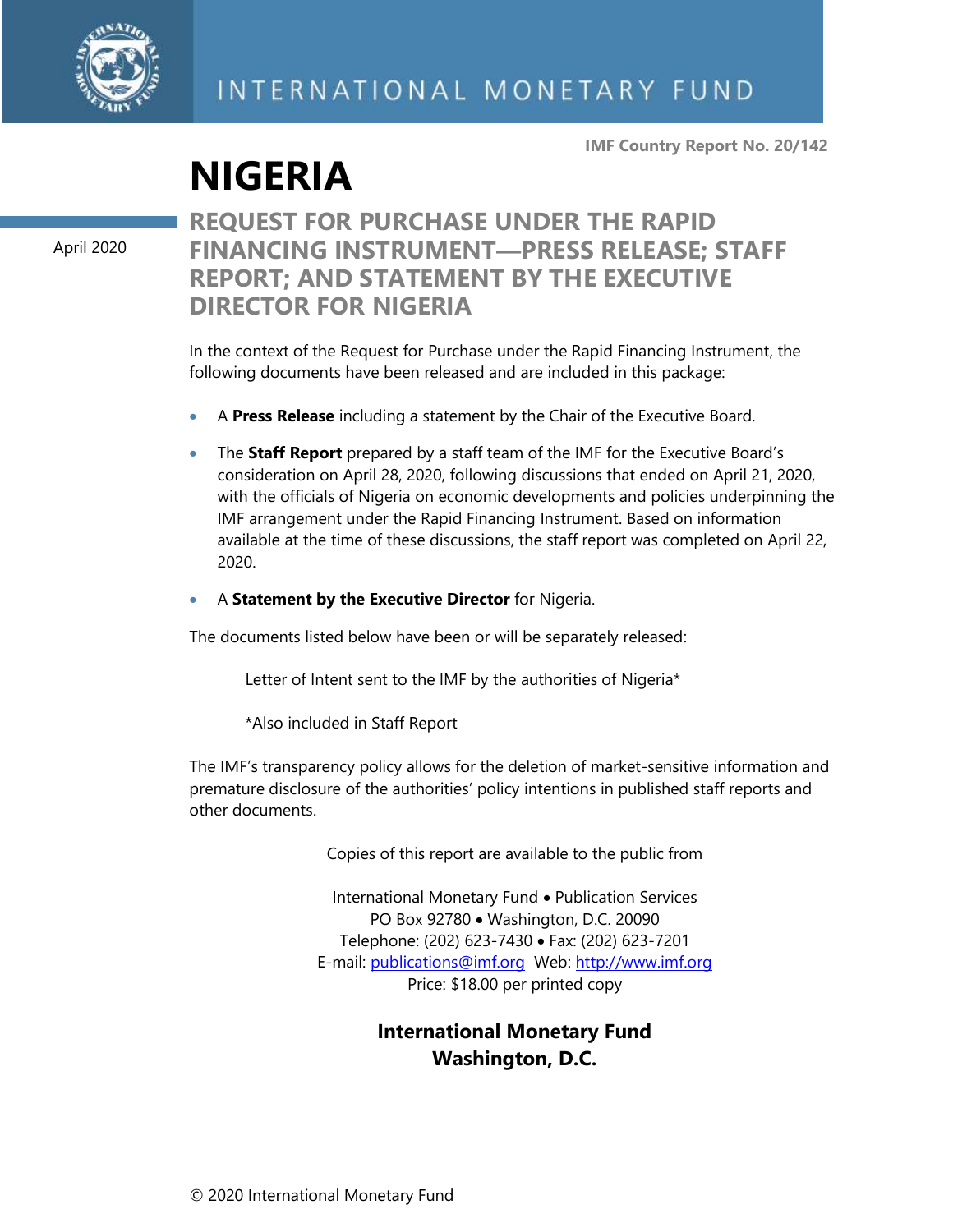INTERNATIONAL MONETARY FUND

IMF Country Report No. 20/142

# NIGERIA

April 2020

## REQUEST FOR PURCHASE UNDER THE RAPID FINANCING INSTRUMENT—PRESS RELEASE; STAFF REPORT; AND STATEMENT BY THE EXECUTIVE DIRECTOR FOR NIGERIA

In the context of the Request for Purchase under the Rapid Financing Instrument, the following documents have been released and are included in this package:

- A **Press Release** including a statement by the Chair of the Executive Board.
- The **Staff Report** prepared by a staff team of the IMF for the Executive Board's consideration on April 28, 2020, following discussions that ended on April 21, 2020, with the officials of Nigeria on economic developments and policies underpinning the IMF arrangement under the Rapid Financing Instrument. Based on information available at the time of these discussions, the staff report was completed on April 22, 2020.
- A **Statement by the Executive Director** for Nigeria.

The documents listed below have been or will be separately released:

Letter of Intent sent to the IMF by the authorities of Nigeria*

*Also included in Staff Report

The IMF's transparency policy allows for the deletion of market-sensitive information and premature disclosure of the authorities' policy intentions in published staff reports and other documents.

Copies of this report are available to the public from

International Monetary Fund • Publication Services
PO Box 92780 • Washington, D.C. 20090
Telephone: (202) 623-7430 • Fax: (202) 623-7201
E-mail: publications@imf.org Web: http://www.imf.org
Price: $18.00 per printed copy

**International Monetary Fund**
**Washington, D.C.**

© 2020 International Monetary Fund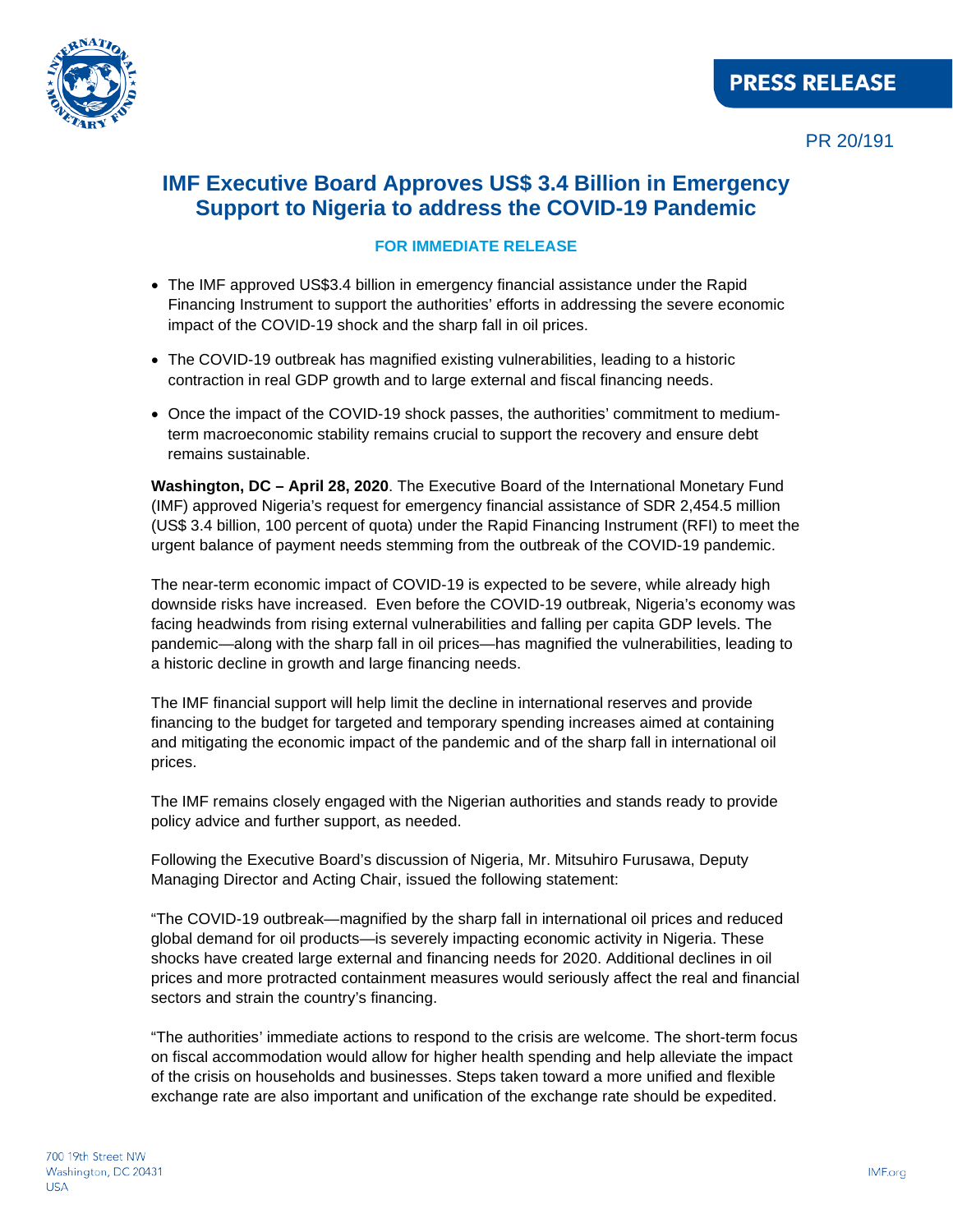PRESS RELEASE

PR 20/191

# IMF Executive Board Approves US$ 3.4 Billion in Emergency Support to Nigeria to address the COVID-19 Pandemic

**FOR IMMEDIATE RELEASE**

- The IMF approved US$3.4 billion in emergency financial assistance under the Rapid Financing Instrument to support the authorities' efforts in addressing the severe economic impact of the COVID-19 shock and the sharp fall in oil prices.
- The COVID-19 outbreak has magnified existing vulnerabilities, leading to a historic contraction in real GDP growth and to large external and fiscal financing needs.
- Once the impact of the COVID-19 shock passes, the authorities' commitment to medium-term macroeconomic stability remains crucial to support the recovery and ensure debt remains sustainable.

**Washington, DC – April 28, 2020**. The Executive Board of the International Monetary Fund (IMF) approved Nigeria's request for emergency financial assistance of SDR 2,454.5 million (US$ 3.4 billion, 100 percent of quota) under the Rapid Financing Instrument (RFI) to meet the urgent balance of payment needs stemming from the outbreak of the COVID-19 pandemic.

The near-term economic impact of COVID-19 is expected to be severe, while already high downside risks have increased. Even before the COVID-19 outbreak, Nigeria's economy was facing headwinds from rising external vulnerabilities and falling per capita GDP levels. The pandemic—along with the sharp fall in oil prices—has magnified the vulnerabilities, leading to a historic decline in growth and large financing needs.

The IMF financial support will help limit the decline in international reserves and provide financing to the budget for targeted and temporary spending increases aimed at containing and mitigating the economic impact of the pandemic and of the sharp fall in international oil prices.

The IMF remains closely engaged with the Nigerian authorities and stands ready to provide policy advice and further support, as needed.

Following the Executive Board's discussion of Nigeria, Mr. Mitsuhiro Furusawa, Deputy Managing Director and Acting Chair, issued the following statement:

"The COVID-19 outbreak—magnified by the sharp fall in international oil prices and reduced global demand for oil products—is severely impacting economic activity in Nigeria. These shocks have created large external and financing needs for 2020. Additional declines in oil prices and more protracted containment measures would seriously affect the real and financial sectors and strain the country's financing.

"The authorities' immediate actions to respond to the crisis are welcome. The short-term focus on fiscal accommodation would allow for higher health spending and help alleviate the impact of the crisis on households and businesses. Steps taken toward a more unified and flexible exchange rate are also important and unification of the exchange rate should be expedited.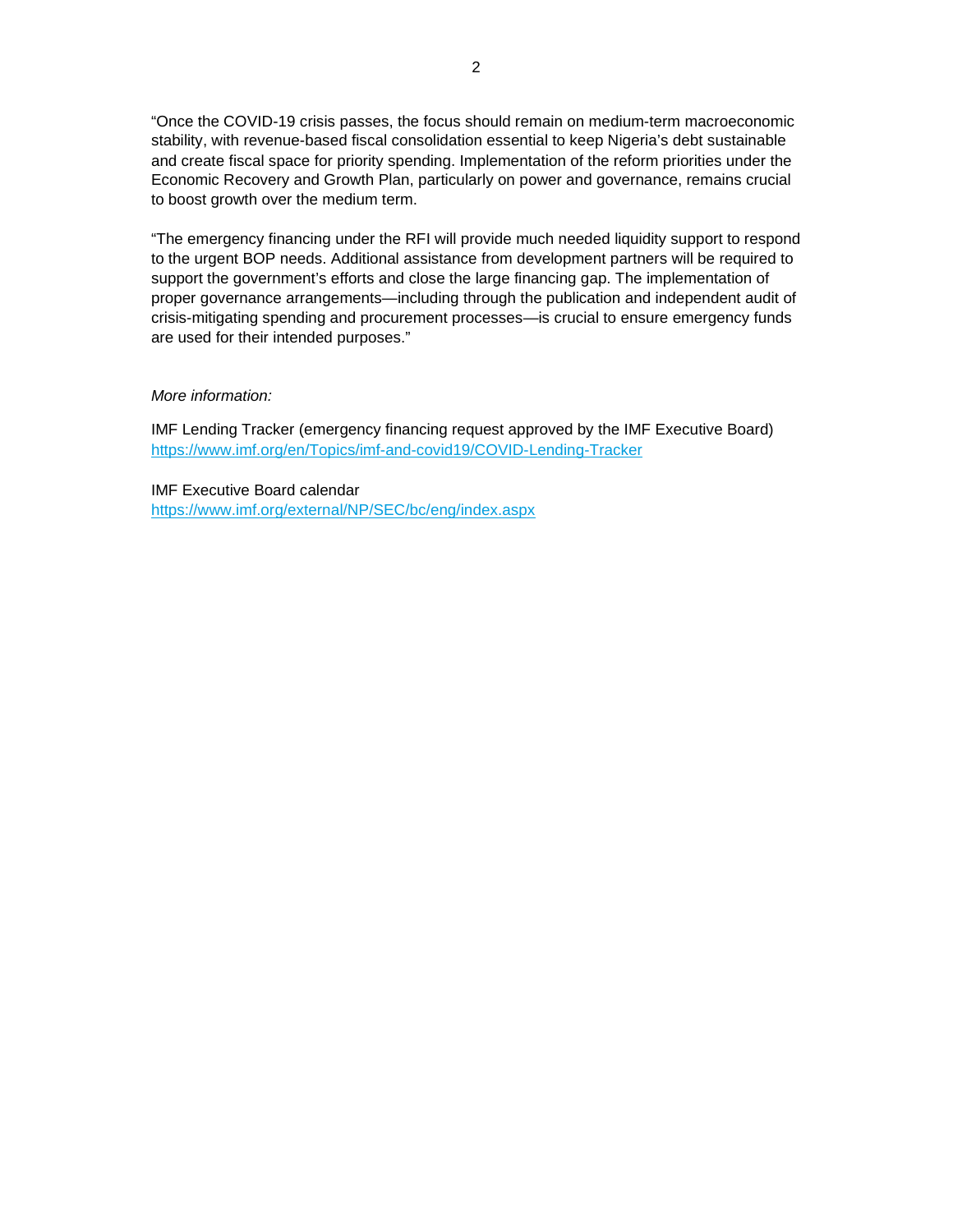"Once the COVID-19 crisis passes, the focus should remain on medium-term macroeconomic stability, with revenue-based fiscal consolidation essential to keep Nigeria's debt sustainable and create fiscal space for priority spending. Implementation of the reform priorities under the Economic Recovery and Growth Plan, particularly on power and governance, remains crucial to boost growth over the medium term.

"The emergency financing under the RFI will provide much needed liquidity support to respond to the urgent BOP needs. Additional assistance from development partners will be required to support the government's efforts and close the large financing gap. The implementation of proper governance arrangements—including through the publication and independent audit of crisis-mitigating spending and procurement processes—is crucial to ensure emergency funds are used for their intended purposes."

*More information:*

IMF Lending Tracker (emergency financing request approved by the IMF Executive Board)
https://www.imf.org/en/Topics/imf-and-covid19/COVID-Lending-Tracker

IMF Executive Board calendar
https://www.imf.org/external/NP/SEC/bc/eng/index.aspx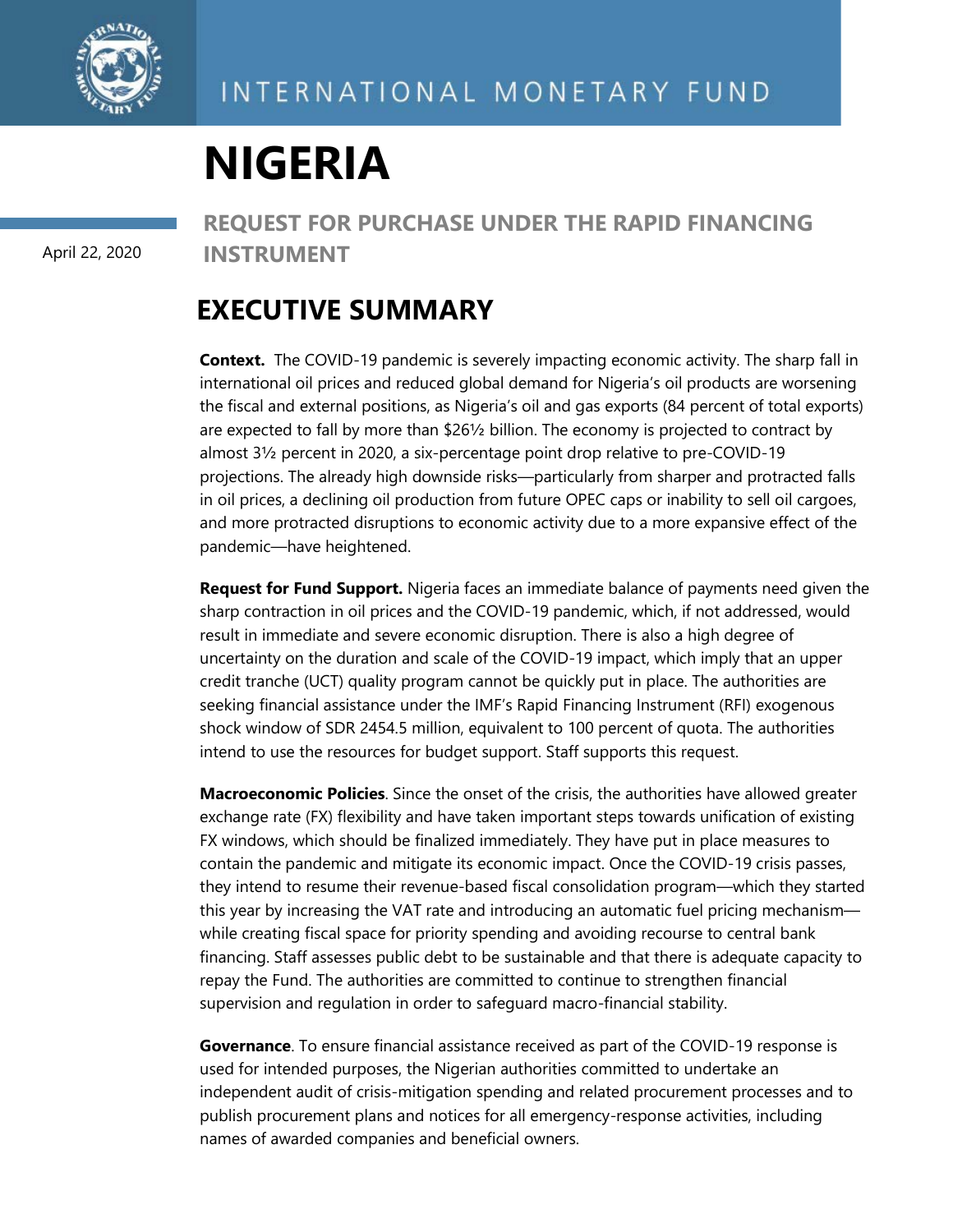INTERNATIONAL MONETARY FUND

# NIGERIA

April 22, 2020

## REQUEST FOR PURCHASE UNDER THE RAPID FINANCING INSTRUMENT

## EXECUTIVE SUMMARY

**Context.** The COVID-19 pandemic is severely impacting economic activity. The sharp fall in international oil prices and reduced global demand for Nigeria's oil products are worsening the fiscal and external positions, as Nigeria's oil and gas exports (84 percent of total exports) are expected to fall by more than $26½ billion. The economy is projected to contract by almost 3½ percent in 2020, a six-percentage point drop relative to pre-COVID-19 projections. The already high downside risks—particularly from sharper and protracted falls in oil prices, a declining oil production from future OPEC caps or inability to sell oil cargoes, and more protracted disruptions to economic activity due to a more expansive effect of the pandemic—have heightened.

**Request for Fund Support.** Nigeria faces an immediate balance of payments need given the sharp contraction in oil prices and the COVID-19 pandemic, which, if not addressed, would result in immediate and severe economic disruption. There is also a high degree of uncertainty on the duration and scale of the COVID-19 impact, which imply that an upper credit tranche (UCT) quality program cannot be quickly put in place. The authorities are seeking financial assistance under the IMF's Rapid Financing Instrument (RFI) exogenous shock window of SDR 2454.5 million, equivalent to 100 percent of quota. The authorities intend to use the resources for budget support. Staff supports this request.

**Macroeconomic Policies**. Since the onset of the crisis, the authorities have allowed greater exchange rate (FX) flexibility and have taken important steps towards unification of existing FX windows, which should be finalized immediately. They have put in place measures to contain the pandemic and mitigate its economic impact. Once the COVID-19 crisis passes, they intend to resume their revenue-based fiscal consolidation program—which they started this year by increasing the VAT rate and introducing an automatic fuel pricing mechanism—while creating fiscal space for priority spending and avoiding recourse to central bank financing. Staff assesses public debt to be sustainable and that there is adequate capacity to repay the Fund. The authorities are committed to continue to strengthen financial supervision and regulation in order to safeguard macro-financial stability.

**Governance**. To ensure financial assistance received as part of the COVID-19 response is used for intended purposes, the Nigerian authorities committed to undertake an independent audit of crisis-mitigation spending and related procurement processes and to publish procurement plans and notices for all emergency-response activities, including names of awarded companies and beneficial owners.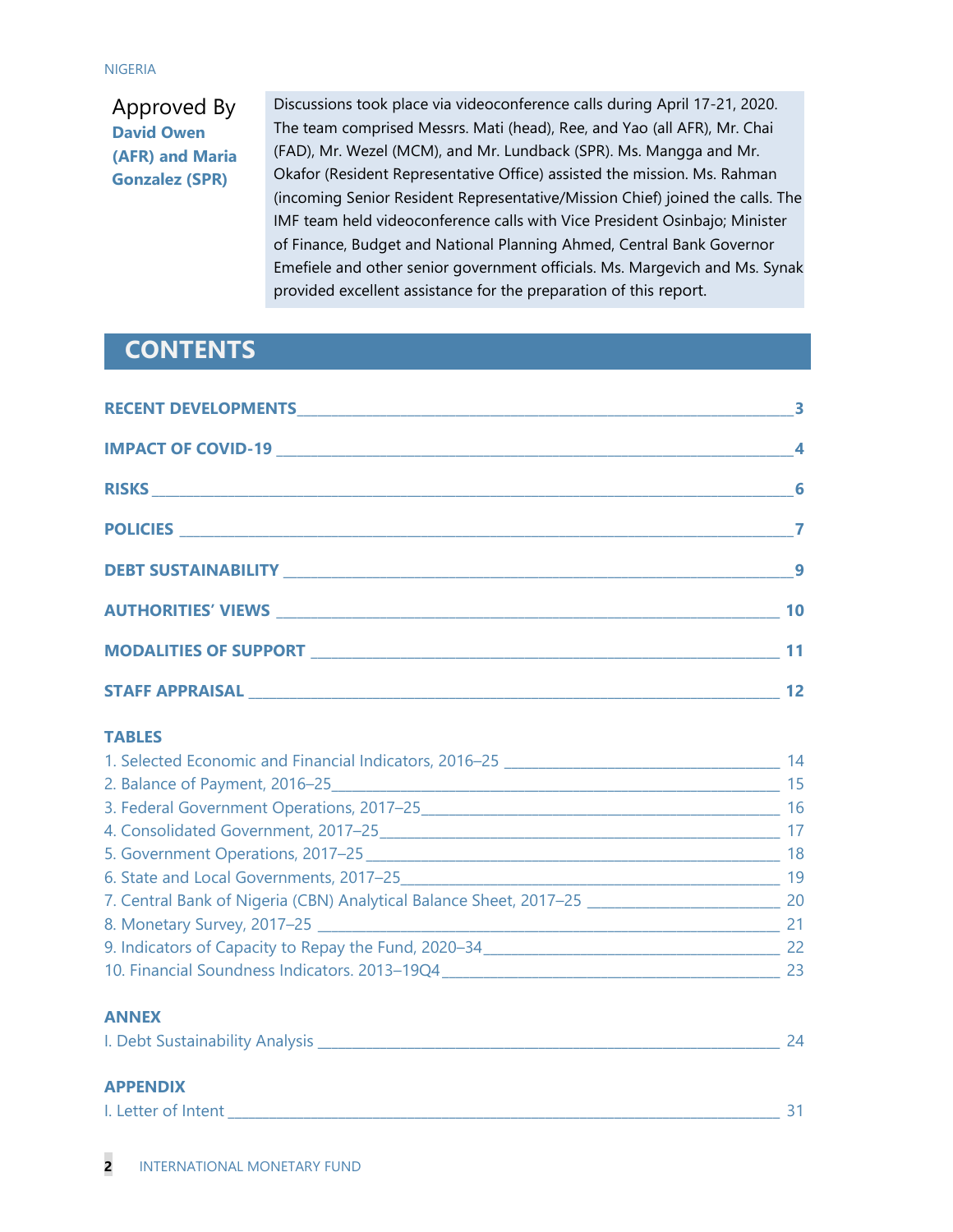**Approved By**
**David Owen (AFR) and Maria Gonzalez (SPR)**

Discussions took place via videoconference calls during April 17-21, 2020. The team comprised Messrs. Mati (head), Ree, and Yao (all AFR), Mr. Chai (FAD), Mr. Wezel (MCM), and Mr. Lundback (SPR). Ms. Mangga and Mr. Okafor (Resident Representative Office) assisted the mission. Ms. Rahman (incoming Senior Resident Representative/Mission Chief) joined the calls. The IMF team held videoconference calls with Vice President Osinbajo; Minister of Finance, Budget and National Planning Ahmed, Central Bank Governor Emefiele and other senior government officials. Ms. Margevich and Ms. Synak provided excellent assistance for the preparation of this report.

## CONTENTS

**RECENT DEVELOPMENTS** ____ 3

**IMPACT OF COVID-19** ____ 4

**RISKS** ____ 6

**POLICIES** ____ 7

**DEBT SUSTAINABILITY** ____ 9

**AUTHORITIES' VIEWS** ____ 10

**MODALITIES OF SUPPORT** ____ 11

**STAFF APPRAISAL** ____ 12

**TABLES**

1. Selected Economic and Financial Indicators, 2016–25 ____ 14
2. Balance of Payment, 2016–25 ____ 15
3. Federal Government Operations, 2017–25 ____ 16
4. Consolidated Government, 2017–25 ____ 17
5. Government Operations, 2017–25 ____ 18
6. State and Local Governments, 2017–25 ____ 19
7. Central Bank of Nigeria (CBN) Analytical Balance Sheet, 2017–25 ____ 20
8. Monetary Survey, 2017–25 ____ 21
9. Indicators of Capacity to Repay the Fund, 2020–34 ____ 22
10. Financial Soundness Indicators. 2013–19Q4 ____ 23

**ANNEX**

I. Debt Sustainability Analysis ____ 24

**APPENDIX**

I. Letter of Intent ____ 31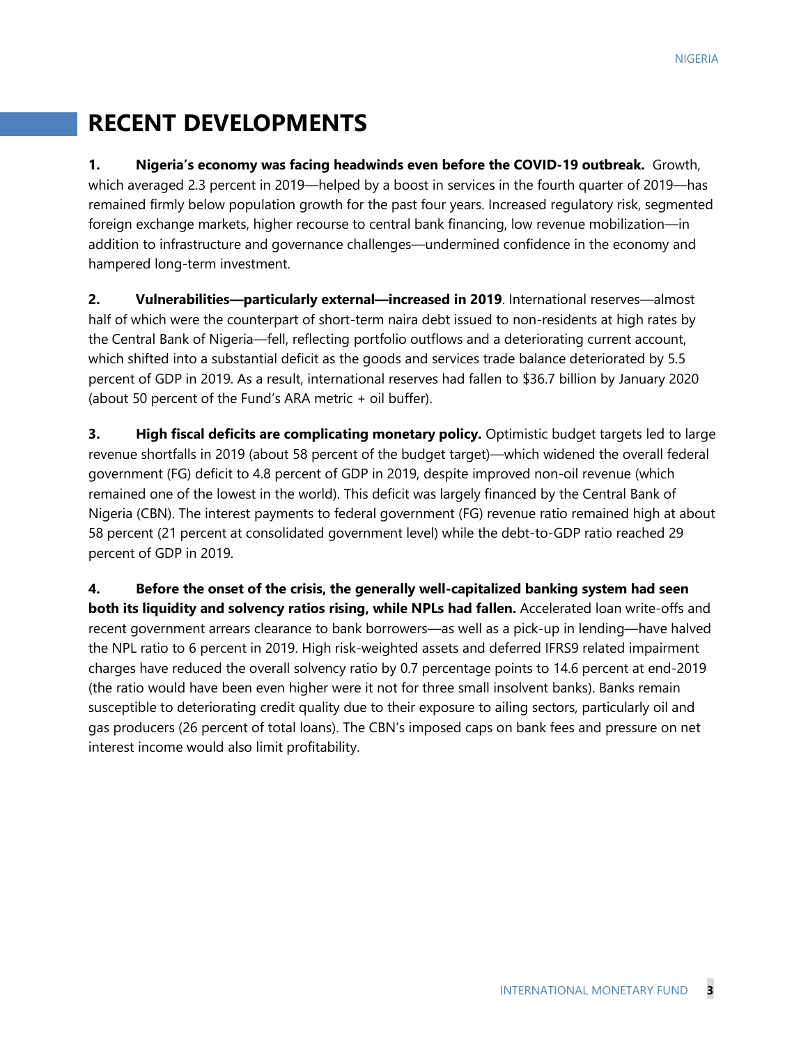## RECENT DEVELOPMENTS

1. **Nigeria's economy was facing headwinds even before the COVID-19 outbreak.** Growth, which averaged 2.3 percent in 2019—helped by a boost in services in the fourth quarter of 2019—has remained firmly below population growth for the past four years. Increased regulatory risk, segmented foreign exchange markets, higher recourse to central bank financing, low revenue mobilization—in addition to infrastructure and governance challenges—undermined confidence in the economy and hampered long-term investment.

2. **Vulnerabilities—particularly external—increased in 2019**. International reserves—almost half of which were the counterpart of short-term naira debt issued to non-residents at high rates by the Central Bank of Nigeria—fell, reflecting portfolio outflows and a deteriorating current account, which shifted into a substantial deficit as the goods and services trade balance deteriorated by 5.5 percent of GDP in 2019. As a result, international reserves had fallen to $36.7 billion by January 2020 (about 50 percent of the Fund's ARA metric + oil buffer).

3. **High fiscal deficits are complicating monetary policy.** Optimistic budget targets led to large revenue shortfalls in 2019 (about 58 percent of the budget target)—which widened the overall federal government (FG) deficit to 4.8 percent of GDP in 2019, despite improved non-oil revenue (which remained one of the lowest in the world). This deficit was largely financed by the Central Bank of Nigeria (CBN). The interest payments to federal government (FG) revenue ratio remained high at about 58 percent (21 percent at consolidated government level) while the debt-to-GDP ratio reached 29 percent of GDP in 2019.

4. **Before the onset of the crisis, the generally well-capitalized banking system had seen both its liquidity and solvency ratios rising, while NPLs had fallen.** Accelerated loan write-offs and recent government arrears clearance to bank borrowers—as well as a pick-up in lending—have halved the NPL ratio to 6 percent in 2019. High risk-weighted assets and deferred IFRS9 related impairment charges have reduced the overall solvency ratio by 0.7 percentage points to 14.6 percent at end-2019 (the ratio would have been even higher were it not for three small insolvent banks). Banks remain susceptible to deteriorating credit quality due to their exposure to ailing sectors, particularly oil and gas producers (26 percent of total loans). The CBN's imposed caps on bank fees and pressure on net interest income would also limit profitability.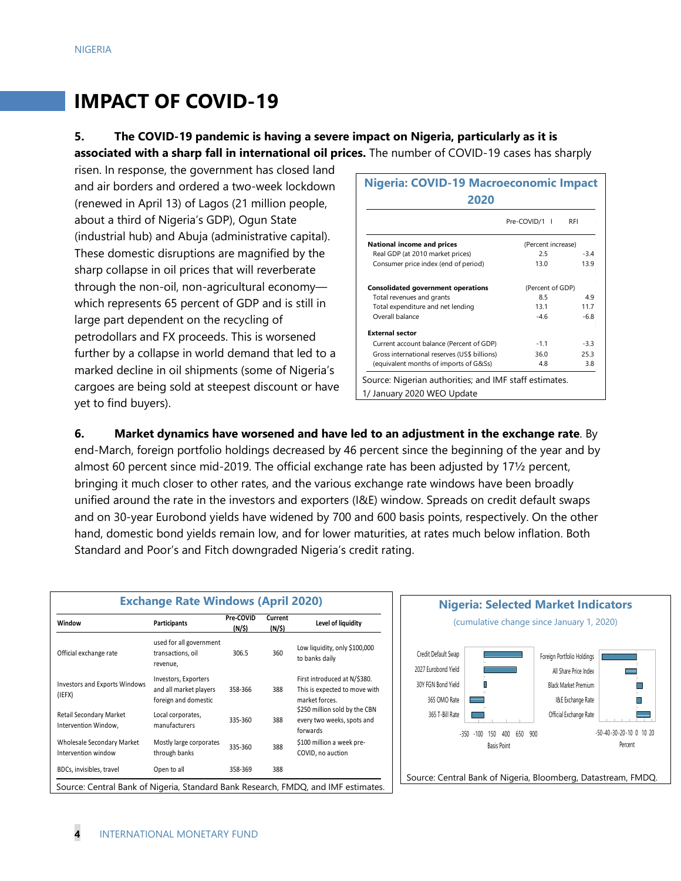## IMPACT OF COVID-19

5. **The COVID-19 pandemic is having a severe impact on Nigeria, particularly as it is associated with a sharp fall in international oil prices.** The number of COVID-19 cases has sharply risen. In response, the government has closed land and air borders and ordered a two-week lockdown (renewed in April 13) of Lagos (21 million people, about a third of Nigeria's GDP), Ogun State (industrial hub) and Abuja (administrative capital). These domestic disruptions are magnified by the sharp collapse in oil prices that will reverberate through the non-oil, non-agricultural economy—which represents 65 percent of GDP and is still in large part dependent on the recycling of petrodollars and FX proceeds. This is worsened further by a collapse in world demand that led to a marked decline in oil shipments (some of Nigeria's cargoes are being sold at steepest discount or have yet to find buyers).

**Nigeria: COVID-19 Macroeconomic Impact 2020**

| | Pre-COVID/1 | RFI |
|---|---|---|
| **National income and prices** | (Percent increase) | |
| Real GDP (at 2010 market prices) | 2.5 | -3.4 |
| Consumer price index (end of period) | 13.0 | 13.9 |
| **Consolidated government operations** | (Percent of GDP) | |
| Total revenues and grants | 8.5 | 4.9 |
| Total expenditure and net lending | 13.1 | 11.7 |
| Overall balance | -4.6 | -6.8 |
| **External sector** | | |
| Current account balance (Percent of GDP) | -1.1 | -3.3 |
| Gross international reserves (US$ billions) | 36.0 | 25.3 |
| (equivalent months of imports of G&Ss) | 4.8 | 3.8 |

Source: Nigerian authorities; and IMF staff estimates.
1/ January 2020 WEO Update

6. **Market dynamics have worsened and have led to an adjustment in the exchange rate**. By end-March, foreign portfolio holdings decreased by 46 percent since the beginning of the year and by almost 60 percent since mid-2019. The official exchange rate has been adjusted by 17½ percent, bringing it much closer to other rates, and the various exchange rate windows have been broadly unified around the rate in the investors and exporters (I&E) window. Spreads on credit default swaps and on 30-year Eurobond yields have widened by 700 and 600 basis points, respectively. On the other hand, domestic bond yields remain low, and for lower maturities, at rates much below inflation. Both Standard and Poor's and Fitch downgraded Nigeria's credit rating.

**Exchange Rate Windows (April 2020)**

| Window | Participants | Pre-COVID (N/$) | Current (N/$) | Level of liquidity |
|---|---|---|---|---|
| Official exchange rate | used for all government transactions, oil revenue, | 306.5 | 360 | Low liquidity, only $100,000 to banks daily |
| Investors and Exports Windows (IEFX) | Investors, Exporters and all market players foreign and domestic | 358-366 | 388 | First introduced at N/$380. This is expected to move with market forces. |
| Retail Secondary Market Intervention Window, | Local corporates, manufacturers | 335-360 | 388 | $250 million sold by the CBN every two weeks, spots and forwards |
| Wholesale Secondary Market Intervention window | Mostly large corporates through banks | 335-360 | 388 | $100 million a week pre-COVID, no auction |
| BDCs, invisibles, travel | Open to all | 358-369 | 388 | |

Source: Central Bank of Nigeria, Standard Bank Research, FMDQ, and IMF estimates.

**Nigeria: Selected Market Indicators**
(cumulative change since January 1, 2020)

Source: Central Bank of Nigeria, Bloomberg, Datastream, FMDQ.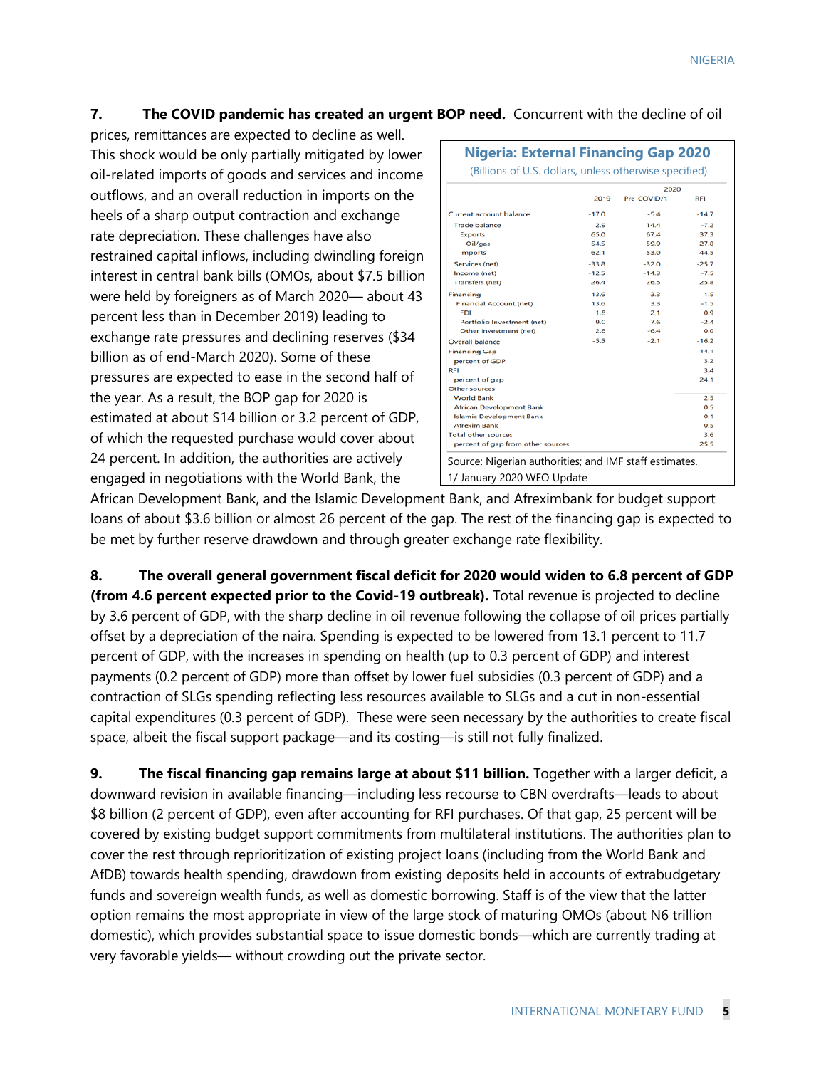**7. The COVID pandemic has created an urgent BOP need.** Concurrent with the decline of oil prices, remittances are expected to decline as well. This shock would be only partially mitigated by lower oil-related imports of goods and services and income outflows, and an overall reduction in imports on the heels of a sharp output contraction and exchange rate depreciation. These challenges have also restrained capital inflows, including dwindling foreign interest in central bank bills (OMOs, about $7.5 billion were held by foreigners as of March 2020— about 43 percent less than in December 2019) leading to exchange rate pressures and declining reserves ($34 billion as of end-March 2020). Some of these pressures are expected to ease in the second half of the year. As a result, the BOP gap for 2020 is estimated at about $14 billion or 3.2 percent of GDP, of which the requested purchase would cover about 24 percent. In addition, the authorities are actively engaged in negotiations with the World Bank, the African Development Bank, and the Islamic Development Bank, and Afreximbank for budget support loans of about $3.6 billion or almost 26 percent of the gap. The rest of the financing gap is expected to be met by further reserve drawdown and through greater exchange rate flexibility.

**Nigeria: External Financing Gap 2020**
(Billions of U.S. dollars, unless otherwise specified)

| | 2019 | 2020 Pre-COVID/1 | 2020 RFI |
|---|---|---|---|
| Current account balance | -17.0 | -5.4 | -14.7 |
| Trade balance | 2.9 | 14.4 | -7.2 |
| Exports | 65.0 | 67.4 | 37.3 |
| Oil/gas | 54.5 | 59.9 | 27.8 |
| Imports | -62.1 | -53.0 | -44.5 |
| Services (net) | -33.8 | -32.0 | -25.7 |
| Income (net) | -12.5 | -14.3 | -7.5 |
| Transfers (net) | 26.4 | 26.5 | 25.8 |
| Financing | 13.6 | 3.3 | -1.5 |
| Financial Account (net) | 13.6 | 3.3 | -1.5 |
| FDI | 1.8 | 2.1 | 0.9 |
| Portfolio Investment (net) | 9.0 | 7.6 | -2.4 |
| Other Investment (net) | 2.8 | -6.4 | 0.0 |
| Overall balance | -5.5 | -2.1 | -16.2 |
| Financing Gap | | | 14.1 |
| percent of GDP | | | 3.2 |
| RFI | | | 3.4 |
| percent of gap | | | 24.1 |
| Other sources | | | |
| World Bank | | | 2.5 |
| African Development Bank | | | 0.5 |
| Islamic Development Bank | | | 0.1 |
| Afrexim Bank | | | 0.5 |
| Total other sources | | | 3.6 |
| percent of gap from other sources | | | 25.5 |

Source: Nigerian authorities; and IMF staff estimates.
1/ January 2020 WEO Update

**8. The overall general government fiscal deficit for 2020 would widen to 6.8 percent of GDP (from 4.6 percent expected prior to the Covid-19 outbreak).** Total revenue is projected to decline by 3.6 percent of GDP, with the sharp decline in oil revenue following the collapse of oil prices partially offset by a depreciation of the naira. Spending is expected to be lowered from 13.1 percent to 11.7 percent of GDP, with the increases in spending on health (up to 0.3 percent of GDP) and interest payments (0.2 percent of GDP) more than offset by lower fuel subsidies (0.3 percent of GDP) and a contraction of SLGs spending reflecting less resources available to SLGs and a cut in non-essential capital expenditures (0.3 percent of GDP). These were seen necessary by the authorities to create fiscal space, albeit the fiscal support package—and its costing—is still not fully finalized.

**9. The fiscal financing gap remains large at about $11 billion.** Together with a larger deficit, a downward revision in available financing—including less recourse to CBN overdrafts—leads to about $8 billion (2 percent of GDP), even after accounting for RFI purchases. Of that gap, 25 percent will be covered by existing budget support commitments from multilateral institutions. The authorities plan to cover the rest through reprioritization of existing project loans (including from the World Bank and AfDB) towards health spending, drawdown from existing deposits held in accounts of extrabudgetary funds and sovereign wealth funds, as well as domestic borrowing. Staff is of the view that the latter option remains the most appropriate in view of the large stock of maturing OMOs (about N6 trillion domestic), which provides substantial space to issue domestic bonds—which are currently trading at very favorable yields— without crowding out the private sector.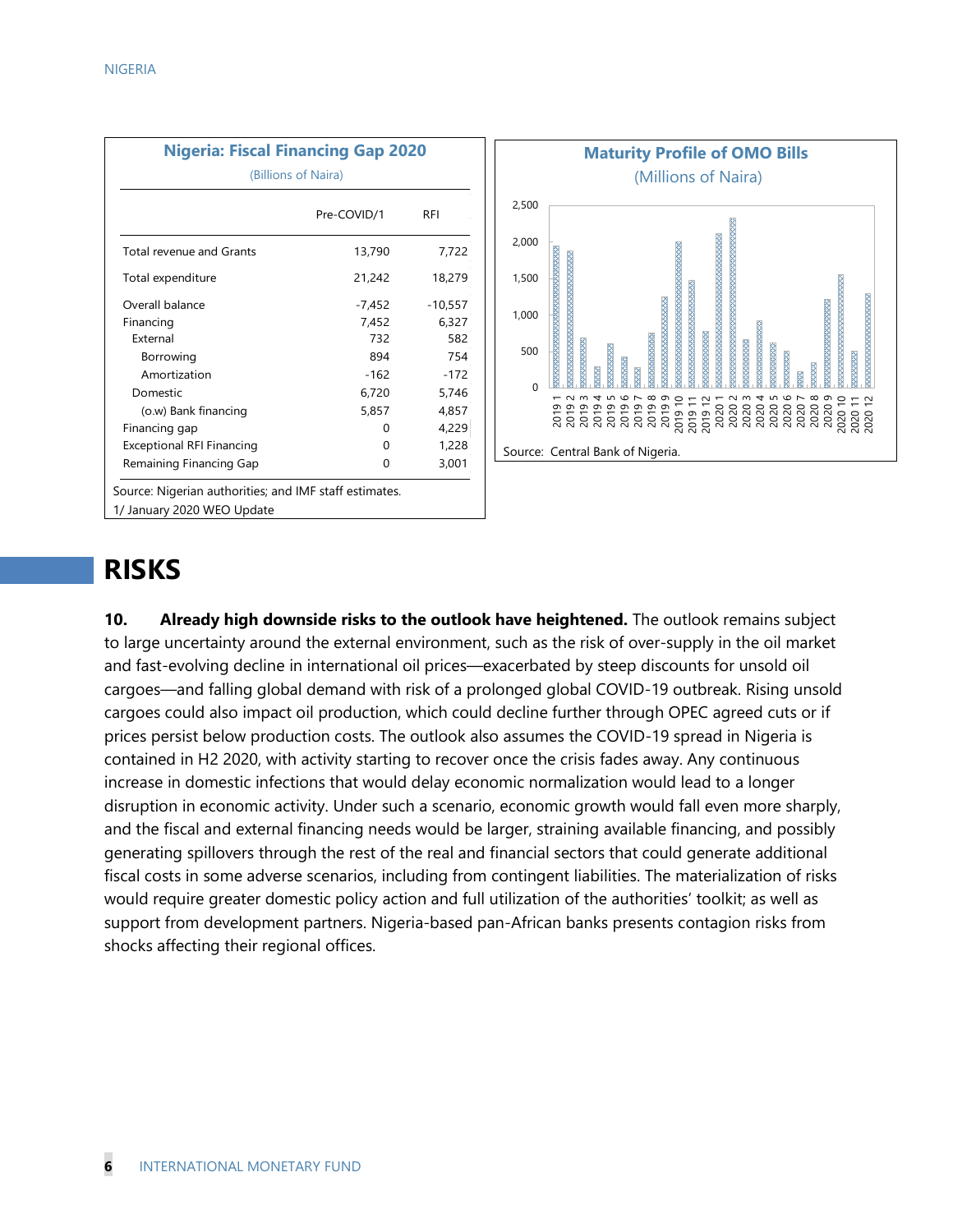**Nigeria: Fiscal Financing Gap 2020**

(Billions of Naira)

| | Pre-COVID/1 | RFI |
|---|---|---|
| Total revenue and Grants | 13,790 | 7,722 |
| Total expenditure | 21,242 | 18,279 |
| Overall balance | -7,452 | -10,557 |
| Financing | 7,452 | 6,327 |
| External | 732 | 582 |
| Borrowing | 894 | 754 |
| Amortization | -162 | -172 |
| Domestic | 6,720 | 5,746 |
| (o.w) Bank financing | 5,857 | 4,857 |
| Financing gap | 0 | 4,229 |
| Exceptional RFI Financing | 0 | 1,228 |
| Remaining Financing Gap | 0 | 3,001 |

Source: Nigerian authorities; and IMF staff estimates.

1/ January 2020 WEO Update

**Maturity Profile of OMO Bills**

(Millions of Naira)

Source: Central Bank of Nigeria.

# RISKS

**10. Already high downside risks to the outlook have heightened.** The outlook remains subject to large uncertainty around the external environment, such as the risk of over-supply in the oil market and fast-evolving decline in international oil prices—exacerbated by steep discounts for unsold oil cargoes—and falling global demand with risk of a prolonged global COVID-19 outbreak. Rising unsold cargoes could also impact oil production, which could decline further through OPEC agreed cuts or if prices persist below production costs. The outlook also assumes the COVID-19 spread in Nigeria is contained in H2 2020, with activity starting to recover once the crisis fades away. Any continuous increase in domestic infections that would delay economic normalization would lead to a longer disruption in economic activity. Under such a scenario, economic growth would fall even more sharply, and the fiscal and external financing needs would be larger, straining available financing, and possibly generating spillovers through the rest of the real and financial sectors that could generate additional fiscal costs in some adverse scenarios, including from contingent liabilities. The materialization of risks would require greater domestic policy action and full utilization of the authorities' toolkit; as well as support from development partners. Nigeria-based pan-African banks presents contagion risks from shocks affecting their regional offices.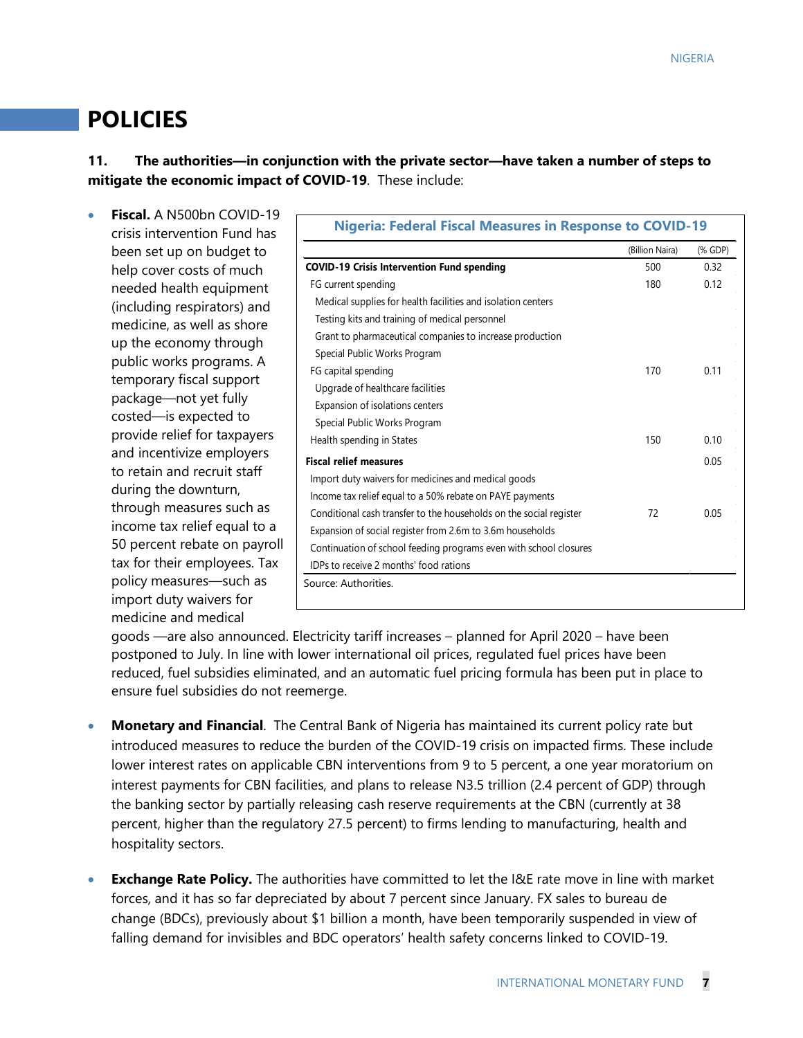## POLICIES

**11. The authorities—in conjunction with the private sector—have taken a number of steps to mitigate the economic impact of COVID-19**. These include:

- **Fiscal.** A N500bn COVID-19 crisis intervention Fund has been set up on budget to help cover costs of much needed health equipment (including respirators) and medicine, as well as shore up the economy through public works programs. A temporary fiscal support package—not yet fully costed—is expected to provide relief for taxpayers and incentivize employers to retain and recruit staff during the downturn, through measures such as income tax relief equal to a 50 percent rebate on payroll tax for their employees. Tax policy measures—such as import duty waivers for medicine and medical goods —are also announced. Electricity tariff increases – planned for April 2020 – have been postponed to July. In line with lower international oil prices, regulated fuel prices have been reduced, fuel subsidies eliminated, and an automatic fuel pricing formula has been put in place to ensure fuel subsidies do not reemerge.

**Nigeria: Federal Fiscal Measures in Response to COVID-19**

| | (Billion Naira) | (% GDP) |
|---|---|---|
| **COVID-19 Crisis Intervention Fund spending** | 500 | 0.32 |
| FG current spending | 180 | 0.12 |
| Medical supplies for health facilities and isolation centers | | |
| Testing kits and training of medical personnel | | |
| Grant to pharmaceutical companies to increase production | | |
| Special Public Works Program | | |
| FG capital spending | 170 | 0.11 |
| Upgrade of healthcare facilities | | |
| Expansion of isolations centers | | |
| Special Public Works Program | | |
| Health spending in States | 150 | 0.10 |
| **Fiscal relief measures** | | 0.05 |
| Import duty waivers for medicines and medical goods | | |
| Income tax relief equal to a 50% rebate on PAYE payments | | |
| Conditional cash transfer to the households on the social register | 72 | 0.05 |
| Expansion of social register from 2.6m to 3.6m households | | |
| Continuation of school feeding programs even with school closures | | |
| IDPs to receive 2 months' food rations | | |

Source: Authorities.

- **Monetary and Financial**. The Central Bank of Nigeria has maintained its current policy rate but introduced measures to reduce the burden of the COVID-19 crisis on impacted firms. These include lower interest rates on applicable CBN interventions from 9 to 5 percent, a one year moratorium on interest payments for CBN facilities, and plans to release N3.5 trillion (2.4 percent of GDP) through the banking sector by partially releasing cash reserve requirements at the CBN (currently at 38 percent, higher than the regulatory 27.5 percent) to firms lending to manufacturing, health and hospitality sectors.

- **Exchange Rate Policy.** The authorities have committed to let the I&E rate move in line with market forces, and it has so far depreciated by about 7 percent since January. FX sales to bureau de change (BDCs), previously about $1 billion a month, have been temporarily suspended in view of falling demand for invisibles and BDC operators' health safety concerns linked to COVID-19.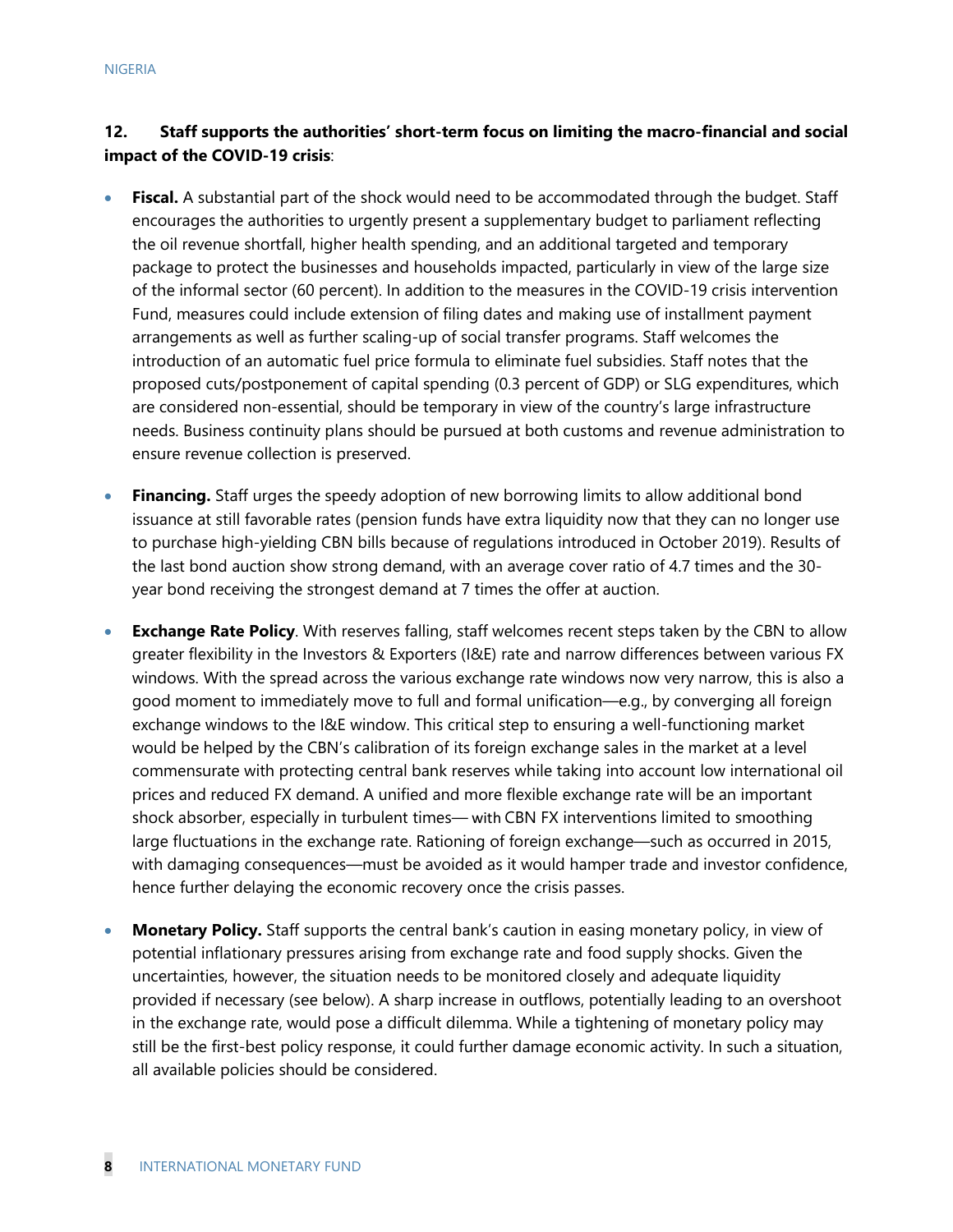**12. Staff supports the authorities' short-term focus on limiting the macro-financial and social impact of the COVID-19 crisis**:

- **Fiscal.** A substantial part of the shock would need to be accommodated through the budget. Staff encourages the authorities to urgently present a supplementary budget to parliament reflecting the oil revenue shortfall, higher health spending, and an additional targeted and temporary package to protect the businesses and households impacted, particularly in view of the large size of the informal sector (60 percent). In addition to the measures in the COVID-19 crisis intervention Fund, measures could include extension of filing dates and making use of installment payment arrangements as well as further scaling-up of social transfer programs. Staff welcomes the introduction of an automatic fuel price formula to eliminate fuel subsidies. Staff notes that the proposed cuts/postponement of capital spending (0.3 percent of GDP) or SLG expenditures, which are considered non-essential, should be temporary in view of the country's large infrastructure needs. Business continuity plans should be pursued at both customs and revenue administration to ensure revenue collection is preserved.

- **Financing.** Staff urges the speedy adoption of new borrowing limits to allow additional bond issuance at still favorable rates (pension funds have extra liquidity now that they can no longer use to purchase high-yielding CBN bills because of regulations introduced in October 2019). Results of the last bond auction show strong demand, with an average cover ratio of 4.7 times and the 30-year bond receiving the strongest demand at 7 times the offer at auction.

- **Exchange Rate Policy**. With reserves falling, staff welcomes recent steps taken by the CBN to allow greater flexibility in the Investors & Exporters (I&E) rate and narrow differences between various FX windows. With the spread across the various exchange rate windows now very narrow, this is also a good moment to immediately move to full and formal unification—e.g., by converging all foreign exchange windows to the I&E window. This critical step to ensuring a well-functioning market would be helped by the CBN's calibration of its foreign exchange sales in the market at a level commensurate with protecting central bank reserves while taking into account low international oil prices and reduced FX demand. A unified and more flexible exchange rate will be an important shock absorber, especially in turbulent times— with CBN FX interventions limited to smoothing large fluctuations in the exchange rate. Rationing of foreign exchange—such as occurred in 2015, with damaging consequences—must be avoided as it would hamper trade and investor confidence, hence further delaying the economic recovery once the crisis passes.

- **Monetary Policy.** Staff supports the central bank's caution in easing monetary policy, in view of potential inflationary pressures arising from exchange rate and food supply shocks. Given the uncertainties, however, the situation needs to be monitored closely and adequate liquidity provided if necessary (see below). A sharp increase in outflows, potentially leading to an overshoot in the exchange rate, would pose a difficult dilemma. While a tightening of monetary policy may still be the first-best policy response, it could further damage economic activity. In such a situation, all available policies should be considered.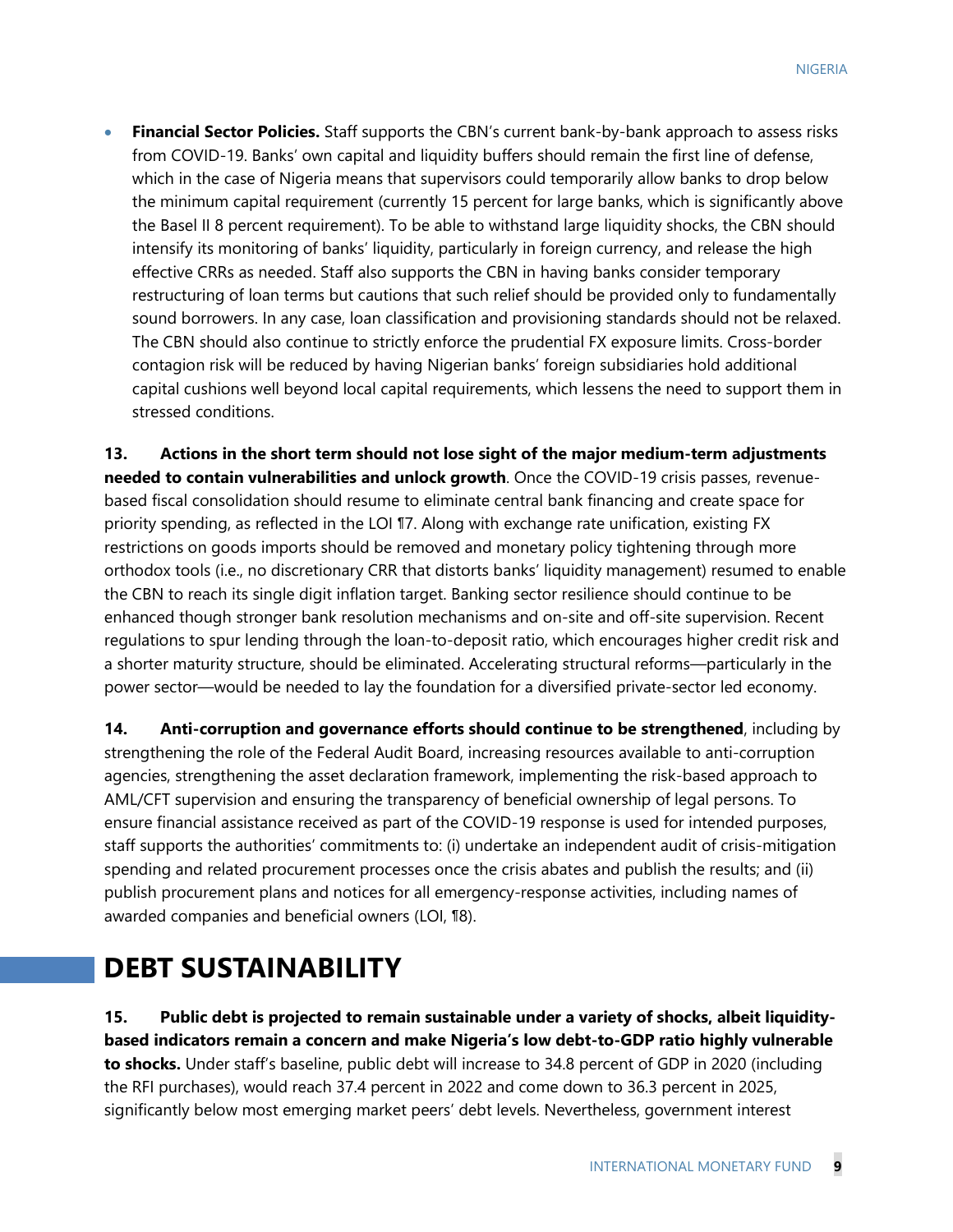- **Financial Sector Policies.** Staff supports the CBN's current bank-by-bank approach to assess risks from COVID-19. Banks' own capital and liquidity buffers should remain the first line of defense, which in the case of Nigeria means that supervisors could temporarily allow banks to drop below the minimum capital requirement (currently 15 percent for large banks, which is significantly above the Basel II 8 percent requirement). To be able to withstand large liquidity shocks, the CBN should intensify its monitoring of banks' liquidity, particularly in foreign currency, and release the high effective CRRs as needed. Staff also supports the CBN in having banks consider temporary restructuring of loan terms but cautions that such relief should be provided only to fundamentally sound borrowers. In any case, loan classification and provisioning standards should not be relaxed. The CBN should also continue to strictly enforce the prudential FX exposure limits. Cross-border contagion risk will be reduced by having Nigerian banks' foreign subsidiaries hold additional capital cushions well beyond local capital requirements, which lessens the need to support them in stressed conditions.

**13. Actions in the short term should not lose sight of the major medium-term adjustments needed to contain vulnerabilities and unlock growth**. Once the COVID-19 crisis passes, revenue-based fiscal consolidation should resume to eliminate central bank financing and create space for priority spending, as reflected in the LOI ¶7. Along with exchange rate unification, existing FX restrictions on goods imports should be removed and monetary policy tightening through more orthodox tools (i.e., no discretionary CRR that distorts banks' liquidity management) resumed to enable the CBN to reach its single digit inflation target. Banking sector resilience should continue to be enhanced though stronger bank resolution mechanisms and on-site and off-site supervision. Recent regulations to spur lending through the loan-to-deposit ratio, which encourages higher credit risk and a shorter maturity structure, should be eliminated. Accelerating structural reforms—particularly in the power sector—would be needed to lay the foundation for a diversified private-sector led economy.

**14. Anti-corruption and governance efforts should continue to be strengthened**, including by strengthening the role of the Federal Audit Board, increasing resources available to anti-corruption agencies, strengthening the asset declaration framework, implementing the risk-based approach to AML/CFT supervision and ensuring the transparency of beneficial ownership of legal persons. To ensure financial assistance received as part of the COVID-19 response is used for intended purposes, staff supports the authorities' commitments to: (i) undertake an independent audit of crisis-mitigation spending and related procurement processes once the crisis abates and publish the results; and (ii) publish procurement plans and notices for all emergency-response activities, including names of awarded companies and beneficial owners (LOI, ¶8).

# DEBT SUSTAINABILITY

**15. Public debt is projected to remain sustainable under a variety of shocks, albeit liquidity-based indicators remain a concern and make Nigeria's low debt-to-GDP ratio highly vulnerable to shocks.** Under staff's baseline, public debt will increase to 34.8 percent of GDP in 2020 (including the RFI purchases), would reach 37.4 percent in 2022 and come down to 36.3 percent in 2025, significantly below most emerging market peers' debt levels. Nevertheless, government interest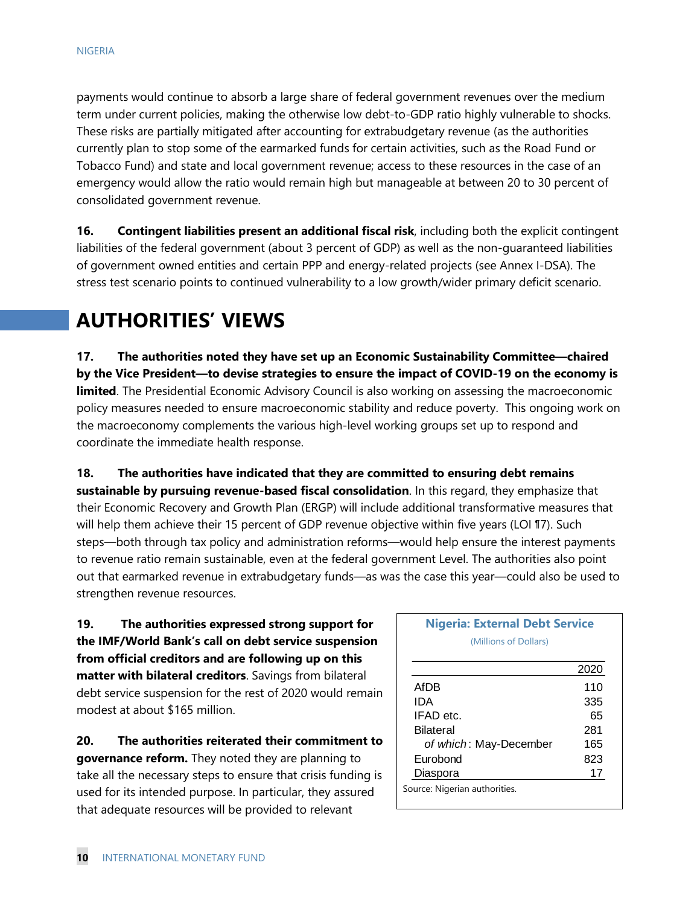payments would continue to absorb a large share of federal government revenues over the medium term under current policies, making the otherwise low debt-to-GDP ratio highly vulnerable to shocks. These risks are partially mitigated after accounting for extrabudgetary revenue (as the authorities currently plan to stop some of the earmarked funds for certain activities, such as the Road Fund or Tobacco Fund) and state and local government revenue; access to these resources in the case of an emergency would allow the ratio would remain high but manageable at between 20 to 30 percent of consolidated government revenue.

16. **Contingent liabilities present an additional fiscal risk**, including both the explicit contingent liabilities of the federal government (about 3 percent of GDP) as well as the non-guaranteed liabilities of government owned entities and certain PPP and energy-related projects (see Annex I-DSA). The stress test scenario points to continued vulnerability to a low growth/wider primary deficit scenario.

# AUTHORITIES' VIEWS

17. **The authorities noted they have set up an Economic Sustainability Committee—chaired by the Vice President—to devise strategies to ensure the impact of COVID-19 on the economy is limited**. The Presidential Economic Advisory Council is also working on assessing the macroeconomic policy measures needed to ensure macroeconomic stability and reduce poverty. This ongoing work on the macroeconomy complements the various high-level working groups set up to respond and coordinate the immediate health response.

18. **The authorities have indicated that they are committed to ensuring debt remains sustainable by pursuing revenue-based fiscal consolidation**. In this regard, they emphasize that their Economic Recovery and Growth Plan (ERGP) will include additional transformative measures that will help them achieve their 15 percent of GDP revenue objective within five years (LOI ¶7). Such steps—both through tax policy and administration reforms—would help ensure the interest payments to revenue ratio remain sustainable, even at the federal government Level. The authorities also point out that earmarked revenue in extrabudgetary funds—as was the case this year—could also be used to strengthen revenue resources.

19. **The authorities expressed strong support for the IMF/World Bank's call on debt service suspension from official creditors and are following up on this matter with bilateral creditors**. Savings from bilateral debt service suspension for the rest of 2020 would remain modest at about $165 million.

**Nigeria: External Debt Service**

(Millions of Dollars)

| | 2020 |
|---|---|
| AfDB | 110 |
| IDA | 335 |
| IFAD etc. | 65 |
| Bilateral | 281 |
| *of which*: May-December | 165 |
| Eurobond | 823 |
| Diaspora | 17 |

Source: Nigerian authorities.

20. **The authorities reiterated their commitment to governance reform.** They noted they are planning to take all the necessary steps to ensure that crisis funding is used for its intended purpose. In particular, they assured that adequate resources will be provided to relevant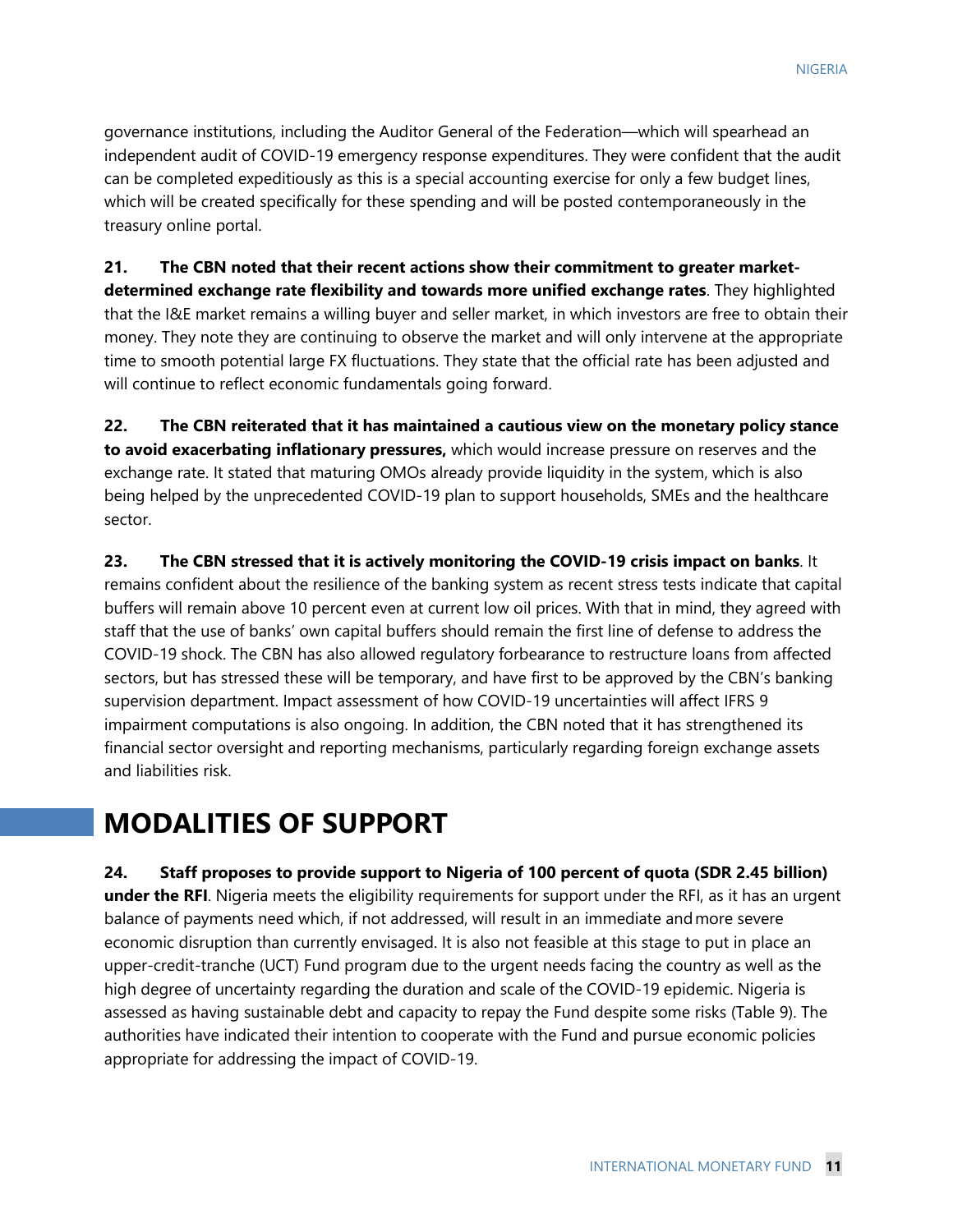governance institutions, including the Auditor General of the Federation—which will spearhead an independent audit of COVID-19 emergency response expenditures. They were confident that the audit can be completed expeditiously as this is a special accounting exercise for only a few budget lines, which will be created specifically for these spending and will be posted contemporaneously in the treasury online portal.

**21. The CBN noted that their recent actions show their commitment to greater market-determined exchange rate flexibility and towards more unified exchange rates**. They highlighted that the I&E market remains a willing buyer and seller market, in which investors are free to obtain their money. They note they are continuing to observe the market and will only intervene at the appropriate time to smooth potential large FX fluctuations. They state that the official rate has been adjusted and will continue to reflect economic fundamentals going forward.

**22. The CBN reiterated that it has maintained a cautious view on the monetary policy stance to avoid exacerbating inflationary pressures,** which would increase pressure on reserves and the exchange rate. It stated that maturing OMOs already provide liquidity in the system, which is also being helped by the unprecedented COVID-19 plan to support households, SMEs and the healthcare sector.

**23. The CBN stressed that it is actively monitoring the COVID-19 crisis impact on banks**. It remains confident about the resilience of the banking system as recent stress tests indicate that capital buffers will remain above 10 percent even at current low oil prices. With that in mind, they agreed with staff that the use of banks' own capital buffers should remain the first line of defense to address the COVID-19 shock. The CBN has also allowed regulatory forbearance to restructure loans from affected sectors, but has stressed these will be temporary, and have first to be approved by the CBN's banking supervision department. Impact assessment of how COVID-19 uncertainties will affect IFRS 9 impairment computations is also ongoing. In addition, the CBN noted that it has strengthened its financial sector oversight and reporting mechanisms, particularly regarding foreign exchange assets and liabilities risk.

# MODALITIES OF SUPPORT

**24. Staff proposes to provide support to Nigeria of 100 percent of quota (SDR 2.45 billion) under the RFI**. Nigeria meets the eligibility requirements for support under the RFI, as it has an urgent balance of payments need which, if not addressed, will result in an immediate and more severe economic disruption than currently envisaged. It is also not feasible at this stage to put in place an upper-credit-tranche (UCT) Fund program due to the urgent needs facing the country as well as the high degree of uncertainty regarding the duration and scale of the COVID-19 epidemic. Nigeria is assessed as having sustainable debt and capacity to repay the Fund despite some risks (Table 9). The authorities have indicated their intention to cooperate with the Fund and pursue economic policies appropriate for addressing the impact of COVID-19.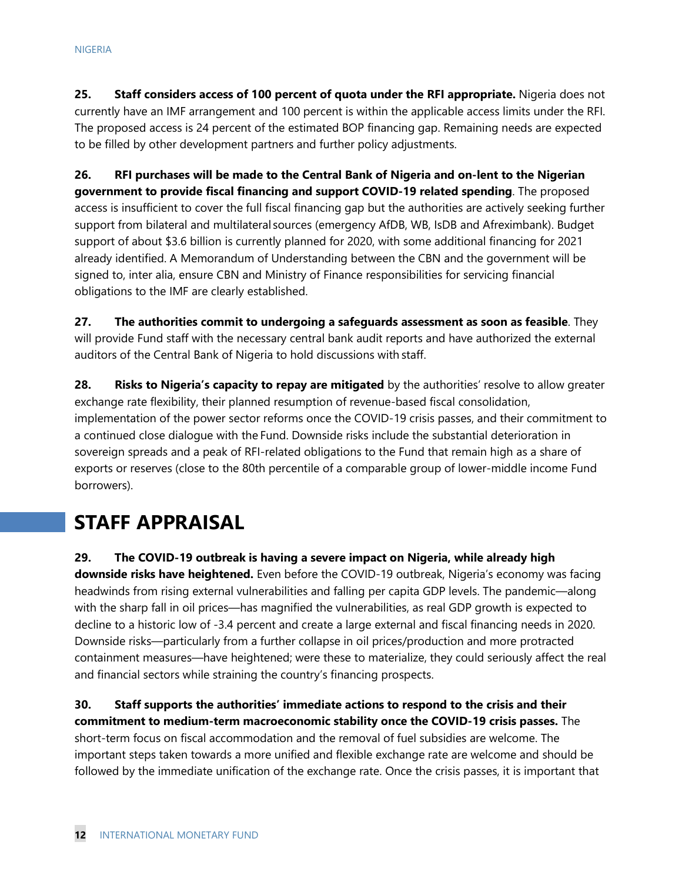**25. Staff considers access of 100 percent of quota under the RFI appropriate.** Nigeria does not currently have an IMF arrangement and 100 percent is within the applicable access limits under the RFI. The proposed access is 24 percent of the estimated BOP financing gap. Remaining needs are expected to be filled by other development partners and further policy adjustments.

**26. RFI purchases will be made to the Central Bank of Nigeria and on-lent to the Nigerian government to provide fiscal financing and support COVID-19 related spending**. The proposed access is insufficient to cover the full fiscal financing gap but the authorities are actively seeking further support from bilateral and multilateral sources (emergency AfDB, WB, IsDB and Afreximbank). Budget support of about $3.6 billion is currently planned for 2020, with some additional financing for 2021 already identified. A Memorandum of Understanding between the CBN and the government will be signed to, inter alia, ensure CBN and Ministry of Finance responsibilities for servicing financial obligations to the IMF are clearly established.

**27. The authorities commit to undergoing a safeguards assessment as soon as feasible**. They will provide Fund staff with the necessary central bank audit reports and have authorized the external auditors of the Central Bank of Nigeria to hold discussions with staff.

**28. Risks to Nigeria's capacity to repay are mitigated** by the authorities' resolve to allow greater exchange rate flexibility, their planned resumption of revenue-based fiscal consolidation, implementation of the power sector reforms once the COVID-19 crisis passes, and their commitment to a continued close dialogue with the Fund. Downside risks include the substantial deterioration in sovereign spreads and a peak of RFI-related obligations to the Fund that remain high as a share of exports or reserves (close to the 80th percentile of a comparable group of lower-middle income Fund borrowers).

# STAFF APPRAISAL

**29. The COVID-19 outbreak is having a severe impact on Nigeria, while already high downside risks have heightened.** Even before the COVID-19 outbreak, Nigeria's economy was facing headwinds from rising external vulnerabilities and falling per capita GDP levels. The pandemic—along with the sharp fall in oil prices—has magnified the vulnerabilities, as real GDP growth is expected to decline to a historic low of -3.4 percent and create a large external and fiscal financing needs in 2020. Downside risks—particularly from a further collapse in oil prices/production and more protracted containment measures—have heightened; were these to materialize, they could seriously affect the real and financial sectors while straining the country's financing prospects.

**30. Staff supports the authorities' immediate actions to respond to the crisis and their commitment to medium-term macroeconomic stability once the COVID-19 crisis passes.** The short-term focus on fiscal accommodation and the removal of fuel subsidies are welcome. The important steps taken towards a more unified and flexible exchange rate are welcome and should be followed by the immediate unification of the exchange rate. Once the crisis passes, it is important that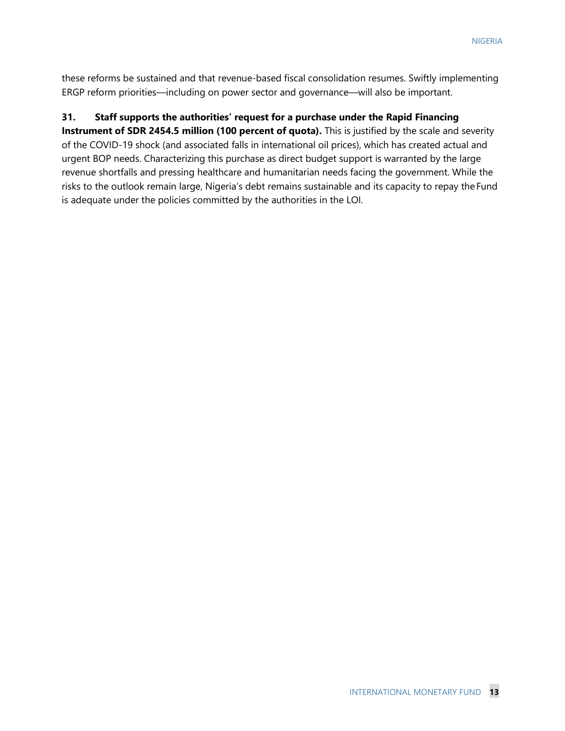these reforms be sustained and that revenue-based fiscal consolidation resumes. Swiftly implementing ERGP reform priorities—including on power sector and governance—will also be important.

**31. Staff supports the authorities' request for a purchase under the Rapid Financing Instrument of SDR 2454.5 million (100 percent of quota).** This is justified by the scale and severity of the COVID-19 shock (and associated falls in international oil prices), which has created actual and urgent BOP needs. Characterizing this purchase as direct budget support is warranted by the large revenue shortfalls and pressing healthcare and humanitarian needs facing the government. While the risks to the outlook remain large, Nigeria's debt remains sustainable and its capacity to repay the Fund is adequate under the policies committed by the authorities in the LOI.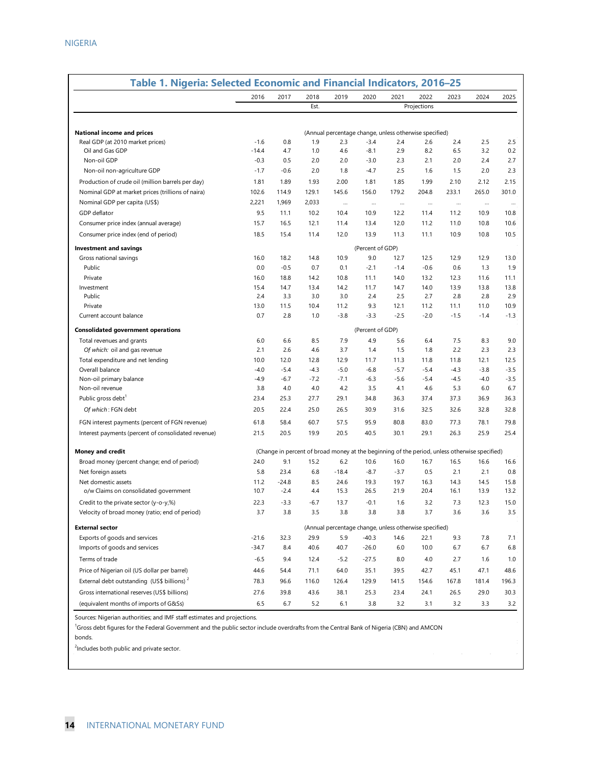## Table 1. Nigeria: Selected Economic and Financial Indicators, 2016–25

| | 2016 | 2017 | 2018 | 2019 | 2020 | 2021 | 2022 | 2023 | 2024 | 2025 |
|---|---|---|---|---|---|---|---|---|---|---|
| | | | Est. | | | | Projections | | | |
| **National income and prices** | (Annual percentage change, unless otherwise specified) | | | | | | | | | |
| Real GDP (at 2010 market prices) | -1.6 | 0.8 | 1.9 | 2.3 | -3.4 | 2.4 | 2.6 | 2.4 | 2.5 | 2.5 |
| Oil and Gas GDP | -14.4 | 4.7 | 1.0 | 4.6 | -8.1 | 2.9 | 8.2 | 6.5 | 3.2 | 0.2 |
| Non-oil GDP | -0.3 | 0.5 | 2.0 | 2.0 | -3.0 | 2.3 | 2.1 | 2.0 | 2.4 | 2.7 |
| Non-oil non-agriculture GDP | -1.7 | -0.6 | 2.0 | 1.8 | -4.7 | 2.5 | 1.6 | 1.5 | 2.0 | 2.3 |
| Production of crude oil (million barrels per day) | 1.81 | 1.89 | 1.93 | 2.00 | 1.81 | 1.85 | 1.99 | 2.10 | 2.12 | 2.15 |
| Nominal GDP at market prices (trillions of naira) | 102.6 | 114.9 | 129.1 | 145.6 | 156.0 | 179.2 | 204.8 | 233.1 | 265.0 | 301.0 |
| Nominal GDP per capita (US$) | 2,221 | 1,969 | 2,033 | ... | ... | ... | ... | ... | ... | ... |
| GDP deflator | 9.5 | 11.1 | 10.2 | 10.4 | 10.9 | 12.2 | 11.4 | 11.2 | 10.9 | 10.8 |
| Consumer price index (annual average) | 15.7 | 16.5 | 12.1 | 11.4 | 13.4 | 12.0 | 11.2 | 11.0 | 10.8 | 10.6 |
| Consumer price index (end of period) | 18.5 | 15.4 | 11.4 | 12.0 | 13.9 | 11.3 | 11.1 | 10.9 | 10.8 | 10.5 |
| **Investment and savings** | (Percent of GDP) | | | | | | | | | |
| Gross national savings | 16.0 | 18.2 | 14.8 | 10.9 | 9.0 | 12.7 | 12.5 | 12.9 | 12.9 | 13.0 |
| Public | 0.0 | -0.5 | 0.7 | 0.1 | -2.1 | -1.4 | -0.6 | 0.6 | 1.3 | 1.9 |
| Private | 16.0 | 18.8 | 14.2 | 10.8 | 11.1 | 14.0 | 13.2 | 12.3 | 11.6 | 11.1 |
| Investment | 15.4 | 14.7 | 13.4 | 14.2 | 11.7 | 14.7 | 14.0 | 13.9 | 13.8 | 13.8 |
| Public | 2.4 | 3.3 | 3.0 | 3.0 | 2.4 | 2.5 | 2.7 | 2.8 | 2.8 | 2.9 |
| Private | 13.0 | 11.5 | 10.4 | 11.2 | 9.3 | 12.1 | 11.2 | 11.1 | 11.0 | 10.9 |
| Current account balance | 0.7 | 2.8 | 1.0 | -3.8 | -3.3 | -2.5 | -2.0 | -1.5 | -1.4 | -1.3 |
| **Consolidated government operations** | (Percent of GDP) | | | | | | | | | |
| Total revenues and grants | 6.0 | 6.6 | 8.5 | 7.9 | 4.9 | 5.6 | 6.4 | 7.5 | 8.3 | 9.0 |
| *Of which:* oil and gas revenue | 2.1 | 2.6 | 4.6 | 3.7 | 1.4 | 1.5 | 1.8 | 2.2 | 2.3 | 2.3 |
| Total expenditure and net lending | 10.0 | 12.0 | 12.8 | 12.9 | 11.7 | 11.3 | 11.8 | 11.8 | 12.1 | 12.5 |
| Overall balance | -4.0 | -5.4 | -4.3 | -5.0 | -6.8 | -5.7 | -5.4 | -4.3 | -3.8 | -3.5 |
| Non-oil primary balance | -4.9 | -6.7 | -7.2 | -7.1 | -6.3 | -5.6 | -5.4 | -4.5 | -4.0 | -3.5 |
| Non-oil revenue | 3.8 | 4.0 | 4.0 | 4.2 | 3.5 | 4.1 | 4.6 | 5.3 | 6.0 | 6.7 |
| Public gross debt[1] | 23.4 | 25.3 | 27.7 | 29.1 | 34.8 | 36.3 | 37.4 | 37.3 | 36.9 | 36.3 |
| *Of which* : FGN debt | 20.5 | 22.4 | 25.0 | 26.5 | 30.9 | 31.6 | 32.5 | 32.6 | 32.8 | 32.8 |
| FGN interest payments (percent of FGN revenue) | 61.8 | 58.4 | 60.7 | 57.5 | 95.9 | 80.8 | 83.0 | 77.3 | 78.1 | 79.8 |
| Interest payments (percent of consolidated revenue) | 21.5 | 20.5 | 19.9 | 20.5 | 40.5 | 30.1 | 29.1 | 26.3 | 25.9 | 25.4 |
| **Money and credit** | (Change in percent of broad money at the beginning of the period, unless otherwise specified) | | | | | | | | | |
| Broad money (percent change; end of period) | 24.0 | 9.1 | 15.2 | 6.2 | 10.6 | 16.0 | 16.7 | 16.5 | 16.6 | 16.6 |
| Net foreign assets | 5.8 | 23.4 | 6.8 | -18.4 | -8.7 | -3.7 | 0.5 | 2.1 | 2.1 | 0.8 |
| Net domestic assets | 11.2 | -24.8 | 8.5 | 24.6 | 19.3 | 19.7 | 16.3 | 14.3 | 14.5 | 15.8 |
| o/w Claims on consolidated government | 10.7 | -2.4 | 4.4 | 15.3 | 26.5 | 21.9 | 20.4 | 16.1 | 13.9 | 13.2 |
| Credit to the private sector (y-o-y,%) | 22.3 | -3.3 | -6.7 | 13.7 | -0.1 | 1.6 | 3.2 | 7.3 | 12.3 | 15.0 |
| Velocity of broad money (ratio; end of period) | 3.7 | 3.8 | 3.5 | 3.8 | 3.8 | 3.8 | 3.7 | 3.6 | 3.6 | 3.5 |
| **External sector** | (Annual percentage change, unless otherwise specified) | | | | | | | | | |
| Exports of goods and services | -21.6 | 32.3 | 29.9 | 5.9 | -40.3 | 14.6 | 22.1 | 9.3 | 7.8 | 7.1 |
| Imports of goods and services | -34.7 | 8.4 | 40.6 | 40.7 | -26.0 | 6.0 | 10.0 | 6.7 | 6.7 | 6.8 |
| Terms of trade | -6.5 | 9.4 | 12.4 | -5.2 | -27.5 | 8.0 | 4.0 | 2.7 | 1.6 | 1.0 |
| Price of Nigerian oil (US dollar per barrel) | 44.6 | 54.4 | 71.1 | 64.0 | 35.1 | 39.5 | 42.7 | 45.1 | 47.1 | 48.6 |
| External debt outstanding (US$ billions)[2] | 78.3 | 96.6 | 116.0 | 126.4 | 129.9 | 141.5 | 154.6 | 167.8 | 181.4 | 196.3 |
| Gross international reserves (US$ billions) | 27.6 | 39.8 | 43.6 | 38.1 | 25.3 | 23.4 | 24.1 | 26.5 | 29.0 | 30.3 |
| (equivalent months of imports of G&Ss) | 6.5 | 6.7 | 5.2 | 6.1 | 3.8 | 3.2 | 3.1 | 3.2 | 3.3 | 3.2 |

Sources: Nigerian authorities; and IMF staff estimates and projections.

[1]Gross debt figures for the Federal Government and the public sector include overdrafts from the Central Bank of Nigeria (CBN) and AMCON bonds.

[2]Includes both public and private sector.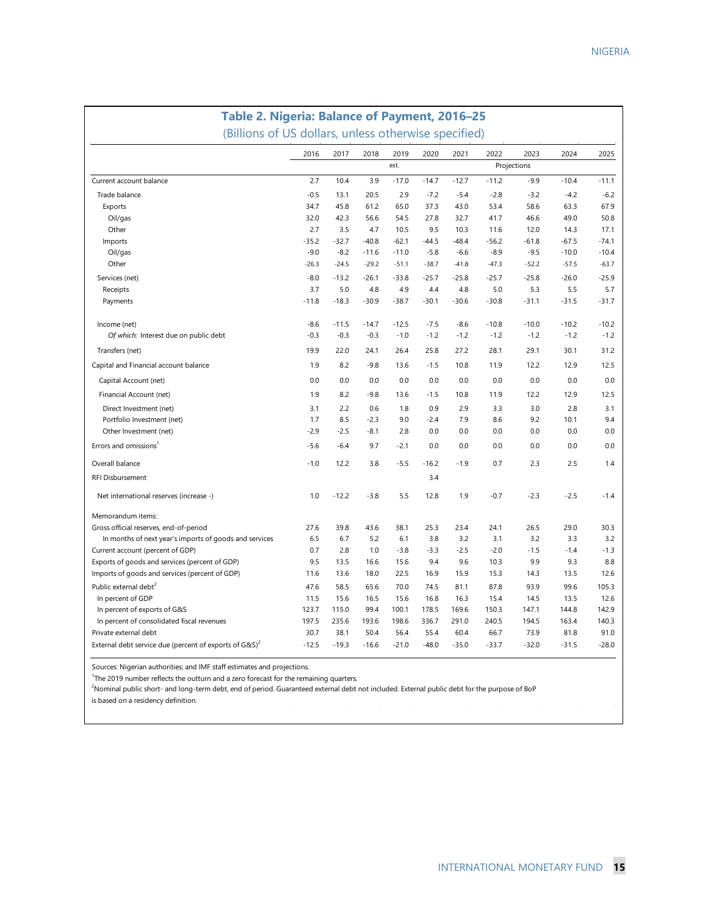## Table 2. Nigeria: Balance of Payment, 2016–25

(Billions of US dollars, unless otherwise specified)

| | 2016 | 2017 | 2018 | 2019 | 2020 | 2021 | 2022 | 2023 | 2024 | 2025 |
|---|---|---|---|---|---|---|---|---|---|---|
| | | | | est. | | | Projections | | | |
| Current account balance | 2.7 | 10.4 | 3.9 | -17.0 | -14.7 | -12.7 | -11.2 | -9.9 | -10.4 | -11.1 |
| Trade balance | -0.5 | 13.1 | 20.5 | 2.9 | -7.2 | -5.4 | -2.8 | -3.2 | -4.2 | -6.2 |
| Exports | 34.7 | 45.8 | 61.2 | 65.0 | 37.3 | 43.0 | 53.4 | 58.6 | 63.3 | 67.9 |
| Oil/gas | 32.0 | 42.3 | 56.6 | 54.5 | 27.8 | 32.7 | 41.7 | 46.6 | 49.0 | 50.8 |
| Other | 2.7 | 3.5 | 4.7 | 10.5 | 9.5 | 10.3 | 11.6 | 12.0 | 14.3 | 17.1 |
| Imports | -35.2 | -32.7 | -40.8 | -62.1 | -44.5 | -48.4 | -56.2 | -61.8 | -67.5 | -74.1 |
| Oil/gas | -9.0 | -8.2 | -11.6 | -11.0 | -5.8 | -6.6 | -8.9 | -9.5 | -10.0 | -10.4 |
| Other | -26.3 | -24.5 | -29.2 | -51.1 | -38.7 | -41.8 | -47.3 | -52.2 | -57.5 | -63.7 |
| Services (net) | -8.0 | -13.2 | -26.1 | -33.8 | -25.7 | -25.8 | -25.7 | -25.8 | -26.0 | -25.9 |
| Receipts | 3.7 | 5.0 | 4.8 | 4.9 | 4.4 | 4.8 | 5.0 | 5.3 | 5.5 | 5.7 |
| Payments | -11.8 | -18.3 | -30.9 | -38.7 | -30.1 | -30.6 | -30.8 | -31.1 | -31.5 | -31.7 |
| Income (net) | -8.6 | -11.5 | -14.7 | -12.5 | -7.5 | -8.6 | -10.8 | -10.0 | -10.2 | -10.2 |
| *Of which:* Interest due on public debt | -0.3 | -0.3 | -0.3 | -1.0 | -1.2 | -1.2 | -1.2 | -1.2 | -1.2 | -1.2 |
| Transfers (net) | 19.9 | 22.0 | 24.1 | 26.4 | 25.8 | 27.2 | 28.1 | 29.1 | 30.1 | 31.2 |
| Capital and Financial account balance | 1.9 | 8.2 | -9.8 | 13.6 | -1.5 | 10.8 | 11.9 | 12.2 | 12.9 | 12.5 |
| Capital Account (net) | 0.0 | 0.0 | 0.0 | 0.0 | 0.0 | 0.0 | 0.0 | 0.0 | 0.0 | 0.0 |
| Financial Account (net) | 1.9 | 8.2 | -9.8 | 13.6 | -1.5 | 10.8 | 11.9 | 12.2 | 12.9 | 12.5 |
| Direct Investment (net) | 3.1 | 2.2 | 0.6 | 1.8 | 0.9 | 2.9 | 3.3 | 3.0 | 2.8 | 3.1 |
| Portfolio Investment (net) | 1.7 | 8.5 | -2.3 | 9.0 | -2.4 | 7.9 | 8.6 | 9.2 | 10.1 | 9.4 |
| Other Investment (net) | -2.9 | -2.5 | -8.1 | 2.8 | 0.0 | 0.0 | 0.0 | 0.0 | 0.0 | 0.0 |
| Errors and omissions[1] | -5.6 | -6.4 | 9.7 | -2.1 | 0.0 | 0.0 | 0.0 | 0.0 | 0.0 | 0.0 |
| Overall balance | -1.0 | 12.2 | 3.8 | -5.5 | -16.2 | -1.9 | 0.7 | 2.3 | 2.5 | 1.4 |
| RFI Disbursement | | | | | 3.4 | | | | | |
| Net international reserves (increase -) | 1.0 | -12.2 | -3.8 | 5.5 | 12.8 | 1.9 | -0.7 | -2.3 | -2.5 | -1.4 |
| Memorandum items: | | | | | | | | | | |
| Gross official reserves, end-of-period | 27.6 | 39.8 | 43.6 | 38.1 | 25.3 | 23.4 | 24.1 | 26.5 | 29.0 | 30.3 |
| In months of next year's imports of goods and services | 6.5 | 6.7 | 5.2 | 6.1 | 3.8 | 3.2 | 3.1 | 3.2 | 3.3 | 3.2 |
| Current account (percent of GDP) | 0.7 | 2.8 | 1.0 | -3.8 | -3.3 | -2.5 | -2.0 | -1.5 | -1.4 | -1.3 |
| Exports of goods and services (percent of GDP) | 9.5 | 13.5 | 16.6 | 15.6 | 9.4 | 9.6 | 10.3 | 9.9 | 9.3 | 8.8 |
| Imports of goods and services (percent of GDP) | 11.6 | 13.6 | 18.0 | 22.5 | 16.9 | 15.9 | 15.3 | 14.3 | 13.5 | 12.6 |
| Public external debt[2] | 47.6 | 58.5 | 65.6 | 70.0 | 74.5 | 81.1 | 87.8 | 93.9 | 99.6 | 105.3 |
| In percent of GDP | 11.5 | 15.6 | 16.5 | 15.6 | 16.8 | 16.3 | 15.4 | 14.5 | 13.5 | 12.6 |
| In percent of exports of G&S | 123.7 | 115.0 | 99.4 | 100.1 | 178.5 | 169.6 | 150.3 | 147.1 | 144.8 | 142.9 |
| In percent of consolidated fiscal revenues | 197.5 | 235.6 | 193.6 | 198.6 | 336.7 | 291.0 | 240.5 | 194.5 | 163.4 | 140.3 |
| Private external debt | 30.7 | 38.1 | 50.4 | 56.4 | 55.4 | 60.4 | 66.7 | 73.9 | 81.8 | 91.0 |
| External debt service due (percent of exports of G&S)[2] | -12.5 | -19.3 | -16.6 | -21.0 | -48.0 | -35.0 | -33.7 | -32.0 | -31.5 | -28.0 |

Sources: Nigerian authorities; and IMF staff estimates and projections.

[1]The 2019 number reflects the outturn and a zero forecast for the remaining quarters.

[2]Nominal public short- and long-term debt, end of period. Guaranteed external debt not included. External public debt for the purpose of BoP is based on a residency definition.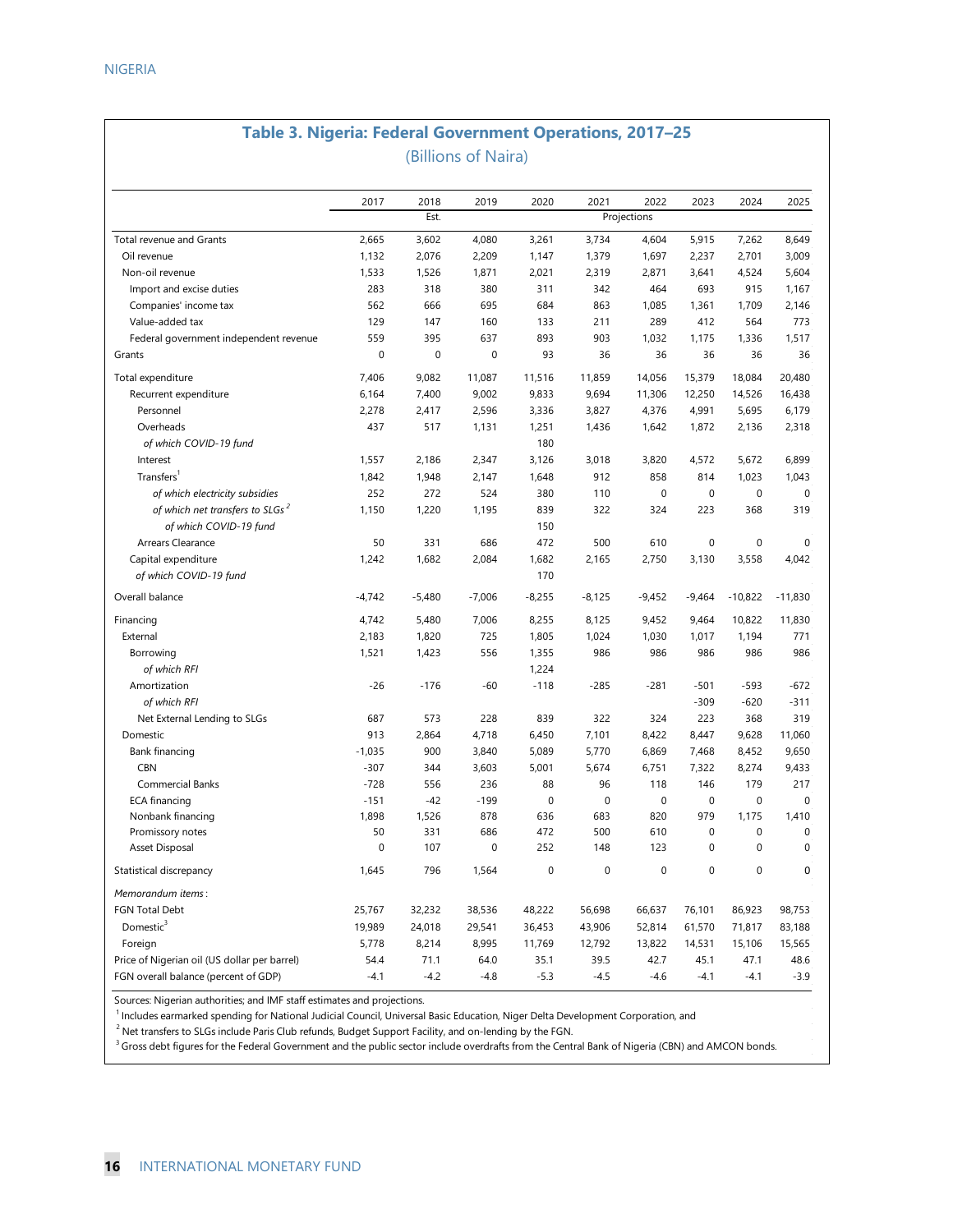## Table 3. Nigeria: Federal Government Operations, 2017–25

(Billions of Naira)

| | 2017 | 2018 | 2019 | 2020 | 2021 | 2022 | 2023 | 2024 | 2025 |
|---|---|---|---|---|---|---|---|---|---|
| | | Est. | | | | Projections | | | |
| Total revenue and Grants | 2,665 | 3,602 | 4,080 | 3,261 | 3,734 | 4,604 | 5,915 | 7,262 | 8,649 |
| Oil revenue | 1,132 | 2,076 | 2,209 | 1,147 | 1,379 | 1,697 | 2,237 | 2,701 | 3,009 |
| Non-oil revenue | 1,533 | 1,526 | 1,871 | 2,021 | 2,319 | 2,871 | 3,641 | 4,524 | 5,604 |
| Import and excise duties | 283 | 318 | 380 | 311 | 342 | 464 | 693 | 915 | 1,167 |
| Companies' income tax | 562 | 666 | 695 | 684 | 863 | 1,085 | 1,361 | 1,709 | 2,146 |
| Value-added tax | 129 | 147 | 160 | 133 | 211 | 289 | 412 | 564 | 773 |
| Federal government independent revenue | 559 | 395 | 637 | 893 | 903 | 1,032 | 1,175 | 1,336 | 1,517 |
| Grants | 0 | 0 | 0 | 93 | 36 | 36 | 36 | 36 | 36 |
| Total expenditure | 7,406 | 9,082 | 11,087 | 11,516 | 11,859 | 14,056 | 15,379 | 18,084 | 20,480 |
| Recurrent expenditure | 6,164 | 7,400 | 9,002 | 9,833 | 9,694 | 11,306 | 12,250 | 14,526 | 16,438 |
| Personnel | 2,278 | 2,417 | 2,596 | 3,336 | 3,827 | 4,376 | 4,991 | 5,695 | 6,179 |
| Overheads | 437 | 517 | 1,131 | 1,251 | 1,436 | 1,642 | 1,872 | 2,136 | 2,318 |
| *of which COVID-19 fund* | | | | 180 | | | | | |
| Interest | 1,557 | 2,186 | 2,347 | 3,126 | 3,018 | 3,820 | 4,572 | 5,672 | 6,899 |
| Transfers[1] | 1,842 | 1,948 | 2,147 | 1,648 | 912 | 858 | 814 | 1,023 | 1,043 |
| *of which electricity subsidies* | 252 | 272 | 524 | 380 | 110 | 0 | 0 | 0 | 0 |
| *of which net transfers to SLGs* [2] | 1,150 | 1,220 | 1,195 | 839 | 322 | 324 | 223 | 368 | 319 |
| *of which COVID-19 fund* | | | | 150 | | | | | |
| Arrears Clearance | 50 | 331 | 686 | 472 | 500 | 610 | 0 | 0 | 0 |
| Capital expenditure | 1,242 | 1,682 | 2,084 | 1,682 | 2,165 | 2,750 | 3,130 | 3,558 | 4,042 |
| *of which COVID-19 fund* | | | | 170 | | | | | |
| Overall balance | -4,742 | -5,480 | -7,006 | -8,255 | -8,125 | -9,452 | -9,464 | -10,822 | -11,830 |
| Financing | 4,742 | 5,480 | 7,006 | 8,255 | 8,125 | 9,452 | 9,464 | 10,822 | 11,830 |
| External | 2,183 | 1,820 | 725 | 1,805 | 1,024 | 1,030 | 1,017 | 1,194 | 771 |
| Borrowing | 1,521 | 1,423 | 556 | 1,355 | 986 | 986 | 986 | 986 | 986 |
| *of which RFI* | | | | 1,224 | | | | | |
| Amortization | -26 | -176 | -60 | -118 | -285 | -281 | -501 | -593 | -672 |
| *of which RFI* | | | | | | | -309 | -620 | -311 |
| Net External Lending to SLGs | 687 | 573 | 228 | 839 | 322 | 324 | 223 | 368 | 319 |
| Domestic | 913 | 2,864 | 4,718 | 6,450 | 7,101 | 8,422 | 8,447 | 9,628 | 11,060 |
| Bank financing | -1,035 | 900 | 3,840 | 5,089 | 5,770 | 6,869 | 7,468 | 8,452 | 9,650 |
| CBN | -307 | 344 | 3,603 | 5,001 | 5,674 | 6,751 | 7,322 | 8,274 | 9,433 |
| Commercial Banks | -728 | 556 | 236 | 88 | 96 | 118 | 146 | 179 | 217 |
| ECA financing | -151 | -42 | -199 | 0 | 0 | 0 | 0 | 0 | 0 |
| Nonbank financing | 1,898 | 1,526 | 878 | 636 | 683 | 820 | 979 | 1,175 | 1,410 |
| Promissory notes | 50 | 331 | 686 | 472 | 500 | 610 | 0 | 0 | 0 |
| Asset Disposal | 0 | 107 | 0 | 252 | 148 | 123 | 0 | 0 | 0 |
| Statistical discrepancy | 1,645 | 796 | 1,564 | 0 | 0 | 0 | 0 | 0 | 0 |
| *Memorandum items*: | | | | | | | | | |
| FGN Total Debt | 25,767 | 32,232 | 38,536 | 48,222 | 56,698 | 66,637 | 76,101 | 86,923 | 98,753 |
| Domestic[3] | 19,989 | 24,018 | 29,541 | 36,453 | 43,906 | 52,814 | 61,570 | 71,817 | 83,188 |
| Foreign | 5,778 | 8,214 | 8,995 | 11,769 | 12,792 | 13,822 | 14,531 | 15,106 | 15,565 |
| Price of Nigerian oil (US dollar per barrel) | 54.4 | 71.1 | 64.0 | 35.1 | 39.5 | 42.7 | 45.1 | 47.1 | 48.6 |
| FGN overall balance (percent of GDP) | -4.1 | -4.2 | -4.8 | -5.3 | -4.5 | -4.6 | -4.1 | -4.1 | -3.9 |

Sources: Nigerian authorities; and IMF staff estimates and projections.

[1] Includes earmarked spending for National Judicial Council, Universal Basic Education, Niger Delta Development Corporation, and

[2] Net transfers to SLGs include Paris Club refunds, Budget Support Facility, and on-lending by the FGN.

[3] Gross debt figures for the Federal Government and the public sector include overdrafts from the Central Bank of Nigeria (CBN) and AMCON bonds.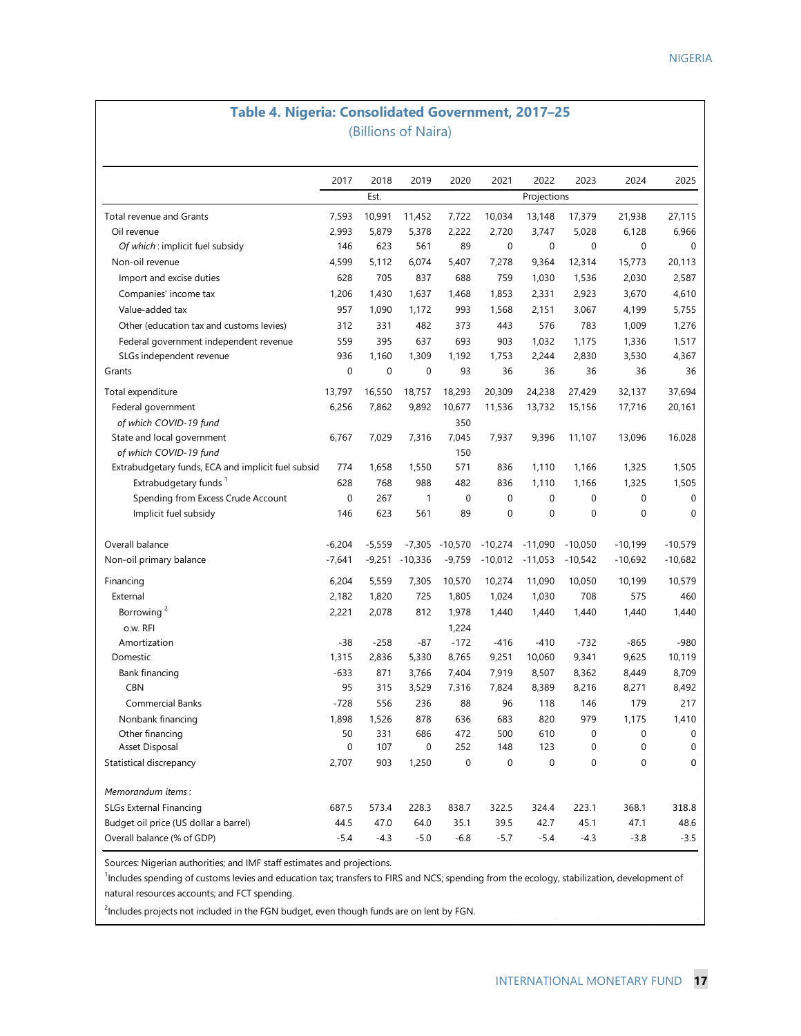## Table 4. Nigeria: Consolidated Government, 2017–25

(Billions of Naira)

| | 2017 | 2018 | 2019 | 2020 | 2021 | 2022 | 2023 | 2024 | 2025 |
|---|---|---|---|---|---|---|---|---|---|
| | | Est. | | | | Projections | | | |
| Total revenue and Grants | 7,593 | 10,991 | 11,452 | 7,722 | 10,034 | 13,148 | 17,379 | 21,938 | 27,115 |
| Oil revenue | 2,993 | 5,879 | 5,378 | 2,222 | 2,720 | 3,747 | 5,028 | 6,128 | 6,966 |
| *Of which* : implicit fuel subsidy | 146 | 623 | 561 | 89 | 0 | 0 | 0 | 0 | 0 |
| Non-oil revenue | 4,599 | 5,112 | 6,074 | 5,407 | 7,278 | 9,364 | 12,314 | 15,773 | 20,113 |
| Import and excise duties | 628 | 705 | 837 | 688 | 759 | 1,030 | 1,536 | 2,030 | 2,587 |
| Companies' income tax | 1,206 | 1,430 | 1,637 | 1,468 | 1,853 | 2,331 | 2,923 | 3,670 | 4,610 |
| Value-added tax | 957 | 1,090 | 1,172 | 993 | 1,568 | 2,151 | 3,067 | 4,199 | 5,755 |
| Other (education tax and customs levies) | 312 | 331 | 482 | 373 | 443 | 576 | 783 | 1,009 | 1,276 |
| Federal government independent revenue | 559 | 395 | 637 | 693 | 903 | 1,032 | 1,175 | 1,336 | 1,517 |
| SLGs independent revenue | 936 | 1,160 | 1,309 | 1,192 | 1,753 | 2,244 | 2,830 | 3,530 | 4,367 |
| Grants | 0 | 0 | 0 | 93 | 36 | 36 | 36 | 36 | 36 |
| Total expenditure | 13,797 | 16,550 | 18,757 | 18,293 | 20,309 | 24,238 | 27,429 | 32,137 | 37,694 |
| Federal government | 6,256 | 7,862 | 9,892 | 10,677 | 11,536 | 13,732 | 15,156 | 17,716 | 20,161 |
| *of which COVID-19 fund* | | | | 350 | | | | | |
| State and local government | 6,767 | 7,029 | 7,316 | 7,045 | 7,937 | 9,396 | 11,107 | 13,096 | 16,028 |
| *of which COVID-19 fund* | | | | 150 | | | | | |
| Extrabudgetary funds, ECA and implicit fuel subsid | 774 | 1,658 | 1,550 | 571 | 836 | 1,110 | 1,166 | 1,325 | 1,505 |
| Extrabudgetary funds [1] | 628 | 768 | 988 | 482 | 836 | 1,110 | 1,166 | 1,325 | 1,505 |
| Spending from Excess Crude Account | 0 | 267 | 1 | 0 | 0 | 0 | 0 | 0 | 0 |
| Implicit fuel subsidy | 146 | 623 | 561 | 89 | 0 | 0 | 0 | 0 | 0 |
| Overall balance | -6,204 | -5,559 | -7,305 | -10,570 | -10,274 | -11,090 | -10,050 | -10,199 | -10,579 |
| Non-oil primary balance | -7,641 | -9,251 | -10,336 | -9,759 | -10,012 | -11,053 | -10,542 | -10,692 | -10,682 |
| Financing | 6,204 | 5,559 | 7,305 | 10,570 | 10,274 | 11,090 | 10,050 | 10,199 | 10,579 |
| External | 2,182 | 1,820 | 725 | 1,805 | 1,024 | 1,030 | 708 | 575 | 460 |
| Borrowing [2] | 2,221 | 2,078 | 812 | 1,978 | 1,440 | 1,440 | 1,440 | 1,440 | 1,440 |
| o.w. RFI | | | | 1,224 | | | | | |
| Amortization | -38 | -258 | -87 | -172 | -416 | -410 | -732 | -865 | -980 |
| Domestic | 1,315 | 2,836 | 5,330 | 8,765 | 9,251 | 10,060 | 9,341 | 9,625 | 10,119 |
| Bank financing | -633 | 871 | 3,766 | 7,404 | 7,919 | 8,507 | 8,362 | 8,449 | 8,709 |
| CBN | 95 | 315 | 3,529 | 7,316 | 7,824 | 8,389 | 8,216 | 8,271 | 8,492 |
| Commercial Banks | -728 | 556 | 236 | 88 | 96 | 118 | 146 | 179 | 217 |
| Nonbank financing | 1,898 | 1,526 | 878 | 636 | 683 | 820 | 979 | 1,175 | 1,410 |
| Other financing | 50 | 331 | 686 | 472 | 500 | 610 | 0 | 0 | 0 |
| Asset Disposal | 0 | 107 | 0 | 252 | 148 | 123 | 0 | 0 | 0 |
| Statistical discrepancy | 2,707 | 903 | 1,250 | 0 | 0 | 0 | 0 | 0 | 0 |
| *Memorandum items* : | | | | | | | | | |
| SLGs External Financing | 687.5 | 573.4 | 228.3 | 838.7 | 322.5 | 324.4 | 223.1 | 368.1 | 318.8 |
| Budget oil price (US dollar a barrel) | 44.5 | 47.0 | 64.0 | 35.1 | 39.5 | 42.7 | 45.1 | 47.1 | 48.6 |
| Overall balance (% of GDP) | -5.4 | -4.3 | -5.0 | -6.8 | -5.7 | -5.4 | -4.3 | -3.8 | -3.5 |

Sources: Nigerian authorities; and IMF staff estimates and projections.

[1] Includes spending of customs levies and education tax; transfers to FIRS and NCS; spending from the ecology, stabilization, development of natural resources accounts; and FCT spending.

[2] Includes projects not included in the FGN budget, even though funds are on lent by FGN.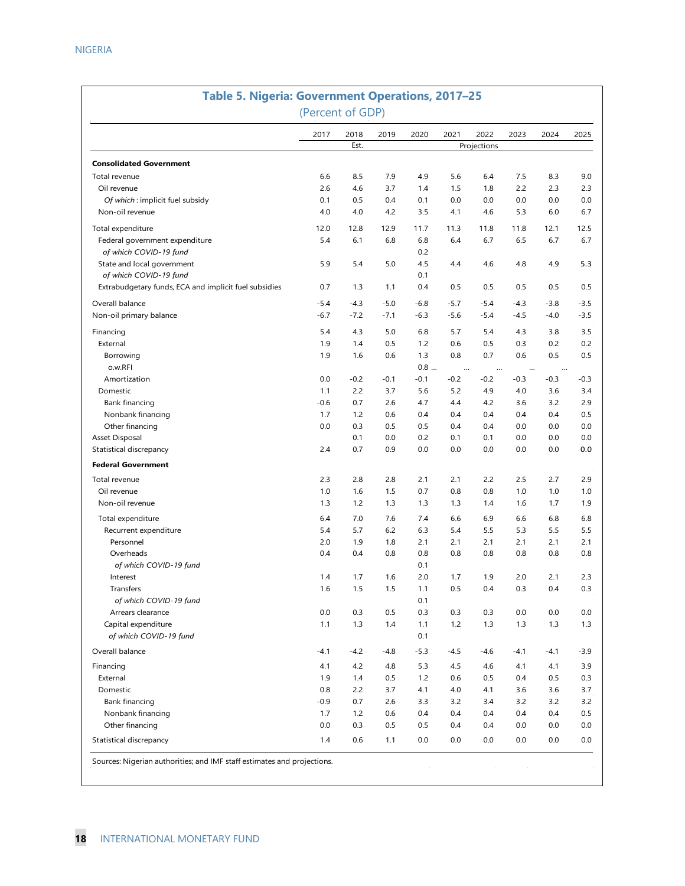## Table 5. Nigeria: Government Operations, 2017–25

(Percent of GDP)

| | 2017 | 2018 | 2019 | 2020 | 2021 | 2022 | 2023 | 2024 | 2025 |
|---|---|---|---|---|---|---|---|---|---|
| | | Est. | | | | Projections | | | |
| **Consolidated Government** | | | | | | | | | |
| Total revenue | 6.6 | 8.5 | 7.9 | 4.9 | 5.6 | 6.4 | 7.5 | 8.3 | 9.0 |
| Oil revenue | 2.6 | 4.6 | 3.7 | 1.4 | 1.5 | 1.8 | 2.2 | 2.3 | 2.3 |
| *Of which* : implicit fuel subsidy | 0.1 | 0.5 | 0.4 | 0.1 | 0.0 | 0.0 | 0.0 | 0.0 | 0.0 |
| Non-oil revenue | 4.0 | 4.0 | 4.2 | 3.5 | 4.1 | 4.6 | 5.3 | 6.0 | 6.7 |
| Total expenditure | 12.0 | 12.8 | 12.9 | 11.7 | 11.3 | 11.8 | 11.8 | 12.1 | 12.5 |
| Federal government expenditure | 5.4 | 6.1 | 6.8 | 6.8 | 6.4 | 6.7 | 6.5 | 6.7 | 6.7 |
| *of which COVID-19 fund* | | | | 0.2 | | | | | |
| State and local government | 5.9 | 5.4 | 5.0 | 4.5 | 4.4 | 4.6 | 4.8 | 4.9 | 5.3 |
| *of which COVID-19 fund* | | | | 0.1 | | | | | |
| Extrabudgetary funds, ECA and implicit fuel subsidies | 0.7 | 1.3 | 1.1 | 0.4 | 0.5 | 0.5 | 0.5 | 0.5 | 0.5 |
| Overall balance | -5.4 | -4.3 | -5.0 | -6.8 | -5.7 | -5.4 | -4.3 | -3.8 | -3.5 |
| Non-oil primary balance | -6.7 | -7.2 | -7.1 | -6.3 | -5.6 | -5.4 | -4.5 | -4.0 | -3.5 |
| Financing | 5.4 | 4.3 | 5.0 | 6.8 | 5.7 | 5.4 | 4.3 | 3.8 | 3.5 |
| External | 1.9 | 1.4 | 0.5 | 1.2 | 0.6 | 0.5 | 0.3 | 0.2 | 0.2 |
| Borrowing | 1.9 | 1.6 | 0.6 | 1.3 | 0.8 | 0.7 | 0.6 | 0.5 | 0.5 |
| o.w.RFI | | | | 0.8 ... | ... | ... | ... | ... | |
| Amortization | 0.0 | -0.2 | -0.1 | -0.1 | -0.2 | -0.2 | -0.3 | -0.3 | -0.3 |
| Domestic | 1.1 | 2.2 | 3.7 | 5.6 | 5.2 | 4.9 | 4.0 | 3.6 | 3.4 |
| Bank financing | -0.6 | 0.7 | 2.6 | 4.7 | 4.4 | 4.2 | 3.6 | 3.2 | 2.9 |
| Nonbank financing | 1.7 | 1.2 | 0.6 | 0.4 | 0.4 | 0.4 | 0.4 | 0.4 | 0.5 |
| Other financing | 0.0 | 0.3 | 0.5 | 0.5 | 0.4 | 0.4 | 0.0 | 0.0 | 0.0 |
| Asset Disposal | | 0.1 | 0.0 | 0.2 | 0.1 | 0.1 | 0.0 | 0.0 | 0.0 |
| Statistical discrepancy | 2.4 | 0.7 | 0.9 | 0.0 | 0.0 | 0.0 | 0.0 | 0.0 | 0.0 |
| **Federal Government** | | | | | | | | | |
| Total revenue | 2.3 | 2.8 | 2.8 | 2.1 | 2.1 | 2.2 | 2.5 | 2.7 | 2.9 |
| Oil revenue | 1.0 | 1.6 | 1.5 | 0.7 | 0.8 | 0.8 | 1.0 | 1.0 | 1.0 |
| Non-oil revenue | 1.3 | 1.2 | 1.3 | 1.3 | 1.3 | 1.4 | 1.6 | 1.7 | 1.9 |
| Total expenditure | 6.4 | 7.0 | 7.6 | 7.4 | 6.6 | 6.9 | 6.6 | 6.8 | 6.8 |
| Recurrent expenditure | 5.4 | 5.7 | 6.2 | 6.3 | 5.4 | 5.5 | 5.3 | 5.5 | 5.5 |
| Personnel | 2.0 | 1.9 | 1.8 | 2.1 | 2.1 | 2.1 | 2.1 | 2.1 | 2.1 |
| Overheads | 0.4 | 0.4 | 0.8 | 0.8 | 0.8 | 0.8 | 0.8 | 0.8 | 0.8 |
| *of which COVID-19 fund* | | | | 0.1 | | | | | |
| Interest | 1.4 | 1.7 | 1.6 | 2.0 | 1.7 | 1.9 | 2.0 | 2.1 | 2.3 |
| Transfers | 1.6 | 1.5 | 1.5 | 1.1 | 0.5 | 0.4 | 0.3 | 0.4 | 0.3 |
| *of which COVID-19 fund* | | | | 0.1 | | | | | |
| Arrears clearance | 0.0 | 0.3 | 0.5 | 0.3 | 0.3 | 0.3 | 0.0 | 0.0 | 0.0 |
| Capital expenditure | 1.1 | 1.3 | 1.4 | 1.1 | 1.2 | 1.3 | 1.3 | 1.3 | 1.3 |
| *of which COVID-19 fund* | | | | 0.1 | | | | | |
| Overall balance | -4.1 | -4.2 | -4.8 | -5.3 | -4.5 | -4.6 | -4.1 | -4.1 | -3.9 |
| Financing | 4.1 | 4.2 | 4.8 | 5.3 | 4.5 | 4.6 | 4.1 | 4.1 | 3.9 |
| External | 1.9 | 1.4 | 0.5 | 1.2 | 0.6 | 0.5 | 0.4 | 0.5 | 0.3 |
| Domestic | 0.8 | 2.2 | 3.7 | 4.1 | 4.0 | 4.1 | 3.6 | 3.6 | 3.7 |
| Bank financing | -0.9 | 0.7 | 2.6 | 3.3 | 3.2 | 3.4 | 3.2 | 3.2 | 3.2 |
| Nonbank financing | 1.7 | 1.2 | 0.6 | 0.4 | 0.4 | 0.4 | 0.4 | 0.4 | 0.5 |
| Other financing | 0.0 | 0.3 | 0.5 | 0.5 | 0.4 | 0.4 | 0.0 | 0.0 | 0.0 |
| Statistical discrepancy | 1.4 | 0.6 | 1.1 | 0.0 | 0.0 | 0.0 | 0.0 | 0.0 | 0.0 |

Sources: Nigerian authorities; and IMF staff estimates and projections.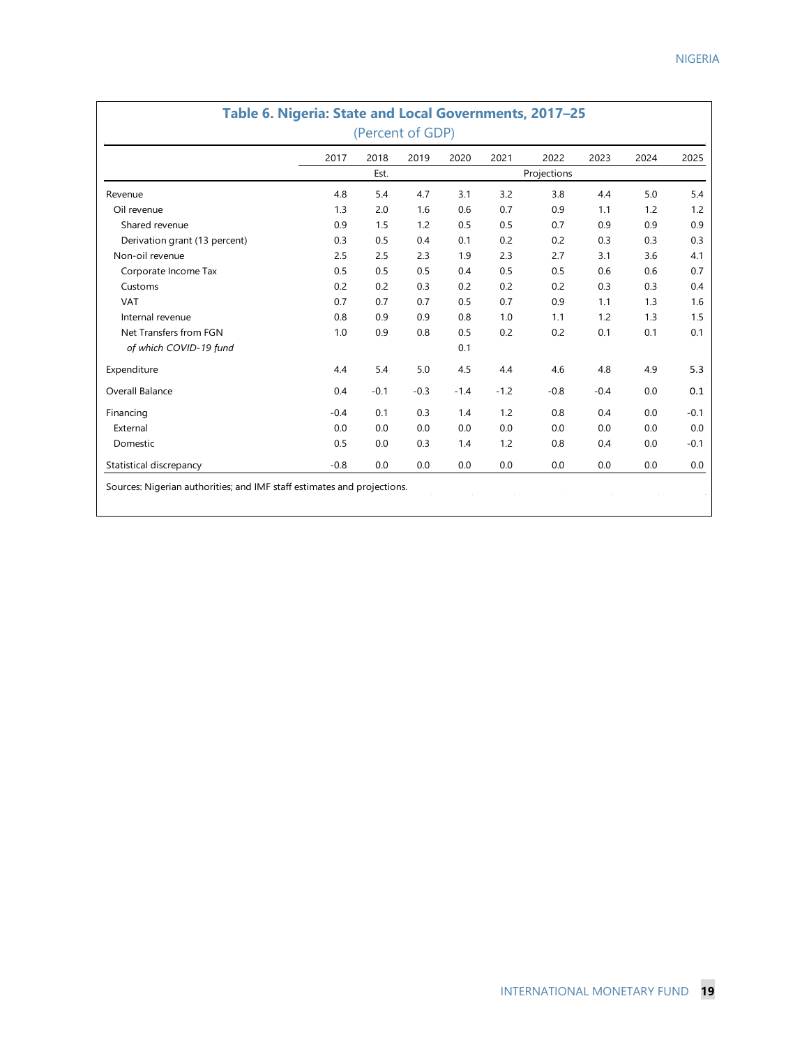## Table 6. Nigeria: State and Local Governments, 2017–25

(Percent of GDP)

| | 2017 | 2018 | 2019 | 2020 | 2021 | 2022 | 2023 | 2024 | 2025 |
|---|---|---|---|---|---|---|---|---|---|
| | | Est. | | | | Projections | | | |
| Revenue | 4.8 | 5.4 | 4.7 | 3.1 | 3.2 | 3.8 | 4.4 | 5.0 | 5.4 |
| Oil revenue | 1.3 | 2.0 | 1.6 | 0.6 | 0.7 | 0.9 | 1.1 | 1.2 | 1.2 |
| Shared revenue | 0.9 | 1.5 | 1.2 | 0.5 | 0.5 | 0.7 | 0.9 | 0.9 | 0.9 |
| Derivation grant (13 percent) | 0.3 | 0.5 | 0.4 | 0.1 | 0.2 | 0.2 | 0.3 | 0.3 | 0.3 |
| Non-oil revenue | 2.5 | 2.5 | 2.3 | 1.9 | 2.3 | 2.7 | 3.1 | 3.6 | 4.1 |
| Corporate Income Tax | 0.5 | 0.5 | 0.5 | 0.4 | 0.5 | 0.5 | 0.6 | 0.6 | 0.7 |
| Customs | 0.2 | 0.2 | 0.3 | 0.2 | 0.2 | 0.2 | 0.3 | 0.3 | 0.4 |
| VAT | 0.7 | 0.7 | 0.7 | 0.5 | 0.7 | 0.9 | 1.1 | 1.3 | 1.6 |
| Internal revenue | 0.8 | 0.9 | 0.9 | 0.8 | 1.0 | 1.1 | 1.2 | 1.3 | 1.5 |
| Net Transfers from FGN | 1.0 | 0.9 | 0.8 | 0.5 | 0.2 | 0.2 | 0.1 | 0.1 | 0.1 |
| *of which COVID-19 fund* | | | | 0.1 | | | | | |
| Expenditure | 4.4 | 5.4 | 5.0 | 4.5 | 4.4 | 4.6 | 4.8 | 4.9 | 5.3 |
| Overall Balance | 0.4 | -0.1 | -0.3 | -1.4 | -1.2 | -0.8 | -0.4 | 0.0 | 0.1 |
| Financing | -0.4 | 0.1 | 0.3 | 1.4 | 1.2 | 0.8 | 0.4 | 0.0 | -0.1 |
| External | 0.0 | 0.0 | 0.0 | 0.0 | 0.0 | 0.0 | 0.0 | 0.0 | 0.0 |
| Domestic | 0.5 | 0.0 | 0.3 | 1.4 | 1.2 | 0.8 | 0.4 | 0.0 | -0.1 |
| Statistical discrepancy | -0.8 | 0.0 | 0.0 | 0.0 | 0.0 | 0.0 | 0.0 | 0.0 | 0.0 |

Sources: Nigerian authorities; and IMF staff estimates and projections.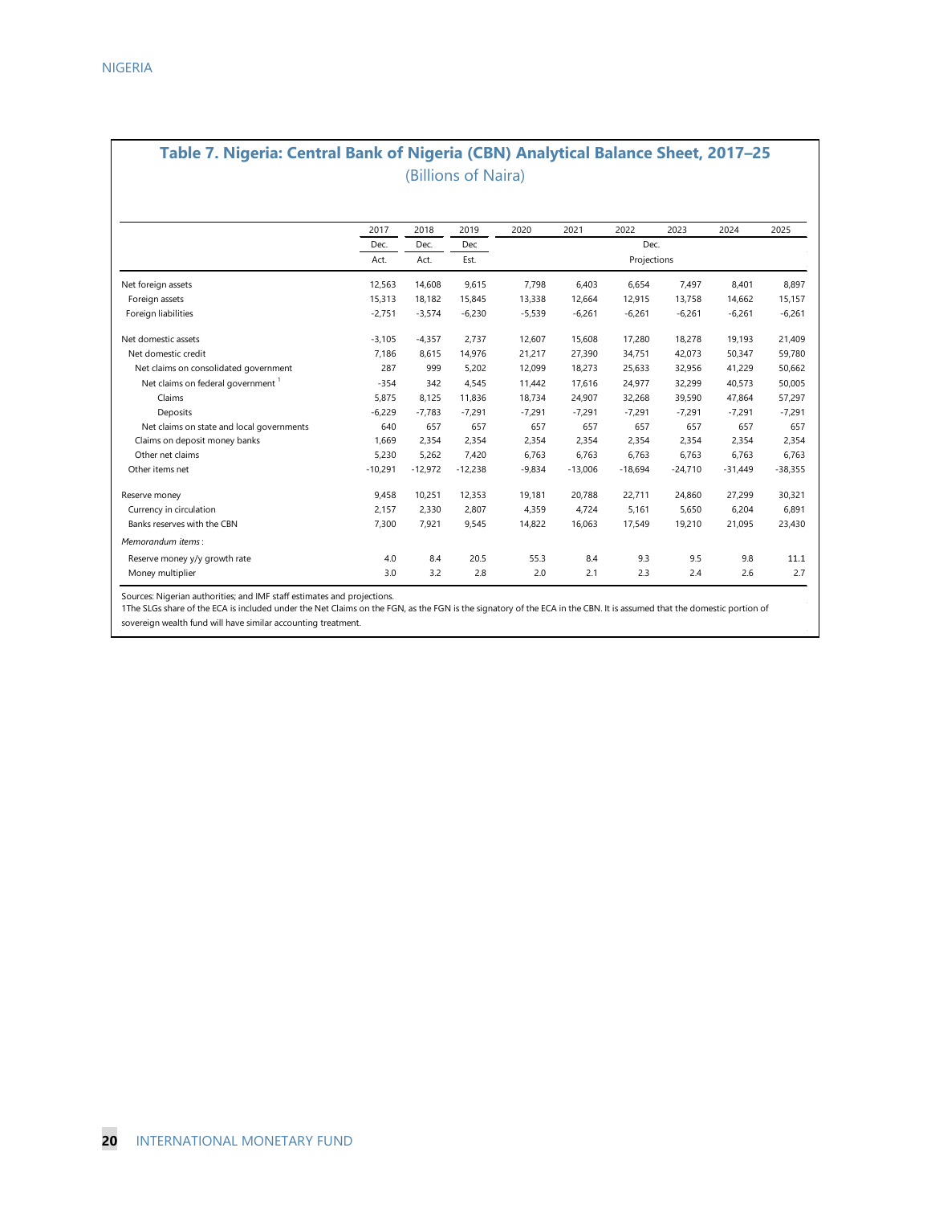## Table 7. Nigeria: Central Bank of Nigeria (CBN) Analytical Balance Sheet, 2017–25

(Billions of Naira)

| | 2017 | 2018 | 2019 | 2020 | 2021 | 2022 | 2023 | 2024 | 2025 |
|---|---|---|---|---|---|---|---|---|---|
| | Dec. | Dec. | Dec | | | Dec. | | | |
| | Act. | Act. | Est. | | | Projections | | | |
| Net foreign assets | 12,563 | 14,608 | 9,615 | 7,798 | 6,403 | 6,654 | 7,497 | 8,401 | 8,897 |
| Foreign assets | 15,313 | 18,182 | 15,845 | 13,338 | 12,664 | 12,915 | 13,758 | 14,662 | 15,157 |
| Foreign liabilities | -2,751 | -3,574 | -6,230 | -5,539 | -6,261 | -6,261 | -6,261 | -6,261 | -6,261 |
| Net domestic assets | -3,105 | -4,357 | 2,737 | 12,607 | 15,608 | 17,280 | 18,278 | 19,193 | 21,409 |
| Net domestic credit | 7,186 | 8,615 | 14,976 | 21,217 | 27,390 | 34,751 | 42,073 | 50,347 | 59,780 |
| Net claims on consolidated government | 287 | 999 | 5,202 | 12,099 | 18,273 | 25,633 | 32,956 | 41,229 | 50,662 |
| Net claims on federal government [1] | -354 | 342 | 4,545 | 11,442 | 17,616 | 24,977 | 32,299 | 40,573 | 50,005 |
| Claims | 5,875 | 8,125 | 11,836 | 18,734 | 24,907 | 32,268 | 39,590 | 47,864 | 57,297 |
| Deposits | -6,229 | -7,783 | -7,291 | -7,291 | -7,291 | -7,291 | -7,291 | -7,291 | -7,291 |
| Net claims on state and local governments | 640 | 657 | 657 | 657 | 657 | 657 | 657 | 657 | 657 |
| Claims on deposit money banks | 1,669 | 2,354 | 2,354 | 2,354 | 2,354 | 2,354 | 2,354 | 2,354 | 2,354 |
| Other net claims | 5,230 | 5,262 | 7,420 | 6,763 | 6,763 | 6,763 | 6,763 | 6,763 | 6,763 |
| Other items net | -10,291 | -12,972 | -12,238 | -9,834 | -13,006 | -18,694 | -24,710 | -31,449 | -38,355 |
| Reserve money | 9,458 | 10,251 | 12,353 | 19,181 | 20,788 | 22,711 | 24,860 | 27,299 | 30,321 |
| Currency in circulation | 2,157 | 2,330 | 2,807 | 4,359 | 4,724 | 5,161 | 5,650 | 6,204 | 6,891 |
| Banks reserves with the CBN | 7,300 | 7,921 | 9,545 | 14,822 | 16,063 | 17,549 | 19,210 | 21,095 | 23,430 |
| *Memorandum items* : | | | | | | | | | |
| Reserve money y/y growth rate | 4.0 | 8.4 | 20.5 | 55.3 | 8.4 | 9.3 | 9.5 | 9.8 | 11.1 |
| Money multiplier | 3.0 | 3.2 | 2.8 | 2.0 | 2.1 | 2.3 | 2.4 | 2.6 | 2.7 |

Sources: Nigerian authorities; and IMF staff estimates and projections.

1The SLGs share of the ECA is included under the Net Claims on the FGN, as the FGN is the signatory of the ECA in the CBN. It is assumed that the domestic portion of sovereign wealth fund will have similar accounting treatment.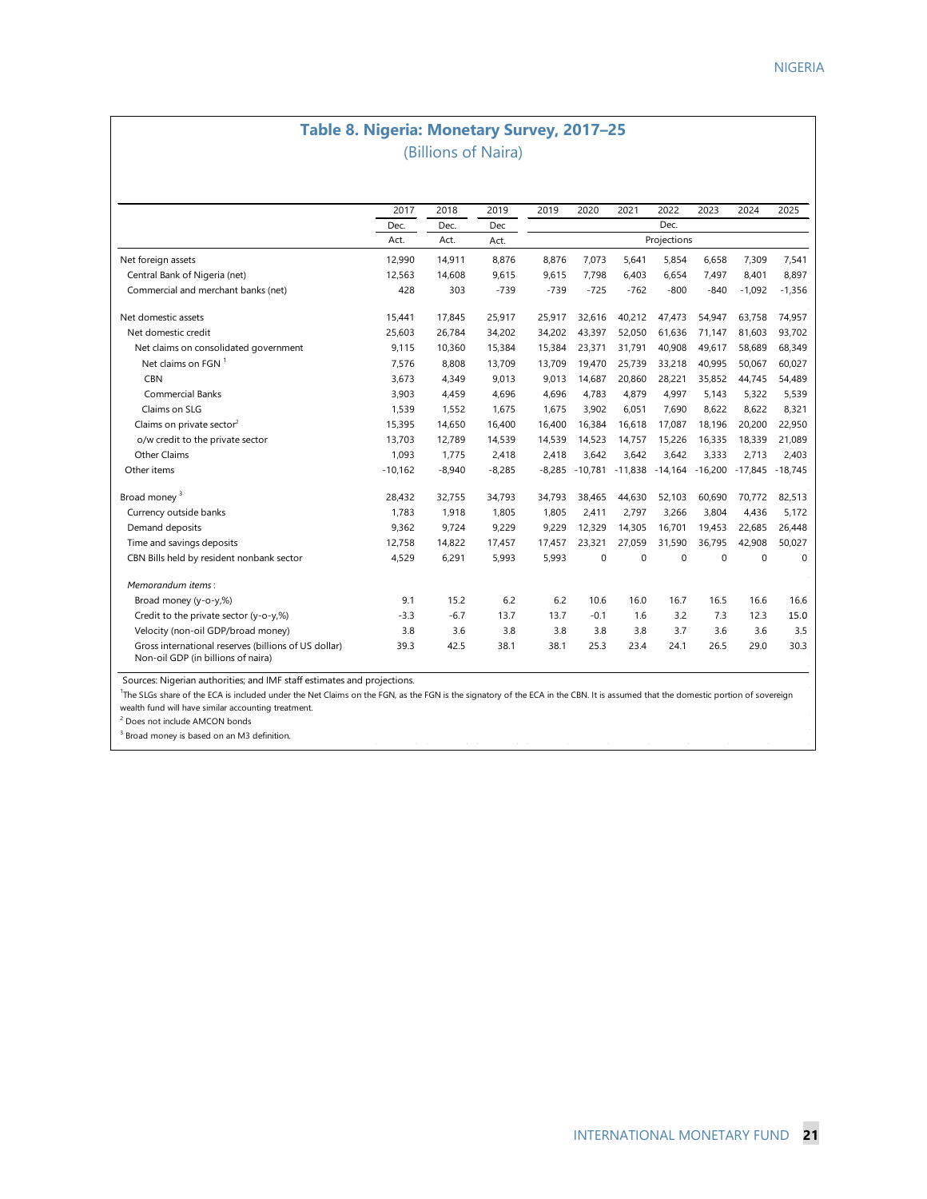## Table 8. Nigeria: Monetary Survey, 2017–25

(Billions of Naira)

| | 2017 | 2018 | 2019 | 2019 | 2020 | 2021 | 2022 | 2023 | 2024 | 2025 |
|---|---|---|---|---|---|---|---|---|---|---|
| | Dec. | Dec. | Dec | | | | Dec. | | | |
| | Act. | Act. | Act. | | | | Projections | | | |
| Net foreign assets | 12,990 | 14,911 | 8,876 | 8,876 | 7,073 | 5,641 | 5,854 | 6,658 | 7,309 | 7,541 |
| Central Bank of Nigeria (net) | 12,563 | 14,608 | 9,615 | 9,615 | 7,798 | 6,403 | 6,654 | 7,497 | 8,401 | 8,897 |
| Commercial and merchant banks (net) | 428 | 303 | -739 | -739 | -725 | -762 | -800 | -840 | -1,092 | -1,356 |
| | | | | | | | | | | |
| Net domestic assets | 15,441 | 17,845 | 25,917 | 25,917 | 32,616 | 40,212 | 47,473 | 54,947 | 63,758 | 74,957 |
| Net domestic credit | 25,603 | 26,784 | 34,202 | 34,202 | 43,397 | 52,050 | 61,636 | 71,147 | 81,603 | 93,702 |
| Net claims on consolidated government | 9,115 | 10,360 | 15,384 | 15,384 | 23,371 | 31,791 | 40,908 | 49,617 | 58,689 | 68,349 |
| Net claims on FGN [1] | 7,576 | 8,808 | 13,709 | 13,709 | 19,470 | 25,739 | 33,218 | 40,995 | 50,067 | 60,027 |
| CBN | 3,673 | 4,349 | 9,013 | 9,013 | 14,687 | 20,860 | 28,221 | 35,852 | 44,745 | 54,489 |
| Commercial Banks | 3,903 | 4,459 | 4,696 | 4,696 | 4,783 | 4,879 | 4,997 | 5,143 | 5,322 | 5,539 |
| Claims on SLG | 1,539 | 1,552 | 1,675 | 1,675 | 3,902 | 6,051 | 7,690 | 8,622 | 8,622 | 8,321 |
| Claims on private sector[2] | 15,395 | 14,650 | 16,400 | 16,400 | 16,384 | 16,618 | 17,087 | 18,196 | 20,200 | 22,950 |
| o/w credit to the private sector | 13,703 | 12,789 | 14,539 | 14,539 | 14,523 | 14,757 | 15,226 | 16,335 | 18,339 | 21,089 |
| Other Claims | 1,093 | 1,775 | 2,418 | 2,418 | 3,642 | 3,642 | 3,642 | 3,333 | 2,713 | 2,403 |
| Other items | -10,162 | -8,940 | -8,285 | -8,285 | -10,781 | -11,838 | -14,164 | -16,200 | -17,845 | -18,745 |
| | | | | | | | | | | |
| Broad money [3] | 28,432 | 32,755 | 34,793 | 34,793 | 38,465 | 44,630 | 52,103 | 60,690 | 70,772 | 82,513 |
| Currency outside banks | 1,783 | 1,918 | 1,805 | 1,805 | 2,411 | 2,797 | 3,266 | 3,804 | 4,436 | 5,172 |
| Demand deposits | 9,362 | 9,724 | 9,229 | 9,229 | 12,329 | 14,305 | 16,701 | 19,453 | 22,685 | 26,448 |
| Time and savings deposits | 12,758 | 14,822 | 17,457 | 17,457 | 23,321 | 27,059 | 31,590 | 36,795 | 42,908 | 50,027 |
| CBN Bills held by resident nonbank sector | 4,529 | 6,291 | 5,993 | 5,993 | 0 | 0 | 0 | 0 | 0 | 0 |
| | | | | | | | | | | |
| *Memorandum items*: | | | | | | | | | | |
| Broad money (y-o-y,%) | 9.1 | 15.2 | 6.2 | 6.2 | 10.6 | 16.0 | 16.7 | 16.5 | 16.6 | 16.6 |
| Credit to the private sector (y-o-y,%) | -3.3 | -6.7 | 13.7 | 13.7 | -0.1 | 1.6 | 3.2 | 7.3 | 12.3 | 15.0 |
| Velocity (non-oil GDP/broad money) | 3.8 | 3.6 | 3.8 | 3.8 | 3.8 | 3.8 | 3.7 | 3.6 | 3.6 | 3.5 |
| Gross international reserves (billions of US dollar) Non-oil GDP (in billions of naira) | 39.3 | 42.5 | 38.1 | 38.1 | 25.3 | 23.4 | 24.1 | 26.5 | 29.0 | 30.3 |

Sources: Nigerian authorities; and IMF staff estimates and projections.

[1] The SLGs share of the ECA is included under the Net Claims on the FGN, as the FGN is the signatory of the ECA in the CBN. It is assumed that the domestic portion of sovereign wealth fund will have similar accounting treatment.

[2] Does not include AMCON bonds

[3] Broad money is based on an M3 definition.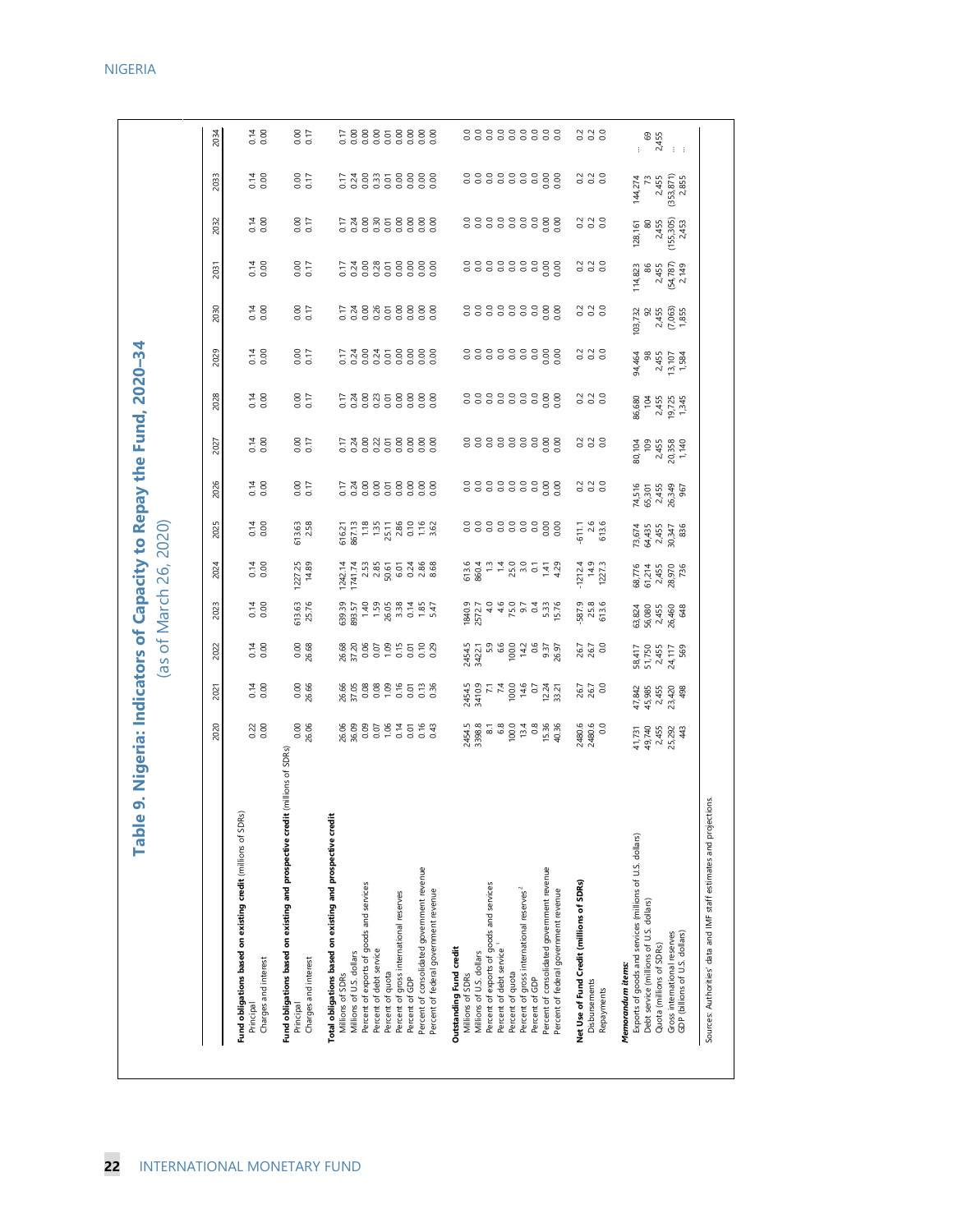## Table 9. Nigeria: Indicators of Capacity to Repay the Fund, 2020–34

(as of March 26, 2020)

| | 2020 | 2021 | 2022 | 2023 | 2024 | 2025 | 2026 | 2027 | 2028 | 2029 | 2030 | 2031 | 2032 | 2033 | 2034 |
|---|---|---|---|---|---|---|---|---|---|---|---|---|---|---|---|
| **Fund obligations based on existing credit** (millions of SDRs) | | | | | | | | | | | | | | | |
| Principal | 0.22 | 0.14 | 0.14 | 0.14 | 0.14 | 0.14 | 0.14 | 0.14 | 0.14 | 0.14 | 0.14 | 0.14 | 0.14 | 0.14 | 0.14 |
| Charges and interest | 0.00 | 0.00 | 0.00 | 0.00 | 0.00 | 0.00 | 0.00 | 0.00 | 0.00 | 0.00 | 0.00 | 0.00 | 0.00 | 0.00 | 0.00 |
| **Fund obligations based on existing and prospective credit** (millions of SDRs) | | | | | | | | | | | | | | | |
| Principal | 0.00 | 0.00 | 0.00 | 613.63 | 1227.25 | 613.63 | 0.00 | 0.00 | 0.00 | 0.00 | 0.00 | 0.00 | 0.00 | 0.00 | 0.00 |
| Charges and interest | 26.06 | 26.66 | 26.68 | 25.76 | 14.89 | 2.58 | 0.17 | 0.17 | 0.17 | 0.17 | 0.17 | 0.17 | 0.17 | 0.17 | 0.17 |
| **Total obligations based on existing and prospective credit** | | | | | | | | | | | | | | | |
| Millions of SDRs | 26.06 | 26.66 | 26.68 | 639.39 | 1242.14 | 616.21 | 0.17 | 0.17 | 0.17 | 0.17 | 0.17 | 0.17 | 0.17 | 0.17 | 0.17 |
| Millions of U.S. dollars | 36.09 | 37.05 | 37.20 | 893.57 | 1741.74 | 867.13 | 0.24 | 0.24 | 0.24 | 0.24 | 0.24 | 0.24 | 0.24 | 0.24 | 0.00 |
| Percent of exports of goods and services | 0.09 | 0.08 | 0.06 | 1.40 | 2.53 | 1.18 | 0.00 | 0.00 | 0.00 | 0.00 | 0.00 | 0.00 | 0.00 | 0.00 | 0.00 |
| Percent of debt service | 0.07 | 0.08 | 0.07 | 1.59 | 2.85 | 1.35 | 0.00 | 0.22 | 0.23 | 0.24 | 0.26 | 0.28 | 0.30 | 0.33 | 0.00 |
| Percent of quota | 1.06 | 1.09 | 1.09 | 26.05 | 50.61 | 25.11 | 0.01 | 0.01 | 0.01 | 0.01 | 0.01 | 0.01 | 0.01 | 0.01 | 0.01 |
| Percent of gross international reserves | 0.14 | 0.16 | 0.15 | 3.38 | 6.01 | 2.86 | 0.00 | 0.00 | 0.00 | 0.00 | 0.00 | 0.00 | 0.00 | 0.00 | 0.00 |
| Percent of GDP | 0.01 | 0.01 | 0.01 | 0.14 | 0.24 | 0.10 | 0.00 | 0.00 | 0.00 | 0.00 | 0.00 | 0.00 | 0.00 | 0.00 | 0.00 |
| Percent of consolidated government revenue | 0.16 | 0.13 | 0.10 | 1.85 | 2.86 | 1.16 | 0.00 | 0.00 | 0.00 | 0.00 | 0.00 | 0.00 | 0.00 | 0.00 | 0.00 |
| Percent of federal government revenue | 0.43 | 0.36 | 0.29 | 5.47 | 8.68 | 3.62 | 0.00 | 0.00 | 0.00 | 0.00 | 0.00 | 0.00 | 0.00 | 0.00 | 0.00 |
| **Outstanding Fund credit** | | | | | | | | | | | | | | | |
| Millions of SDRs | 2454.5 | 2454.5 | 2454.5 | 1840.9 | 613.6 | 0.0 | 0.0 | 0.0 | 0.0 | 0.0 | 0.0 | 0.0 | 0.0 | 0.0 | 0.0 |
| Millions of U.S. dollars | 3398.8 | 3410.9 | 3422.1 | 2572.7 | 860.4 | 0.0 | 0.0 | 0.0 | 0.0 | 0.0 | 0.0 | 0.0 | 0.0 | 0.0 | 0.0 |
| Percent of exports of goods and services | 8.1 | 7.1 | 5.9 | 4.0 | 1.3 | 0.0 | 0.0 | 0.0 | 0.0 | 0.0 | 0.0 | 0.0 | 0.0 | 0.0 | 0.0 |
| Percent of debt service [1] | 6.8 | 7.4 | 6.6 | 4.6 | 1.4 | 0.0 | 0.0 | 0.0 | 0.0 | 0.0 | 0.0 | 0.0 | 0.0 | 0.0 | 0.0 |
| Percent of quota | 100.0 | 100.0 | 100.0 | 75.0 | 25.0 | 0.0 | 0.0 | 0.0 | 0.0 | 0.0 | 0.0 | 0.0 | 0.0 | 0.0 | 0.0 |
| Percent of gross international reserves [2] | 13.4 | 14.6 | 14.2 | 9.7 | 3.0 | 0.0 | 0.0 | 0.0 | 0.0 | 0.0 | 0.0 | 0.0 | 0.0 | 0.0 | 0.0 |
| Percent of GDP | 0.8 | 0.7 | 0.6 | 0.4 | 0.1 | 0.0 | 0.0 | 0.0 | 0.0 | 0.0 | 0.0 | 0.0 | 0.0 | 0.0 | 0.0 |
| Percent of consolidated government revenue | 15.36 | 12.24 | 9.37 | 5.33 | 1.41 | 0.00 | 0.00 | 0.00 | 0.00 | 0.00 | 0.00 | 0.00 | 0.00 | 0.00 | 0.0 |
| Percent of federal government revenue | 40.36 | 33.21 | 26.97 | 15.76 | 4.29 | 0.00 | 0.00 | 0.00 | 0.00 | 0.00 | 0.00 | 0.00 | 0.00 | 0.00 | 0.0 |
| **Net Use of Fund Credit (millions of SDRs)** | 2480.6 | 26.7 | 26.7 | -587.9 | -1212.4 | -611.1 | 0.2 | 0.2 | 0.2 | 0.2 | 0.2 | 0.2 | 0.2 | 0.2 | 0.2 |
| Disbursements | 2480.6 | 26.7 | 26.7 | 25.8 | 14.9 | 2.6 | 0.2 | 0.2 | 0.2 | 0.2 | 0.2 | 0.2 | 0.2 | 0.2 | 0.2 |
| Repayments | 0.0 | 0.0 | 0.0 | 613.6 | 1227.3 | 613.6 | 0.0 | 0.0 | 0.0 | 0.0 | 0.0 | 0.0 | 0.0 | 0.0 | 0.0 |
| ***Memorandum items:*** | | | | | | | | | | | | | | | |
| Exports of goods and services (millions of U.S. dollars) | 41,731 | 47,842 | 58,417 | 63,824 | 68,776 | 73,674 | 74,516 | 80,104 | 86,680 | 94,464 | 103,732 | 114,823 | 128,161 | 144,274 | ... |
| Debt service (millions of U.S. dollars) | 49,740 | 45,985 | 51,750 | 56,080 | 61,214 | 64,435 | 65,301 | 109 | 104 | 98 | 92 | 86 | 80 | 73 | 69 |
| Quota (millions of SDRs) | 2,455 | 2,455 | 2,455 | 2,455 | 2,455 | 2,455 | 2,455 | 2,455 | 2,455 | 2,455 | 2,455 | 2,455 | 2,455 | 2,455 | 2,455 |
| Gross international reserves | 25,292 | 23,420 | 24,117 | 26,460 | 28,970 | 30,347 | 26,349 | 20,358 | 19,725 | 13,107 | (7,063) | (54,787) | (155,305) | (353,871) | ... |
| GDP (billions of U.S. dollars) | 443 | 498 | 569 | 648 | 736 | 836 | 967 | 1,140 | 1,345 | 1,584 | 1,855 | 2,149 | 2,453 | 2,855 | ... |

Sources: Authorities' data and IMF staff estimates and projections.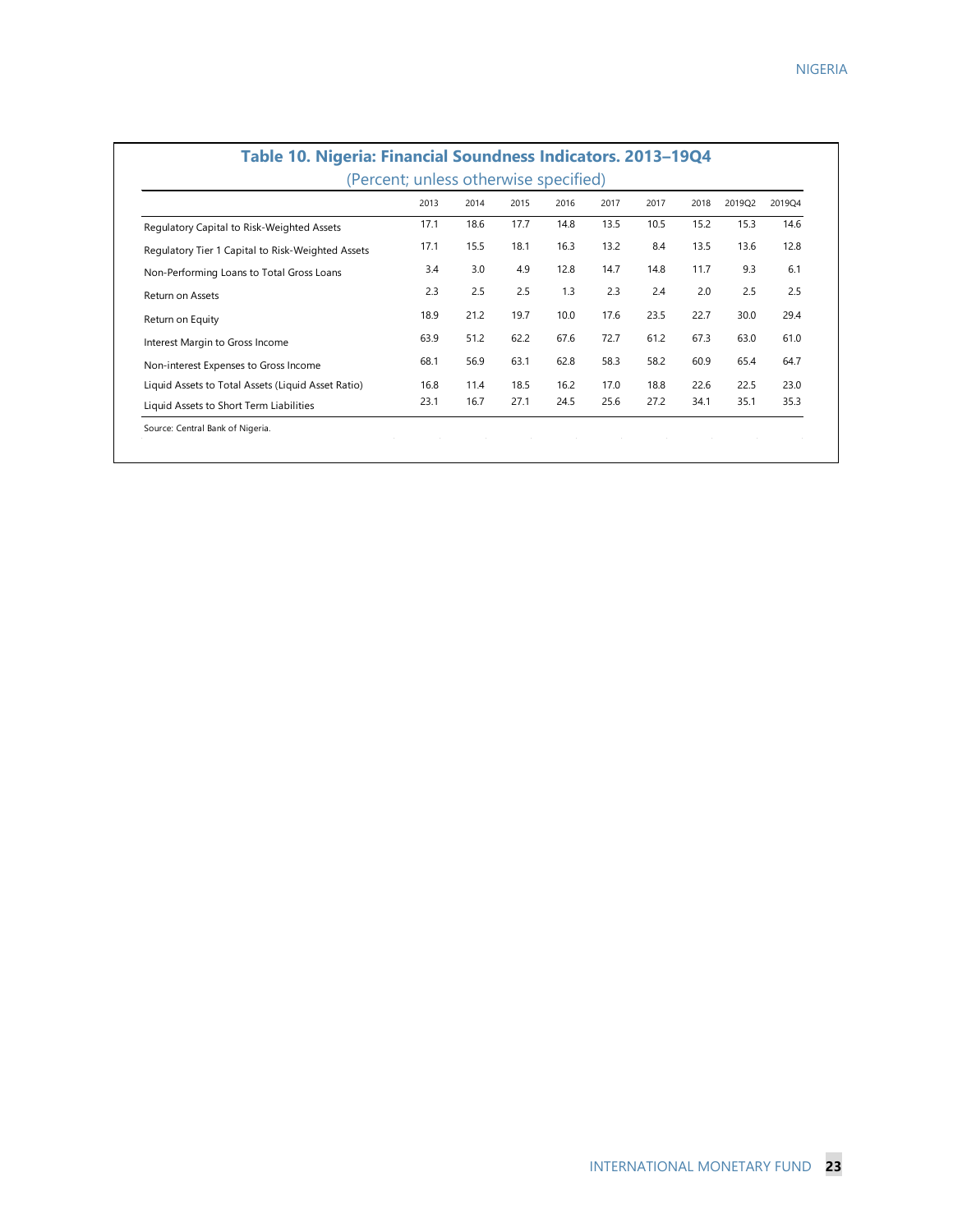## Table 10. Nigeria: Financial Soundness Indicators. 2013–19Q4

(Percent; unless otherwise specified)

| | 2013 | 2014 | 2015 | 2016 | 2017 | 2017 | 2018 | 2019Q2 | 2019Q4 |
|---|---|---|---|---|---|---|---|---|---|
| Regulatory Capital to Risk-Weighted Assets | 17.1 | 18.6 | 17.7 | 14.8 | 13.5 | 10.5 | 15.2 | 15.3 | 14.6 |
| Regulatory Tier 1 Capital to Risk-Weighted Assets | 17.1 | 15.5 | 18.1 | 16.3 | 13.2 | 8.4 | 13.5 | 13.6 | 12.8 |
| Non-Performing Loans to Total Gross Loans | 3.4 | 3.0 | 4.9 | 12.8 | 14.7 | 14.8 | 11.7 | 9.3 | 6.1 |
| Return on Assets | 2.3 | 2.5 | 2.5 | 1.3 | 2.3 | 2.4 | 2.0 | 2.5 | 2.5 |
| Return on Equity | 18.9 | 21.2 | 19.7 | 10.0 | 17.6 | 23.5 | 22.7 | 30.0 | 29.4 |
| Interest Margin to Gross Income | 63.9 | 51.2 | 62.2 | 67.6 | 72.7 | 61.2 | 67.3 | 63.0 | 61.0 |
| Non-interest Expenses to Gross Income | 68.1 | 56.9 | 63.1 | 62.8 | 58.3 | 58.2 | 60.9 | 65.4 | 64.7 |
| Liquid Assets to Total Assets (Liquid Asset Ratio) | 16.8 | 11.4 | 18.5 | 16.2 | 17.0 | 18.8 | 22.6 | 22.5 | 23.0 |
| Liquid Assets to Short Term Liabilities | 23.1 | 16.7 | 27.1 | 24.5 | 25.6 | 27.2 | 34.1 | 35.1 | 35.3 |

Source: Central Bank of Nigeria.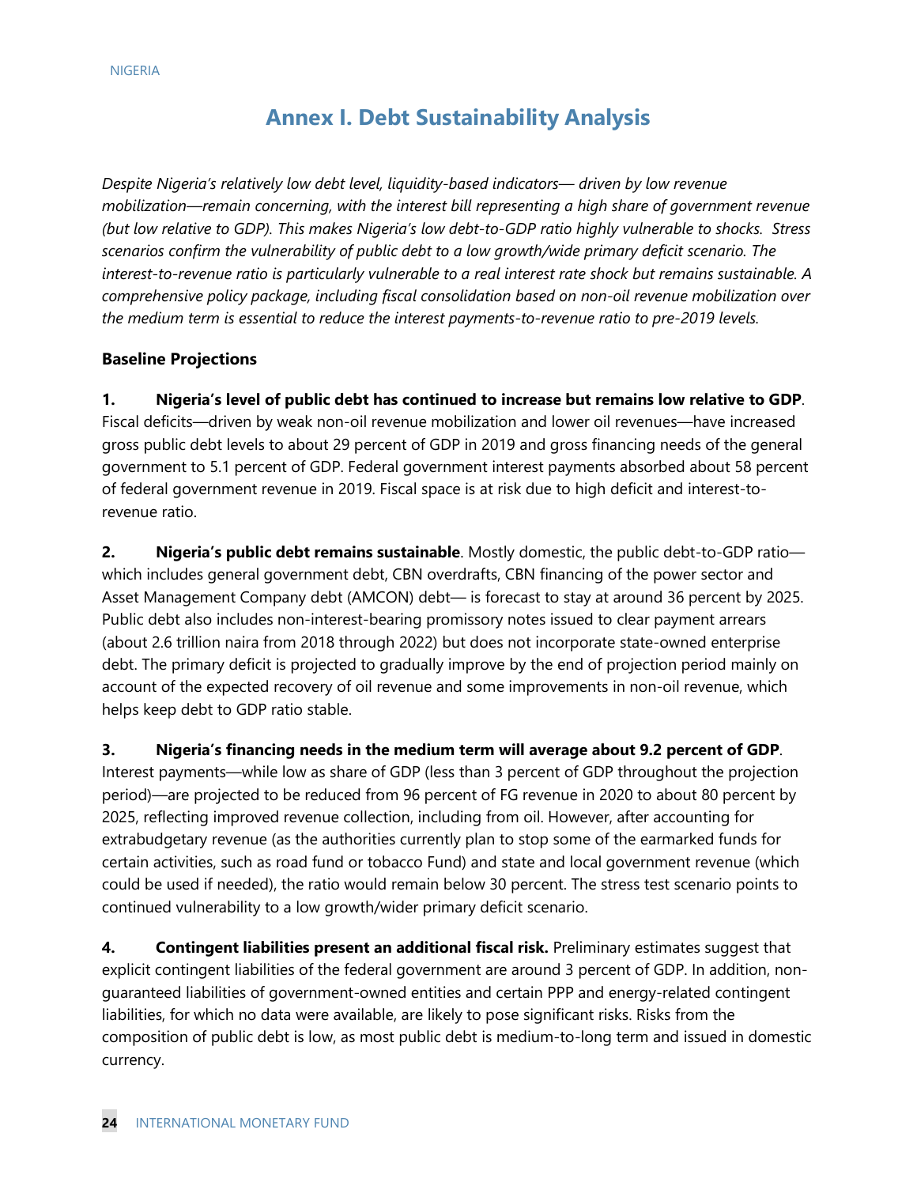# Annex I. Debt Sustainability Analysis

*Despite Nigeria's relatively low debt level, liquidity-based indicators— driven by low revenue mobilization—remain concerning, with the interest bill representing a high share of government revenue (but low relative to GDP). This makes Nigeria's low debt-to-GDP ratio highly vulnerable to shocks. Stress scenarios confirm the vulnerability of public debt to a low growth/wide primary deficit scenario. The interest-to-revenue ratio is particularly vulnerable to a real interest rate shock but remains sustainable. A comprehensive policy package, including fiscal consolidation based on non-oil revenue mobilization over the medium term is essential to reduce the interest payments-to-revenue ratio to pre-2019 levels.*

## Baseline Projections

**1. Nigeria's level of public debt has continued to increase but remains low relative to GDP**. Fiscal deficits—driven by weak non-oil revenue mobilization and lower oil revenues—have increased gross public debt levels to about 29 percent of GDP in 2019 and gross financing needs of the general government to 5.1 percent of GDP. Federal government interest payments absorbed about 58 percent of federal government revenue in 2019. Fiscal space is at risk due to high deficit and interest-to-revenue ratio.

**2. Nigeria's public debt remains sustainable**. Mostly domestic, the public debt-to-GDP ratio—which includes general government debt, CBN overdrafts, CBN financing of the power sector and Asset Management Company debt (AMCON) debt— is forecast to stay at around 36 percent by 2025. Public debt also includes non-interest-bearing promissory notes issued to clear payment arrears (about 2.6 trillion naira from 2018 through 2022) but does not incorporate state-owned enterprise debt. The primary deficit is projected to gradually improve by the end of projection period mainly on account of the expected recovery of oil revenue and some improvements in non-oil revenue, which helps keep debt to GDP ratio stable.

**3. Nigeria's financing needs in the medium term will average about 9.2 percent of GDP**. Interest payments—while low as share of GDP (less than 3 percent of GDP throughout the projection period)—are projected to be reduced from 96 percent of FG revenue in 2020 to about 80 percent by 2025, reflecting improved revenue collection, including from oil. However, after accounting for extrabudgetary revenue (as the authorities currently plan to stop some of the earmarked funds for certain activities, such as road fund or tobacco Fund) and state and local government revenue (which could be used if needed), the ratio would remain below 30 percent. The stress test scenario points to continued vulnerability to a low growth/wider primary deficit scenario.

**4. Contingent liabilities present an additional fiscal risk.** Preliminary estimates suggest that explicit contingent liabilities of the federal government are around 3 percent of GDP. In addition, non-guaranteed liabilities of government-owned entities and certain PPP and energy-related contingent liabilities, for which no data were available, are likely to pose significant risks. Risks from the composition of public debt is low, as most public debt is medium-to-long term and issued in domestic currency.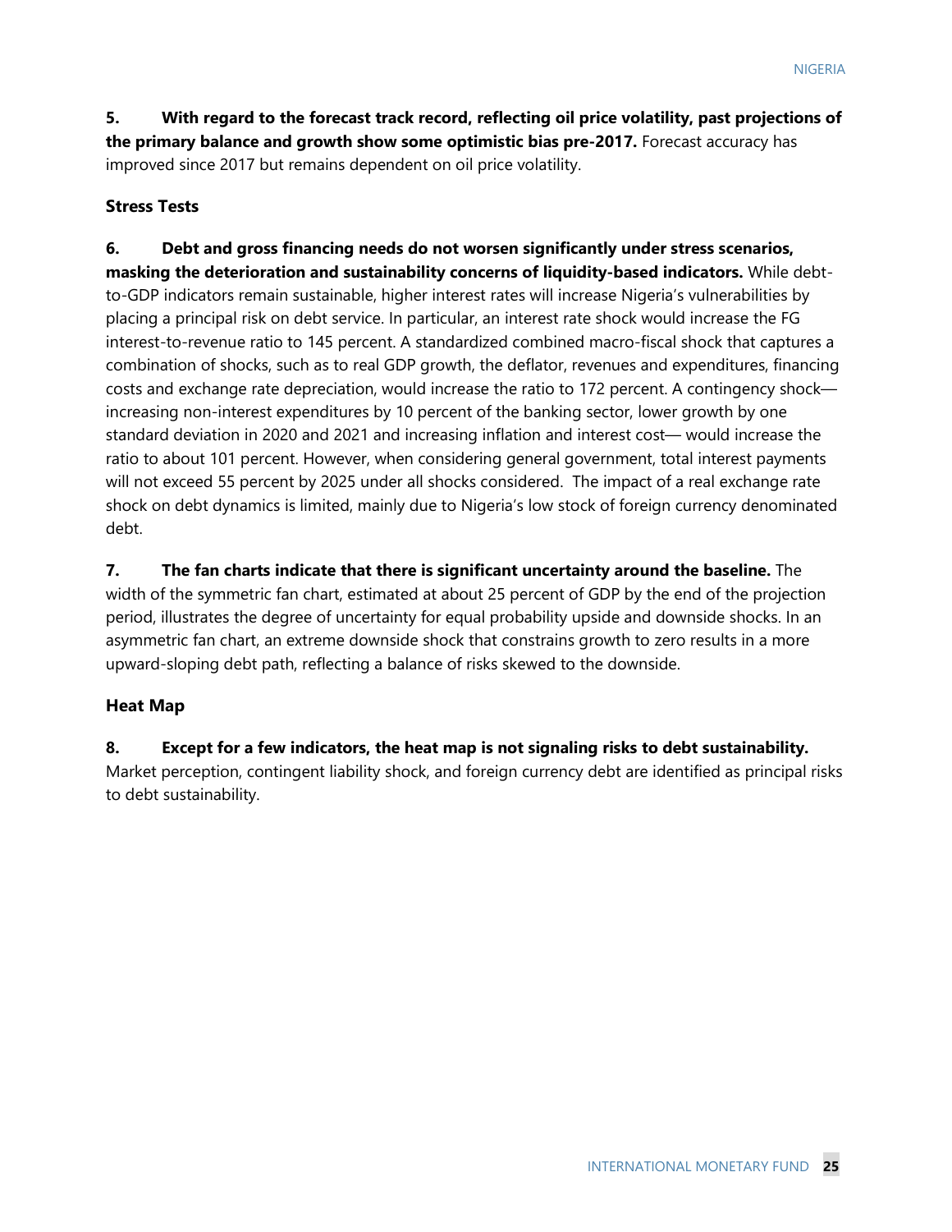**5. With regard to the forecast track record, reflecting oil price volatility, past projections of the primary balance and growth show some optimistic bias pre-2017.** Forecast accuracy has improved since 2017 but remains dependent on oil price volatility.

### Stress Tests

**6. Debt and gross financing needs do not worsen significantly under stress scenarios, masking the deterioration and sustainability concerns of liquidity-based indicators.** While debt-to-GDP indicators remain sustainable, higher interest rates will increase Nigeria's vulnerabilities by placing a principal risk on debt service. In particular, an interest rate shock would increase the FG interest-to-revenue ratio to 145 percent. A standardized combined macro-fiscal shock that captures a combination of shocks, such as to real GDP growth, the deflator, revenues and expenditures, financing costs and exchange rate depreciation, would increase the ratio to 172 percent. A contingency shock—increasing non-interest expenditures by 10 percent of the banking sector, lower growth by one standard deviation in 2020 and 2021 and increasing inflation and interest cost— would increase the ratio to about 101 percent. However, when considering general government, total interest payments will not exceed 55 percent by 2025 under all shocks considered. The impact of a real exchange rate shock on debt dynamics is limited, mainly due to Nigeria's low stock of foreign currency denominated debt.

**7. The fan charts indicate that there is significant uncertainty around the baseline.** The width of the symmetric fan chart, estimated at about 25 percent of GDP by the end of the projection period, illustrates the degree of uncertainty for equal probability upside and downside shocks. In an asymmetric fan chart, an extreme downside shock that constrains growth to zero results in a more upward-sloping debt path, reflecting a balance of risks skewed to the downside.

### Heat Map

**8. Except for a few indicators, the heat map is not signaling risks to debt sustainability.** Market perception, contingent liability shock, and foreign currency debt are identified as principal risks to debt sustainability.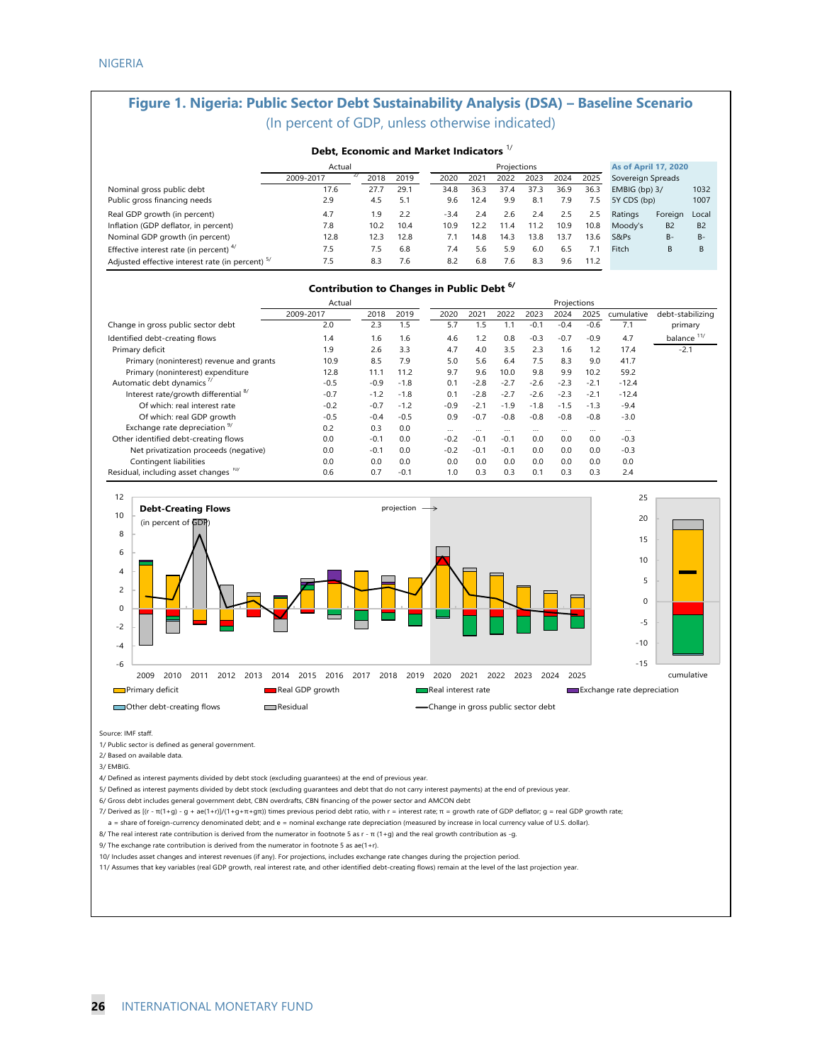## Figure 1. Nigeria: Public Sector Debt Sustainability Analysis (DSA) – Baseline Scenario

(In percent of GDP, unless otherwise indicated)

### Debt, Economic and Market Indicators [1/]

| | Actual | | | Projections | | | | | |
|---|---|---|---|---|---|---|---|---|---|
| | 2009-2017 [2/] | 2018 | 2019 | 2020 | 2021 | 2022 | 2023 | 2024 | 2025 |
| Nominal gross public debt | 17.6 | 27.7 | 29.1 | 34.8 | 36.3 | 37.4 | 37.3 | 36.9 | 36.3 |
| Public gross financing needs | 2.9 | 4.5 | 5.1 | 9.6 | 12.4 | 9.9 | 8.1 | 7.9 | 7.5 |
| Real GDP growth (in percent) | 4.7 | 1.9 | 2.2 | -3.4 | 2.4 | 2.6 | 2.4 | 2.5 | 2.5 |
| Inflation (GDP deflator, in percent) | 7.8 | 10.2 | 10.4 | 10.9 | 12.2 | 11.4 | 11.2 | 10.9 | 10.8 |
| Nominal GDP growth (in percent) | 12.8 | 12.3 | 12.8 | 7.1 | 14.8 | 14.3 | 13.8 | 13.7 | 13.6 |
| Effective interest rate (in percent) [4/] | 7.5 | 7.5 | 6.8 | 7.4 | 5.6 | 5.9 | 6.0 | 6.5 | 7.1 |
| Adjusted effective interest rate (in percent) [5/] | 7.5 | 8.3 | 7.6 | 8.2 | 6.8 | 7.6 | 8.3 | 9.6 | 11.2 |

| As of April 17, 2020 | | |
|---|---|---|
| Sovereign Spreads | | |
| EMBIG (bp) 3/ | | 1032 |
| 5Y CDS (bp) | | 1007 |
| Ratings | Foreign | Local |
| Moody's | B2 | B2 |
| S&Ps | B- | B- |
| Fitch | B | B |

### Contribution to Changes in Public Debt [6/]

| | Actual | | | Projections | | | | | | | |
|---|---|---|---|---|---|---|---|---|---|---|---|
| | 2009-2017 | 2018 | 2019 | 2020 | 2021 | 2022 | 2023 | 2024 | 2025 | cumulative | debt-stabilizing primary balance [11/] |
| Change in gross public sector debt | 2.0 | 2.3 | 1.5 | 5.7 | 1.5 | 1.1 | -0.1 | -0.4 | -0.6 | 7.1 | |
| Identified debt-creating flows | 1.4 | 1.6 | 1.6 | 4.6 | 1.2 | 0.8 | -0.3 | -0.7 | -0.9 | 4.7 | |
| Primary deficit | 1.9 | 2.6 | 3.3 | 4.7 | 4.0 | 3.5 | 2.3 | 1.6 | 1.2 | 17.4 | -2.1 |
| Primary (noninterest) revenue and grants | 10.9 | 8.5 | 7.9 | 5.0 | 5.6 | 6.4 | 7.5 | 8.3 | 9.0 | 41.7 | |
| Primary (noninterest) expenditure | 12.8 | 11.1 | 11.2 | 9.7 | 9.6 | 10.0 | 9.8 | 9.9 | 10.2 | 59.2 | |
| Automatic debt dynamics [7/] | -0.5 | -0.9 | -1.8 | 0.1 | -2.8 | -2.7 | -2.6 | -2.3 | -2.1 | -12.4 | |
| Interest rate/growth differential [8/] | -0.7 | -1.2 | -1.8 | 0.1 | -2.8 | -2.7 | -2.6 | -2.3 | -2.1 | -12.4 | |
| Of which: real interest rate | -0.2 | -0.7 | -1.2 | -0.9 | -2.1 | -1.9 | -1.8 | -1.5 | -1.3 | -9.4 | |
| Of which: real GDP growth | -0.5 | -0.4 | -0.5 | 0.9 | -0.7 | -0.8 | -0.8 | -0.8 | -0.8 | -3.0 | |
| Exchange rate depreciation [9/] | 0.2 | 0.3 | 0.0 | … | … | … | … | … | … | … | |
| Other identified debt-creating flows | 0.0 | -0.1 | 0.0 | -0.2 | -0.1 | -0.1 | 0.0 | 0.0 | 0.0 | -0.3 | |
| Net privatization proceeds (negative) | 0.0 | -0.1 | 0.0 | -0.2 | -0.1 | -0.1 | 0.0 | 0.0 | 0.0 | -0.3 | |
| Contingent liabilities | 0.0 | 0.0 | 0.0 | 0.0 | 0.0 | 0.0 | 0.0 | 0.0 | 0.0 | 0.0 | |
| Residual, including asset changes [10/] | 0.6 | 0.7 | -0.1 | 1.0 | 0.3 | 0.3 | 0.1 | 0.3 | 0.3 | 2.4 | |

Debt-Creating Flows (in percent of GDP)

Source: IMF staff.

1/ Public sector is defined as general government.

2/ Based on available data.

3/ EMBIG.

4/ Defined as interest payments divided by debt stock (excluding guarantees) at the end of previous year.

5/ Defined as interest payments divided by debt stock (excluding guarantees and debt that do not carry interest payments) at the end of previous year.

6/ Gross debt includes general government debt, CBN overdrafts, CBN financing of the power sector and AMCON debt

7/ Derived as $[(r - \pi(1+g) - g + ae(1+r)]/(1+g+\pi+g\pi))$ times previous period debt ratio, with r = interest rate; π = growth rate of GDP deflator; g = real GDP growth rate; a = share of foreign-currency denominated debt; and e = nominal exchange rate depreciation (measured by increase in local currency value of U.S. dollar).

8/ The real interest rate contribution is derived from the numerator in footnote 5 as $r - \pi(1+g)$ and the real growth contribution as -g.

9/ The exchange rate contribution is derived from the numerator in footnote 5 as $ae(1+r)$.

10/ Includes asset changes and interest revenues (if any). For projections, includes exchange rate changes during the projection period.

11/ Assumes that key variables (real GDP growth, real interest rate, and other identified debt-creating flows) remain at the level of the last projection year.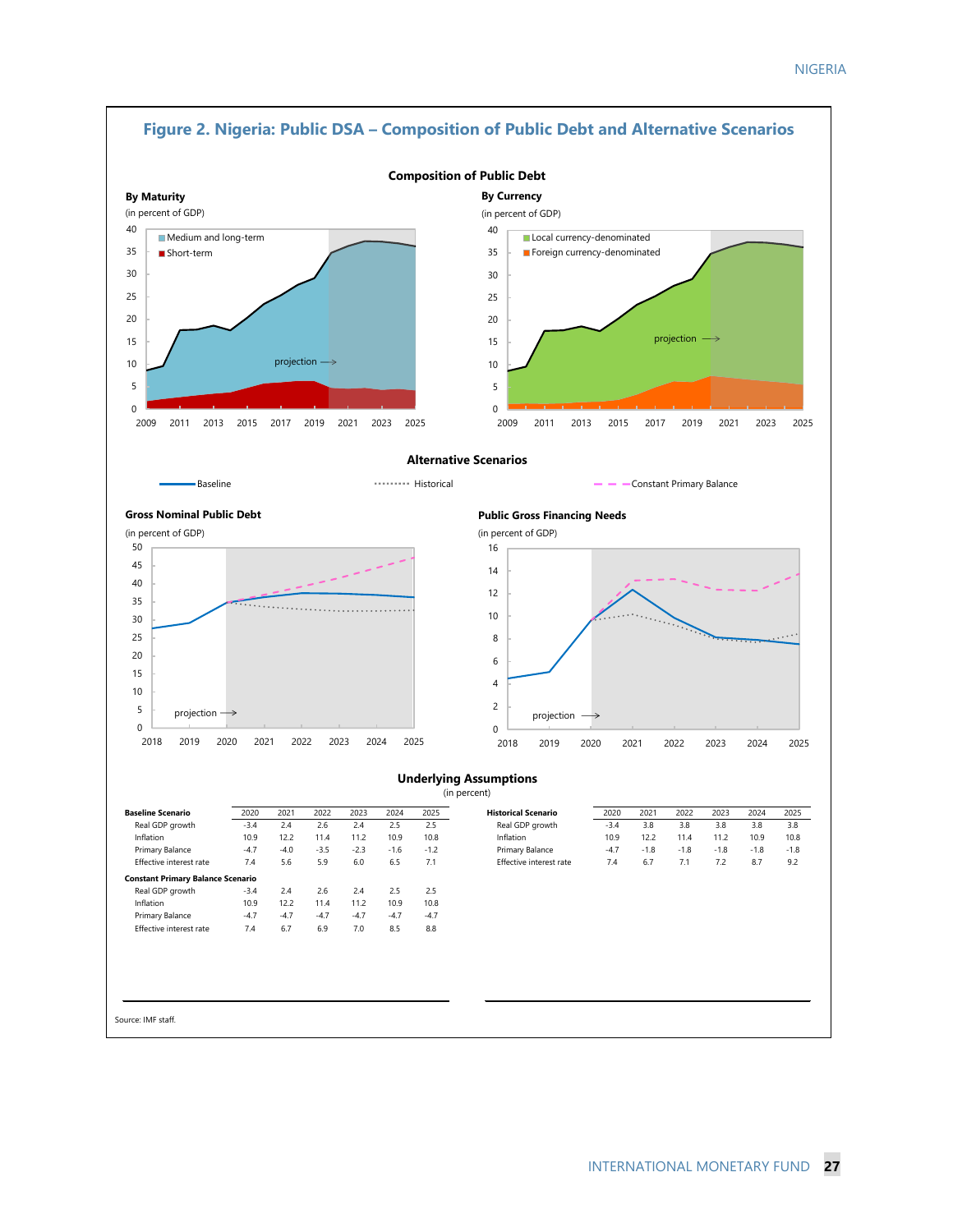## Figure 2. Nigeria: Public DSA – Composition of Public Debt and Alternative Scenarios

### Composition of Public Debt

**By Maturity**

(in percent of GDP)

**By Currency**

(in percent of GDP)

### Alternative Scenarios

**Gross Nominal Public Debt**

(in percent of GDP)

**Public Gross Financing Needs**

(in percent of GDP)

### Underlying Assumptions

(in percent)

| Baseline Scenario | 2020 | 2021 | 2022 | 2023 | 2024 | 2025 |
|---|---|---|---|---|---|---|
| Real GDP growth | -3.4 | 2.4 | 2.6 | 2.4 | 2.5 | 2.5 |
| Inflation | 10.9 | 12.2 | 11.4 | 11.2 | 10.9 | 10.8 |
| Primary Balance | -4.7 | -4.0 | -3.5 | -2.3 | -1.6 | -1.2 |
| Effective interest rate | 7.4 | 5.6 | 5.9 | 6.0 | 6.5 | 7.1 |
| **Constant Primary Balance Scenario** | | | | | | |
| Real GDP growth | -3.4 | 2.4 | 2.6 | 2.4 | 2.5 | 2.5 |
| Inflation | 10.9 | 12.2 | 11.4 | 11.2 | 10.9 | 10.8 |
| Primary Balance | -4.7 | -4.7 | -4.7 | -4.7 | -4.7 | -4.7 |
| Effective interest rate | 7.4 | 6.7 | 6.9 | 7.0 | 8.5 | 8.8 |

| Historical Scenario | 2020 | 2021 | 2022 | 2023 | 2024 | 2025 |
|---|---|---|---|---|---|---|
| Real GDP growth | -3.4 | 3.8 | 3.8 | 3.8 | 3.8 | 3.8 |
| Inflation | 10.9 | 12.2 | 11.4 | 11.2 | 10.9 | 10.8 |
| Primary Balance | -4.7 | -1.8 | -1.8 | -1.8 | -1.8 | -1.8 |
| Effective interest rate | 7.4 | 6.7 | 7.1 | 7.2 | 8.7 | 9.2 |

Source: IMF staff.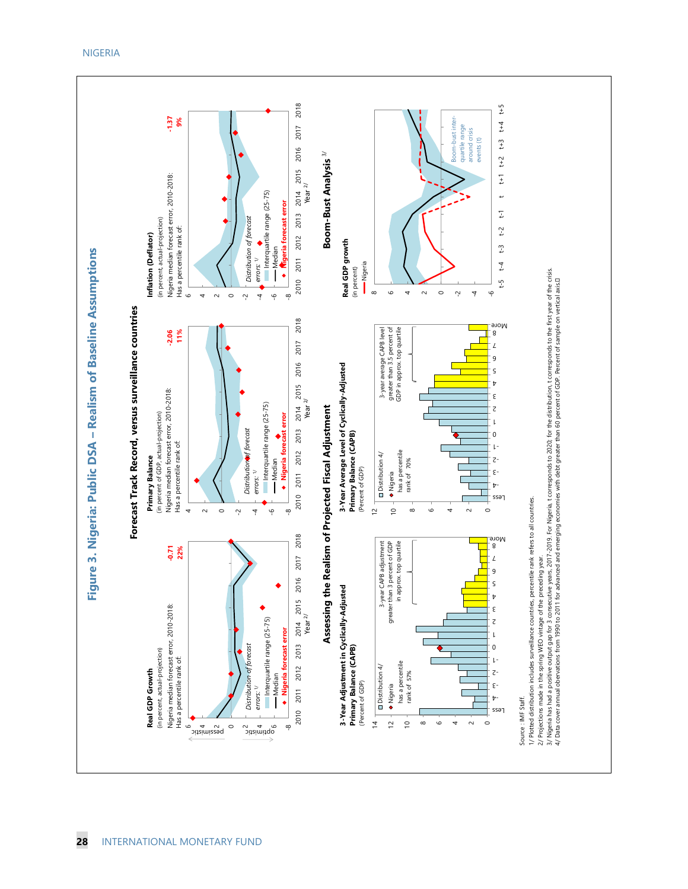# Figure 3. Nigeria: Public DSA – Realism of Baseline Assumptions

## Forecast Track Record, versus surveillance countries

**Real GDP Growth**
(in percent, actual-projection)
Nigeria median forecast error, 2010-2018: -0.71
Has a percentile rank of: 22%

**Primary Balance**
(in percent of GDP, actual-projection)
Nigeria median forecast error, 2010-2018: -2.06
Has a percentile rank of: 11%

**Inflation (Deflator)**
(in percent, actual-projection)
Nigeria median forecast error, 2010-2018: -1.37
Has a percentile rank of: 9%

## Assessing the Realism of Projected Fiscal Adjustment

**3-Year Adjustment in Cyclically-Adjusted Primary Balance (CAPB)**
(Percent of GDP)
Nigeria has a percentile rank of 57%
3-year CAPB adjustment greater than 3 percent of GDP in approx. top quartile

**3-Year Average Level of Cyclically-Adjusted Primary Balance (CAPB)**
(Percent of GDP)
Nigeria has a percentile rank of 70%
3-year average CAPB level greater than 3.5 percent of GDP in approx. top quartile

## Boom-Bust Analysis [3/]

**Real GDP growth**
(in percent)

Source : IMF Staff.

1/ Plotted distribution includes surveillance countries, percentile rank refers to all countries.

2/ Projections made in the spring WEO vintage of the preceding year.

3/ Nigeria has had a positive output gap for 3 consecutive years, 2017-2019. For Nigeria, t corresponds to 2020; for the distribution, t corresponds to the first year of the crisis.

4/ Data cover annual observations from 1990 to 2011 for advanced and emerging economies with debt greater than 60 percent of GDP. Percent of sample on vertical axis.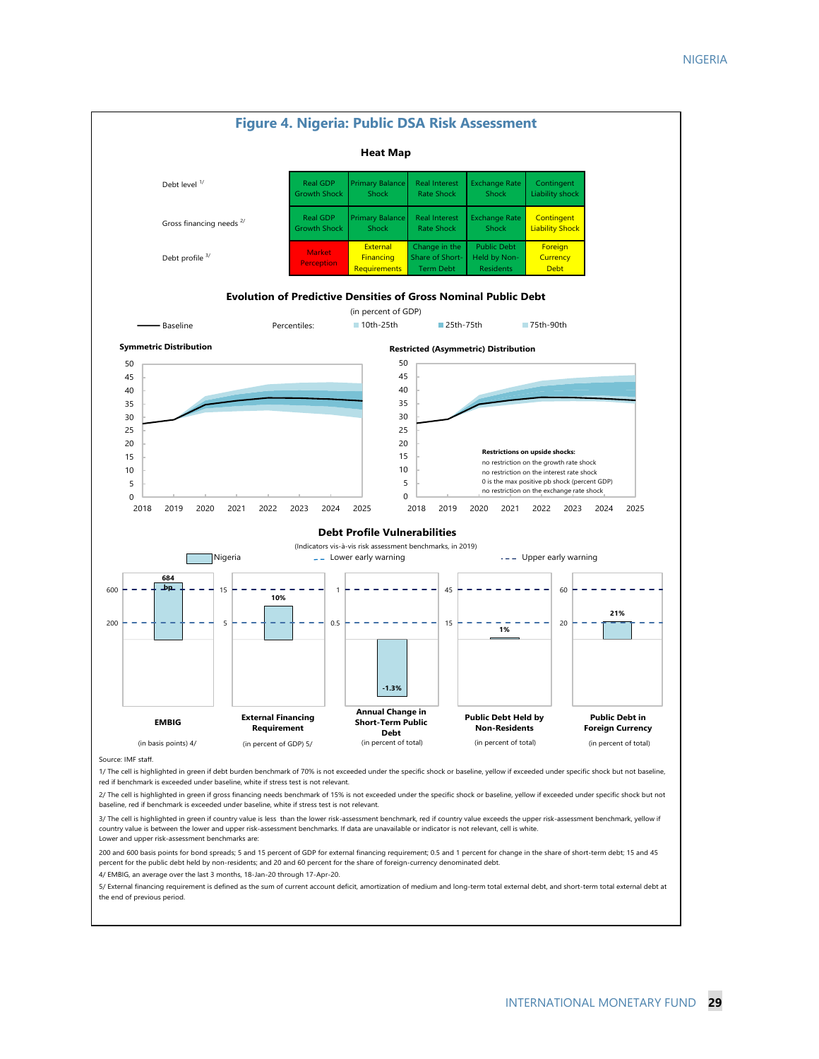## Figure 4. Nigeria: Public DSA Risk Assessment

### Heat Map

| | | | | | |
|---|---|---|---|---|---|
| Debt level 1/ | Real GDP Growth Shock | Primary Balance Shock | Real Interest Rate Shock | Exchange Rate Shock | Contingent Liability shock |
| Gross financing needs 2/ | Real GDP Growth Shock | Primary Balance Shock | Real Interest Rate Shock | Exchange Rate Shock | Contingent Liability Shock |
| Debt profile 3/ | Market Perception | External Financing Requirements | Change in the Share of Short-Term Debt | Public Debt Held by Non-Residents | Foreign Currency Debt |

### Evolution of Predictive Densities of Gross Nominal Public Debt

(in percent of GDP)

Baseline — Percentiles: 10th-25th, 25th-75th, 75th-90th

**Symmetric Distribution**

**Restricted (Asymmetric) Distribution**

**Restrictions on upside shocks:**
no restriction on the growth rate shock
no restriction on the interest rate shock
0 is the max positive pb shock (percent GDP)
no restriction on the exchange rate shock

### Debt Profile Vulnerabilities

(Indicators vis-à-vis risk assessment benchmarks, in 2019)

Nigria — Lower early warning — Upper early warning

| Indicator | Nigeria | Lower early warning | Upper early warning |
|---|---|---|---|
| EMBIG (in basis points) 4/ | 684 bp | 200 | 600 |
| External Financing Requirement (in percent of GDP) 5/ | 10% | 5 | 15 |
| Annual Change in Short-Term Public Debt (in percent of total) | -1.3% | 0.5 | 1 |
| Public Debt Held by Non-Residents (in percent of total) | 1% | 15 | 45 |
| Public Debt in Foreign Currency (in percent of total) | 21% | 20 | 60 |

Source: IMF staff.

1/ The cell is highlighted in green if debt burden benchmark of 70% is not exceeded under the specific shock or baseline, yellow if exceeded under specific shock but not baseline, red if benchmark is exceeded under baseline, white if stress test is not relevant.

2/ The cell is highlighted in green if gross financing needs benchmark of 15% is not exceeded under the specific shock or baseline, yellow if exceeded under specific shock but not baseline, red if benchmark is exceeded under baseline, white if stress test is not relevant.

3/ The cell is highlighted in green if country value is less than the lower risk-assessment benchmark, red if country value exceeds the upper risk-assessment benchmark, yellow if country value is between the lower and upper risk-assessment benchmarks. If data are unavailable or indicator is not relevant, cell is white.
Lower and upper risk-assessment benchmarks are:

200 and 600 basis points for bond spreads; 5 and 15 percent of GDP for external financing requirement; 0.5 and 1 percent for change in the share of short-term debt; 15 and 45 percent for the public debt held by non-residents; and 20 and 60 percent for the share of foreign-currency denominated debt.

4/ EMBIG, an average over the last 3 months, 18-Jan-20 through 17-Apr-20.

5/ External financing requirement is defined as the sum of current account deficit, amortization of medium and long-term total external debt, and short-term total external debt at the end of previous period.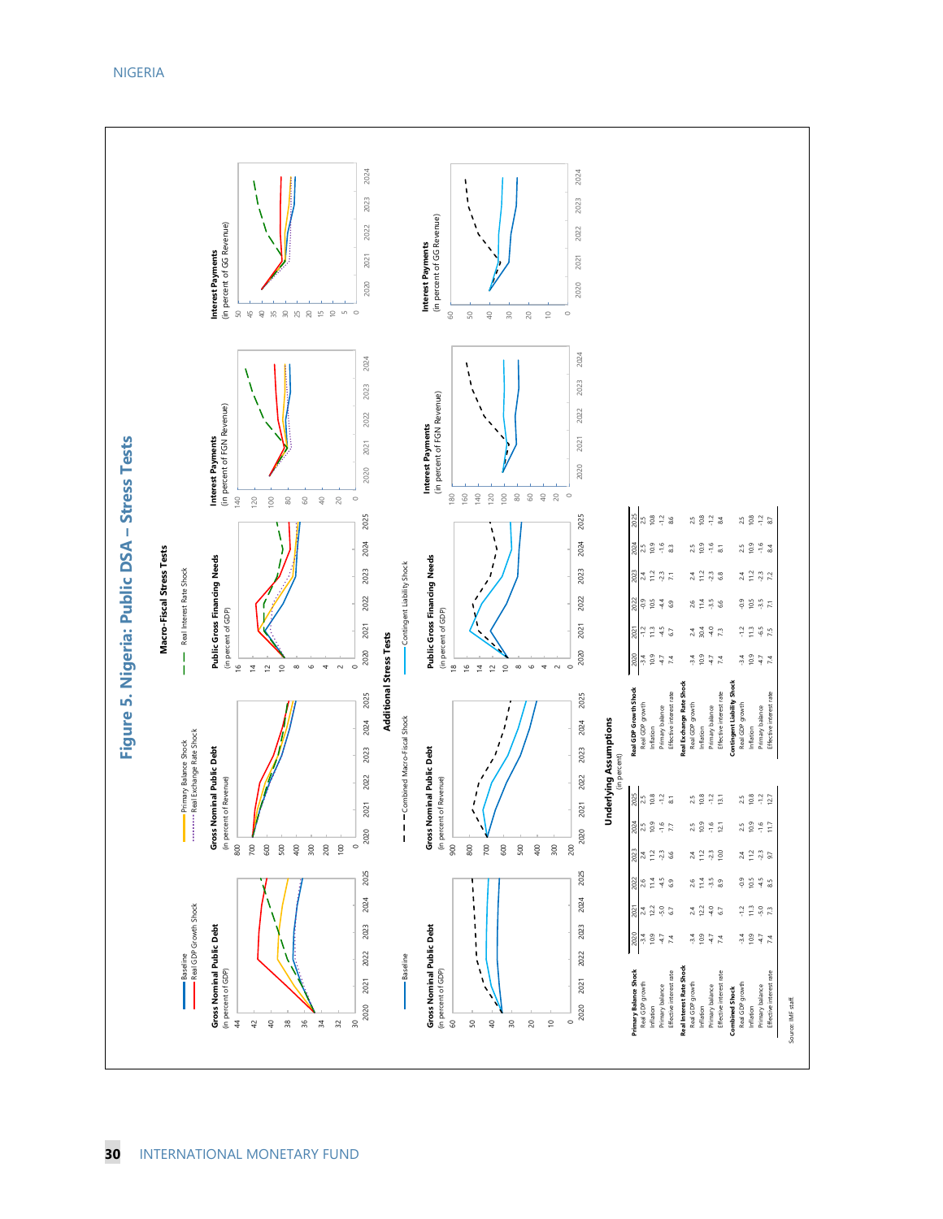# Figure 5. Nigeria: Public DSA – Stress Tests

## Macro-Fiscal Stress Tests

Baseline — Real GDP Growth Shock — Primary Balance Shock — Real Exchange Rate Shock — Real Interest Rate Shock

**Gross Nominal Public Debt** (in percent of GDP)

**Gross Nominal Public Debt** (in percent of Revenue)

**Public Gross Financing Needs** (in percent of GDP)

**Interest Payments** (in percent of FGN Revenue)

**Interest Payments** (in percent of GG Revenue)

## Additional Stress Tests

Baseline — Combined Macro-Fiscal Shock — Contingent Liability Shock

**Gross Nominal Public Debt** (in percent of GDP)

**Gross Nominal Public Debt** (in percent of Revenue)

**Public Gross Financing Needs** (in percent of GDP)

**Interest Payments** (in percent of FGN Revenue)

**Interest Payments** (in percent of GG Revenue)

## Underlying Assumptions
(in percent)

| | 2020 | 2021 | 2022 | 2023 | 2024 | 2025 |
|---|---|---|---|---|---|---|
| **Primary Balance Shock** | | | | | | |
| Real GDP growth | -3.4 | 2.4 | 2.6 | 2.4 | 2.5 | 2.5 |
| Inflation | 10.9 | 12.2 | 11.4 | 11.2 | 10.9 | 10.8 |
| Primary balance | -4.7 | -5.0 | -4.5 | -2.3 | -1.6 | -1.2 |
| Effective interest rate | 7.4 | 6.7 | 6.9 | 6.6 | 7.7 | 8.1 |
| **Real Interest Rate Shock** | | | | | | |
| Real GDP growth | -3.4 | 2.4 | 2.6 | 2.4 | 2.5 | 2.5 |
| Inflation | 10.9 | 12.2 | 11.4 | 11.2 | 10.9 | 10.8 |
| Primary balance | -4.7 | -4.0 | -3.5 | -2.3 | -1.6 | -1.2 |
| Effective interest rate | 7.4 | 6.7 | 8.9 | 10.0 | 12.1 | 13.1 |
| **Combined Shock** | | | | | | |
| Real GDP growth | -3.4 | -1.2 | -0.9 | 2.4 | 2.5 | 2.5 |
| Inflation | 10.9 | 11.3 | 10.5 | 11.2 | 10.9 | 10.8 |
| Primary balance | -4.7 | -5.0 | -4.5 | -2.3 | -1.6 | -1.2 |
| Effective interest rate | 7.4 | 7.3 | 8.5 | 9.7 | 11.7 | 12.7 |

| | 2020 | 2021 | 2022 | 2023 | 2024 | 2025 |
|---|---|---|---|---|---|---|
| **Real GDP Growth Shock** | | | | | | |
| Real GDP growth | -3.4 | -1.2 | -0.9 | 2.4 | 2.5 | 2.5 |
| Inflation | 10.9 | 11.3 | 10.5 | 11.2 | 10.9 | 10.8 |
| Primary balance | -4.7 | -4.5 | -4.4 | -2.3 | -1.6 | -1.2 |
| Effective interest rate | 7.4 | 6.7 | 6.9 | 7.1 | 8.3 | 8.6 |
| **Real Exchange Rate Shock** | | | | | | |
| Real GDP growth | -3.4 | 2.4 | 2.6 | 2.4 | 2.5 | 2.5 |
| Inflation | 10.9 | 30.4 | 11.4 | 11.2 | 10.9 | 10.8 |
| Primary balance | -4.7 | -4.0 | -3.5 | -2.3 | -1.6 | -1.2 |
| Effective interest rate | 7.4 | 7.3 | 6.6 | 6.8 | 8.1 | 8.4 |
| **Contingent Liability Shock** | | | | | | |
| Real GDP growth | -3.4 | -1.2 | -0.9 | 2.4 | 2.5 | 2.5 |
| Inflation | 10.9 | 11.3 | 10.5 | 11.2 | 10.9 | 10.8 |
| Primary balance | -4.7 | -6.5 | -3.5 | -2.3 | -1.6 | -1.2 |
| Effective interest rate | 7.4 | 7.5 | 7.1 | 7.2 | 8.4 | 8.7 |

Source: IMF staff.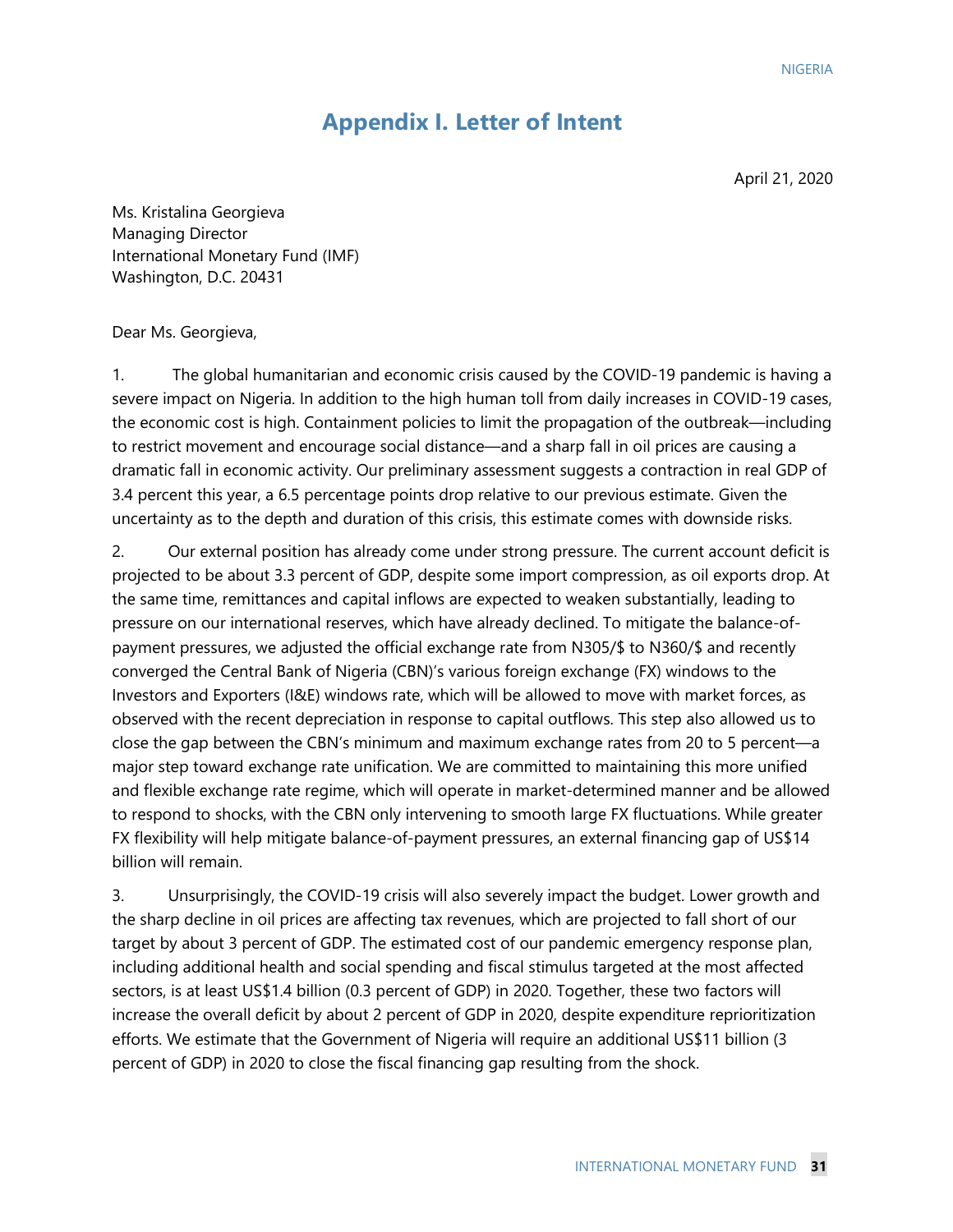# Appendix I. Letter of Intent

April 21, 2020

Ms. Kristalina Georgieva  
Managing Director  
International Monetary Fund (IMF)  
Washington, D.C. 20431

Dear Ms. Georgieva,

1. The global humanitarian and economic crisis caused by the COVID-19 pandemic is having a severe impact on Nigeria. In addition to the high human toll from daily increases in COVID-19 cases, the economic cost is high. Containment policies to limit the propagation of the outbreak—including to restrict movement and encourage social distance—and a sharp fall in oil prices are causing a dramatic fall in economic activity. Our preliminary assessment suggests a contraction in real GDP of 3.4 percent this year, a 6.5 percentage points drop relative to our previous estimate. Given the uncertainty as to the depth and duration of this crisis, this estimate comes with downside risks.

2. Our external position has already come under strong pressure. The current account deficit is projected to be about 3.3 percent of GDP, despite some import compression, as oil exports drop. At the same time, remittances and capital inflows are expected to weaken substantially, leading to pressure on our international reserves, which have already declined. To mitigate the balance-of-payment pressures, we adjusted the official exchange rate from N305/$ to N360/$ and recently converged the Central Bank of Nigeria (CBN)'s various foreign exchange (FX) windows to the Investors and Exporters (I&E) windows rate, which will be allowed to move with market forces, as observed with the recent depreciation in response to capital outflows. This step also allowed us to close the gap between the CBN's minimum and maximum exchange rates from 20 to 5 percent—a major step toward exchange rate unification. We are committed to maintaining this more unified and flexible exchange rate regime, which will operate in market-determined manner and be allowed to respond to shocks, with the CBN only intervening to smooth large FX fluctuations. While greater FX flexibility will help mitigate balance-of-payment pressures, an external financing gap of US$14 billion will remain.

3. Unsurprisingly, the COVID-19 crisis will also severely impact the budget. Lower growth and the sharp decline in oil prices are affecting tax revenues, which are projected to fall short of our target by about 3 percent of GDP. The estimated cost of our pandemic emergency response plan, including additional health and social spending and fiscal stimulus targeted at the most affected sectors, is at least US$1.4 billion (0.3 percent of GDP) in 2020. Together, these two factors will increase the overall deficit by about 2 percent of GDP in 2020, despite expenditure reprioritization efforts. We estimate that the Government of Nigeria will require an additional US$11 billion (3 percent of GDP) in 2020 to close the fiscal financing gap resulting from the shock.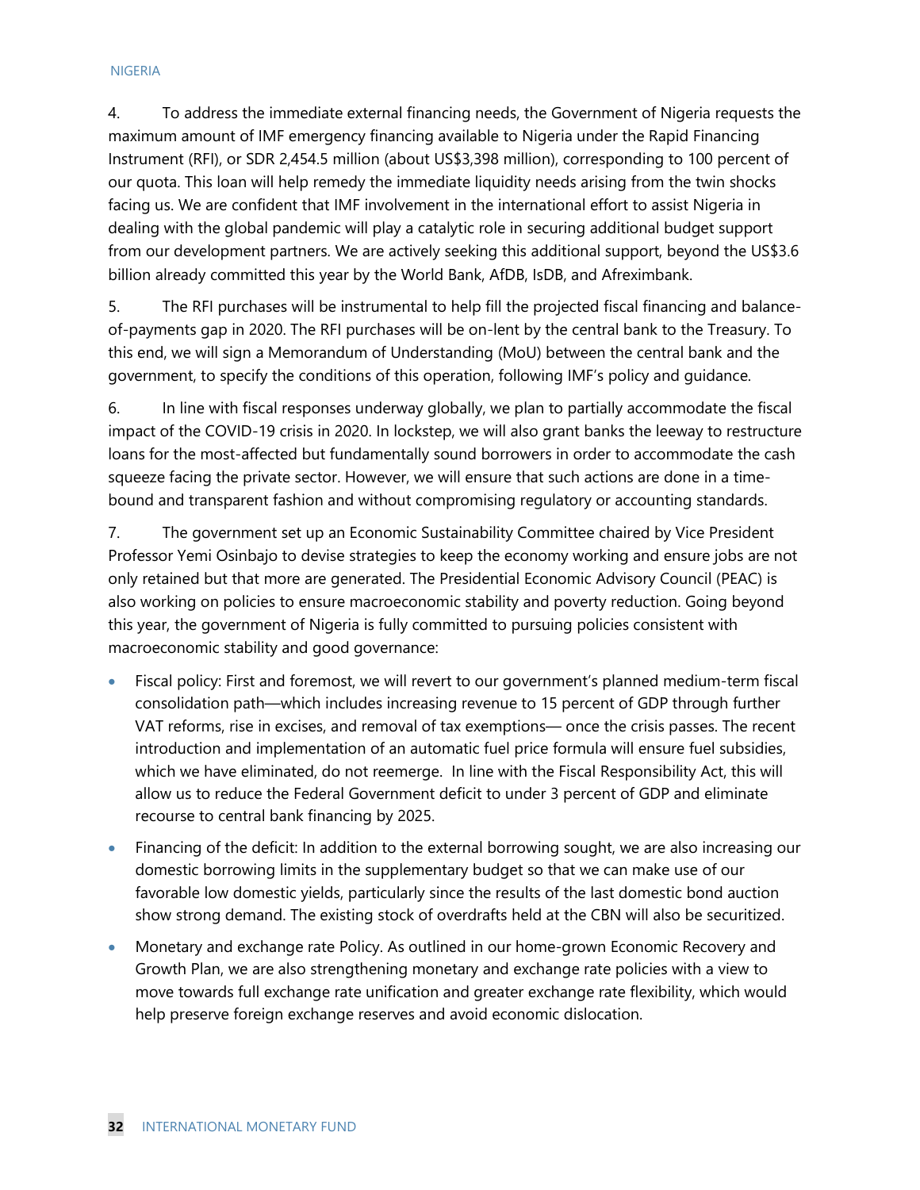4. To address the immediate external financing needs, the Government of Nigeria requests the maximum amount of IMF emergency financing available to Nigeria under the Rapid Financing Instrument (RFI), or SDR 2,454.5 million (about US$3,398 million), corresponding to 100 percent of our quota. This loan will help remedy the immediate liquidity needs arising from the twin shocks facing us. We are confident that IMF involvement in the international effort to assist Nigeria in dealing with the global pandemic will play a catalytic role in securing additional budget support from our development partners. We are actively seeking this additional support, beyond the US$3.6 billion already committed this year by the World Bank, AfDB, IsDB, and Afreximbank.

5. The RFI purchases will be instrumental to help fill the projected fiscal financing and balance-of-payments gap in 2020. The RFI purchases will be on-lent by the central bank to the Treasury. To this end, we will sign a Memorandum of Understanding (MoU) between the central bank and the government, to specify the conditions of this operation, following IMF's policy and guidance.

6. In line with fiscal responses underway globally, we plan to partially accommodate the fiscal impact of the COVID-19 crisis in 2020. In lockstep, we will also grant banks the leeway to restructure loans for the most-affected but fundamentally sound borrowers in order to accommodate the cash squeeze facing the private sector. However, we will ensure that such actions are done in a time-bound and transparent fashion and without compromising regulatory or accounting standards.

7. The government set up an Economic Sustainability Committee chaired by Vice President Professor Yemi Osinbajo to devise strategies to keep the economy working and ensure jobs are not only retained but that more are generated. The Presidential Economic Advisory Council (PEAC) is also working on policies to ensure macroeconomic stability and poverty reduction. Going beyond this year, the government of Nigeria is fully committed to pursuing policies consistent with macroeconomic stability and good governance:

- Fiscal policy: First and foremost, we will revert to our government's planned medium-term fiscal consolidation path—which includes increasing revenue to 15 percent of GDP through further VAT reforms, rise in excises, and removal of tax exemptions— once the crisis passes. The recent introduction and implementation of an automatic fuel price formula will ensure fuel subsidies, which we have eliminated, do not reemerge. In line with the Fiscal Responsibility Act, this will allow us to reduce the Federal Government deficit to under 3 percent of GDP and eliminate recourse to central bank financing by 2025.
- Financing of the deficit: In addition to the external borrowing sought, we are also increasing our domestic borrowing limits in the supplementary budget so that we can make use of our favorable low domestic yields, particularly since the results of the last domestic bond auction show strong demand. The existing stock of overdrafts held at the CBN will also be securitized.
- Monetary and exchange rate Policy. As outlined in our home-grown Economic Recovery and Growth Plan, we are also strengthening monetary and exchange rate policies with a view to move towards full exchange rate unification and greater exchange rate flexibility, which would help preserve foreign exchange reserves and avoid economic dislocation.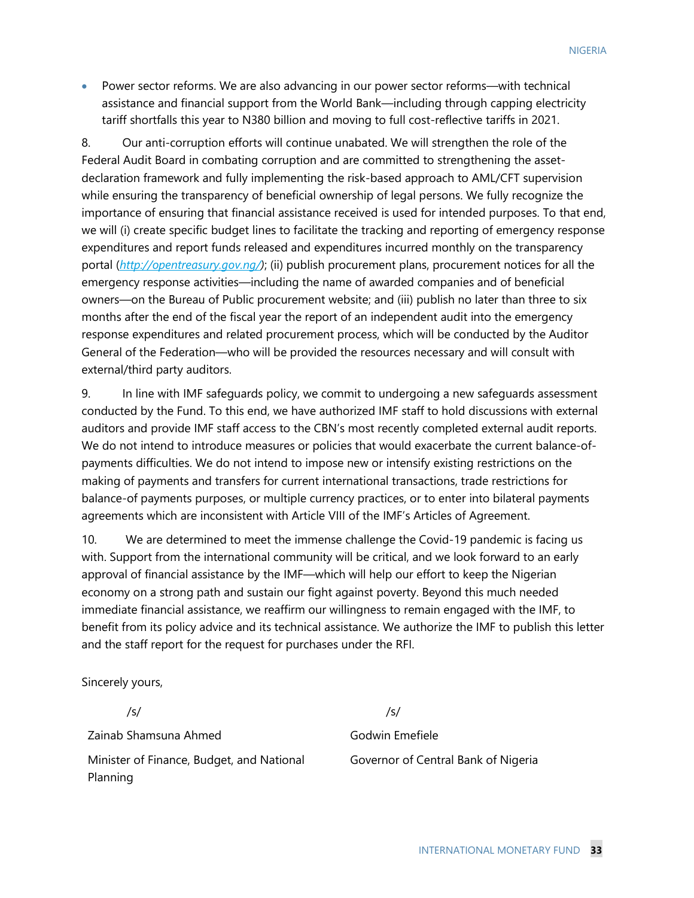- Power sector reforms. We are also advancing in our power sector reforms—with technical assistance and financial support from the World Bank—including through capping electricity tariff shortfalls this year to N380 billion and moving to full cost-reflective tariffs in 2021.

8. Our anti-corruption efforts will continue unabated. We will strengthen the role of the Federal Audit Board in combating corruption and are committed to strengthening the asset-declaration framework and fully implementing the risk-based approach to AML/CFT supervision while ensuring the transparency of beneficial ownership of legal persons. We fully recognize the importance of ensuring that financial assistance received is used for intended purposes. To that end, we will (i) create specific budget lines to facilitate the tracking and reporting of emergency response expenditures and report funds released and expenditures incurred monthly on the transparency portal (*http://opentreasury.gov.ng/*); (ii) publish procurement plans, procurement notices for all the emergency response activities—including the name of awarded companies and of beneficial owners—on the Bureau of Public procurement website; and (iii) publish no later than three to six months after the end of the fiscal year the report of an independent audit into the emergency response expenditures and related procurement process, which will be conducted by the Auditor General of the Federation—who will be provided the resources necessary and will consult with external/third party auditors.

9. In line with IMF safeguards policy, we commit to undergoing a new safeguards assessment conducted by the Fund. To this end, we have authorized IMF staff to hold discussions with external auditors and provide IMF staff access to the CBN's most recently completed external audit reports. We do not intend to introduce measures or policies that would exacerbate the current balance-of-payments difficulties. We do not intend to impose new or intensify existing restrictions on the making of payments and transfers for current international transactions, trade restrictions for balance-of payments purposes, or multiple currency practices, or to enter into bilateral payments agreements which are inconsistent with Article VIII of the IMF's Articles of Agreement.

10. We are determined to meet the immense challenge the Covid-19 pandemic is facing us with. Support from the international community will be critical, and we look forward to an early approval of financial assistance by the IMF—which will help our effort to keep the Nigerian economy on a strong path and sustain our fight against poverty. Beyond this much needed immediate financial assistance, we reaffirm our willingness to remain engaged with the IMF, to benefit from its policy advice and its technical assistance. We authorize the IMF to publish this letter and the staff report for the request for purchases under the RFI.

Sincerely yours,

| /s/ | /s/ |
|---|---|
| Zainab Shamsuna Ahmed | Godwin Emefiele |
| Minister of Finance, Budget, and National Planning | Governor of Central Bank of Nigeria |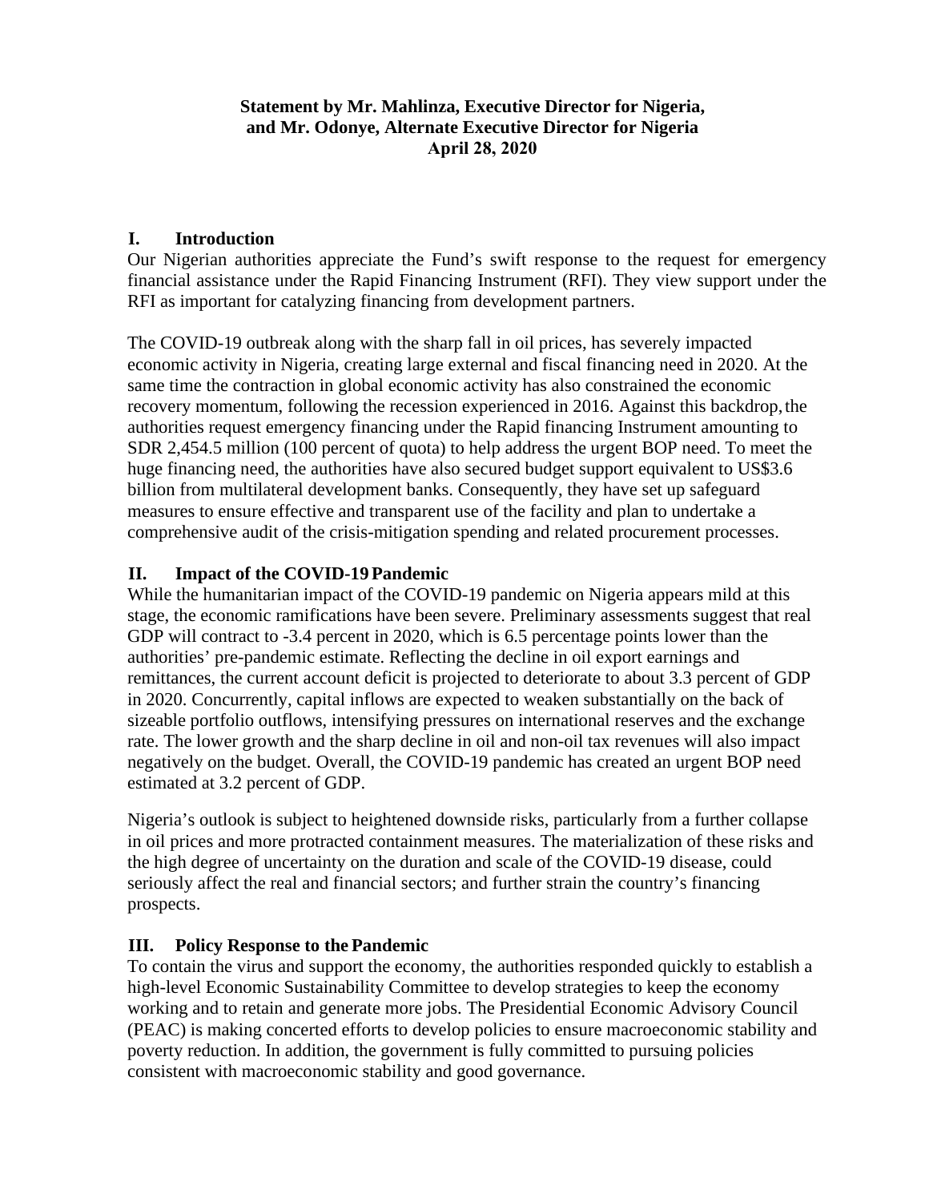**Statement by Mr. Mahlinza, Executive Director for Nigeria, and Mr. Odonye, Alternate Executive Director for Nigeria April 28, 2020**

## I. Introduction

Our Nigerian authorities appreciate the Fund's swift response to the request for emergency financial assistance under the Rapid Financing Instrument (RFI). They view support under the RFI as important for catalyzing financing from development partners.

The COVID-19 outbreak along with the sharp fall in oil prices, has severely impacted economic activity in Nigeria, creating large external and fiscal financing need in 2020. At the same time the contraction in global economic activity has also constrained the economic recovery momentum, following the recession experienced in 2016. Against this backdrop, the authorities request emergency financing under the Rapid financing Instrument amounting to SDR 2,454.5 million (100 percent of quota) to help address the urgent BOP need. To meet the huge financing need, the authorities have also secured budget support equivalent to US$3.6 billion from multilateral development banks. Consequently, they have set up safeguard measures to ensure effective and transparent use of the facility and plan to undertake a comprehensive audit of the crisis-mitigation spending and related procurement processes.

## II. Impact of the COVID-19 Pandemic

While the humanitarian impact of the COVID-19 pandemic on Nigeria appears mild at this stage, the economic ramifications have been severe. Preliminary assessments suggest that real GDP will contract to -3.4 percent in 2020, which is 6.5 percentage points lower than the authorities' pre-pandemic estimate. Reflecting the decline in oil export earnings and remittances, the current account deficit is projected to deteriorate to about 3.3 percent of GDP in 2020. Concurrently, capital inflows are expected to weaken substantially on the back of sizeable portfolio outflows, intensifying pressures on international reserves and the exchange rate. The lower growth and the sharp decline in oil and non-oil tax revenues will also impact negatively on the budget. Overall, the COVID-19 pandemic has created an urgent BOP need estimated at 3.2 percent of GDP.

Nigeria's outlook is subject to heightened downside risks, particularly from a further collapse in oil prices and more protracted containment measures. The materialization of these risks and the high degree of uncertainty on the duration and scale of the COVID-19 disease, could seriously affect the real and financial sectors; and further strain the country's financing prospects.

## III. Policy Response to the Pandemic

To contain the virus and support the economy, the authorities responded quickly to establish a high-level Economic Sustainability Committee to develop strategies to keep the economy working and to retain and generate more jobs. The Presidential Economic Advisory Council (PEAC) is making concerted efforts to develop policies to ensure macroeconomic stability and poverty reduction. In addition, the government is fully committed to pursuing policies consistent with macroeconomic stability and good governance.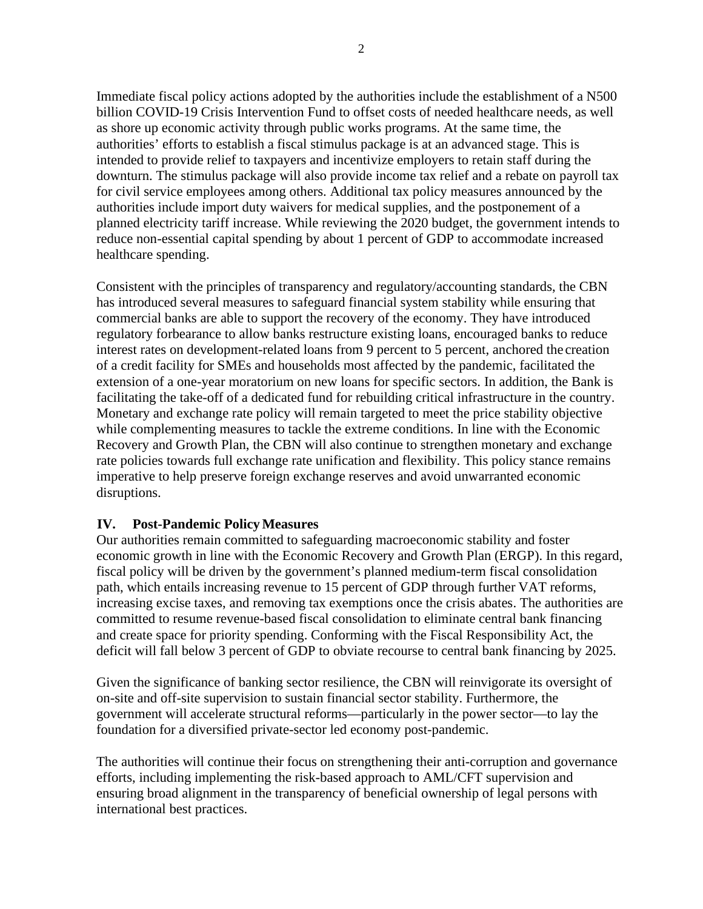Immediate fiscal policy actions adopted by the authorities include the establishment of a N500 billion COVID-19 Crisis Intervention Fund to offset costs of needed healthcare needs, as well as shore up economic activity through public works programs. At the same time, the authorities' efforts to establish a fiscal stimulus package is at an advanced stage. This is intended to provide relief to taxpayers and incentivize employers to retain staff during the downturn. The stimulus package will also provide income tax relief and a rebate on payroll tax for civil service employees among others. Additional tax policy measures announced by the authorities include import duty waivers for medical supplies, and the postponement of a planned electricity tariff increase. While reviewing the 2020 budget, the government intends to reduce non-essential capital spending by about 1 percent of GDP to accommodate increased healthcare spending.

Consistent with the principles of transparency and regulatory/accounting standards, the CBN has introduced several measures to safeguard financial system stability while ensuring that commercial banks are able to support the recovery of the economy. They have introduced regulatory forbearance to allow banks restructure existing loans, encouraged banks to reduce interest rates on development-related loans from 9 percent to 5 percent, anchored the creation of a credit facility for SMEs and households most affected by the pandemic, facilitated the extension of a one-year moratorium on new loans for specific sectors. In addition, the Bank is facilitating the take-off of a dedicated fund for rebuilding critical infrastructure in the country. Monetary and exchange rate policy will remain targeted to meet the price stability objective while complementing measures to tackle the extreme conditions. In line with the Economic Recovery and Growth Plan, the CBN will also continue to strengthen monetary and exchange rate policies towards full exchange rate unification and flexibility. This policy stance remains imperative to help preserve foreign exchange reserves and avoid unwarranted economic disruptions.

## IV. Post-Pandemic Policy Measures

Our authorities remain committed to safeguarding macroeconomic stability and foster economic growth in line with the Economic Recovery and Growth Plan (ERGP). In this regard, fiscal policy will be driven by the government's planned medium-term fiscal consolidation path, which entails increasing revenue to 15 percent of GDP through further VAT reforms, increasing excise taxes, and removing tax exemptions once the crisis abates. The authorities are committed to resume revenue-based fiscal consolidation to eliminate central bank financing and create space for priority spending. Conforming with the Fiscal Responsibility Act, the deficit will fall below 3 percent of GDP to obviate recourse to central bank financing by 2025.

Given the significance of banking sector resilience, the CBN will reinvigorate its oversight of on-site and off-site supervision to sustain financial sector stability. Furthermore, the government will accelerate structural reforms—particularly in the power sector—to lay the foundation for a diversified private-sector led economy post-pandemic.

The authorities will continue their focus on strengthening their anti-corruption and governance efforts, including implementing the risk-based approach to AML/CFT supervision and ensuring broad alignment in the transparency of beneficial ownership of legal persons with international best practices.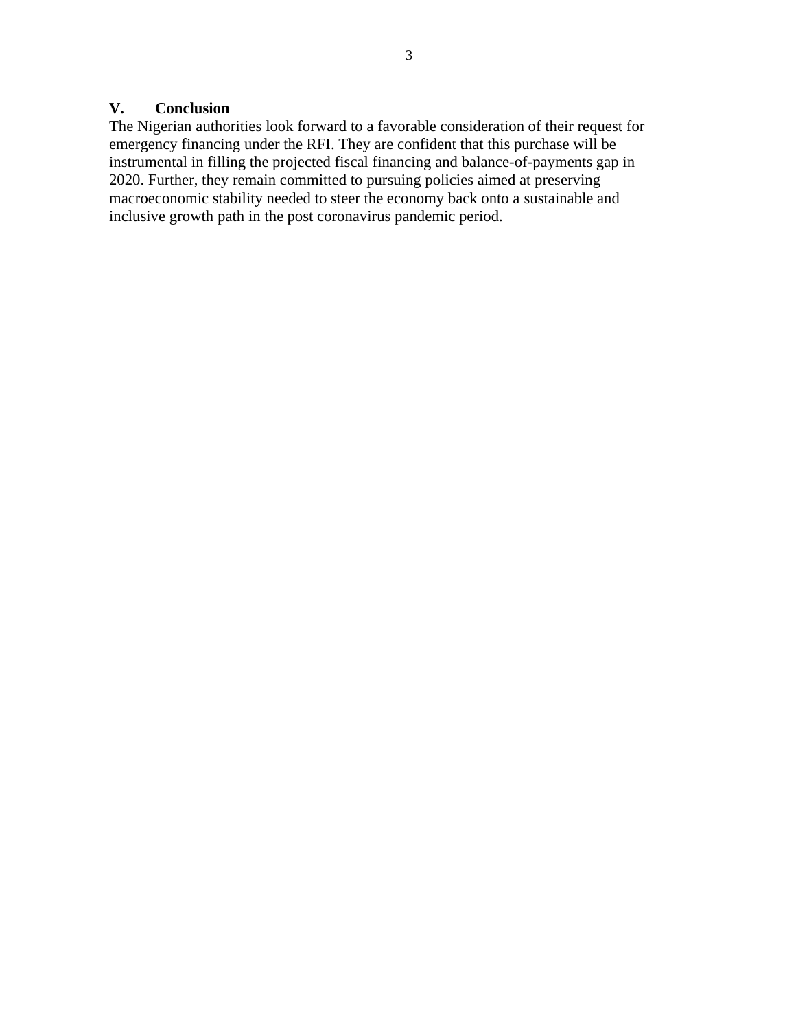## V. Conclusion

The Nigerian authorities look forward to a favorable consideration of their request for emergency financing under the RFI. They are confident that this purchase will be instrumental in filling the projected fiscal financing and balance-of-payments gap in 2020. Further, they remain committed to pursuing policies aimed at preserving macroeconomic stability needed to steer the economy back onto a sustainable and inclusive growth path in the post coronavirus pandemic period.